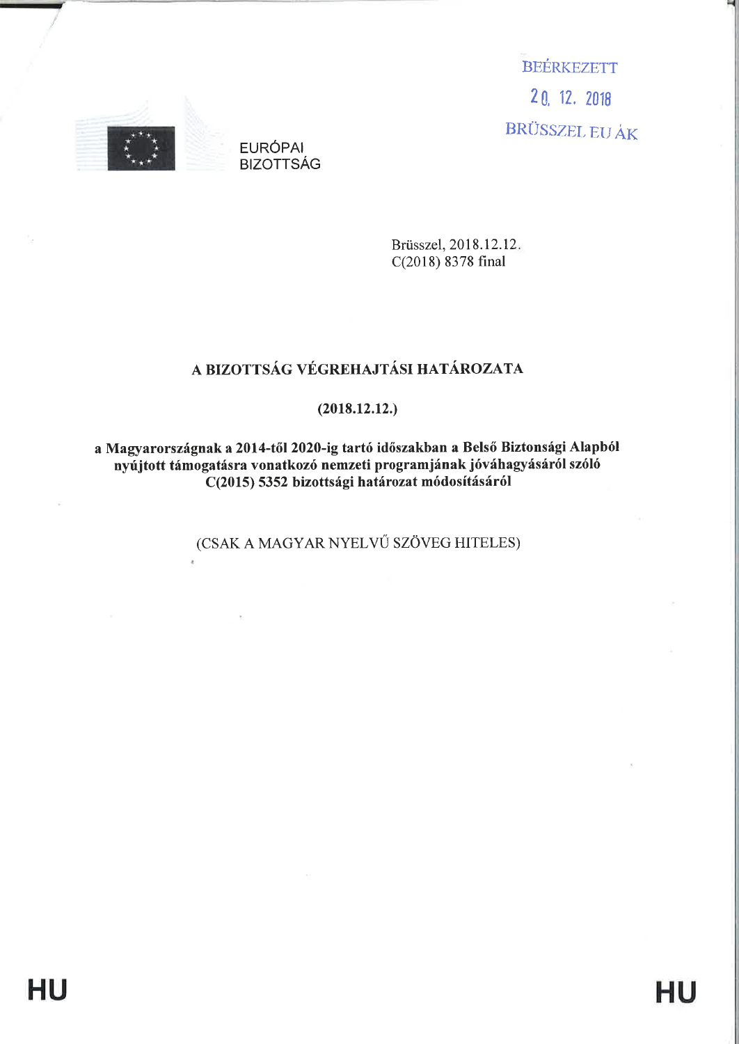BEÉRKEZETT

20. 12. 2018

BRÜSSZEL EU ÁK

EURÓPAI
BIZOTTSÁG

Brüsszel, 2018.12.12.
C(2018) 8378 final

# A BIZOTTSÁG VÉGREHAJTÁSI HATÁROZATA

**(2018.12.12.)**

**a Magyarországnak a 2014-től 2020-ig tartó időszakban a Belső Biztonsági Alapból nyújtott támogatásra vonatkozó nemzeti programjának jóváhagyásáról szóló C(2015) 5352 bizottsági határozat módosításáról**

(CSAK A MAGYAR NYELVŰ SZÖVEG HITELES)

HU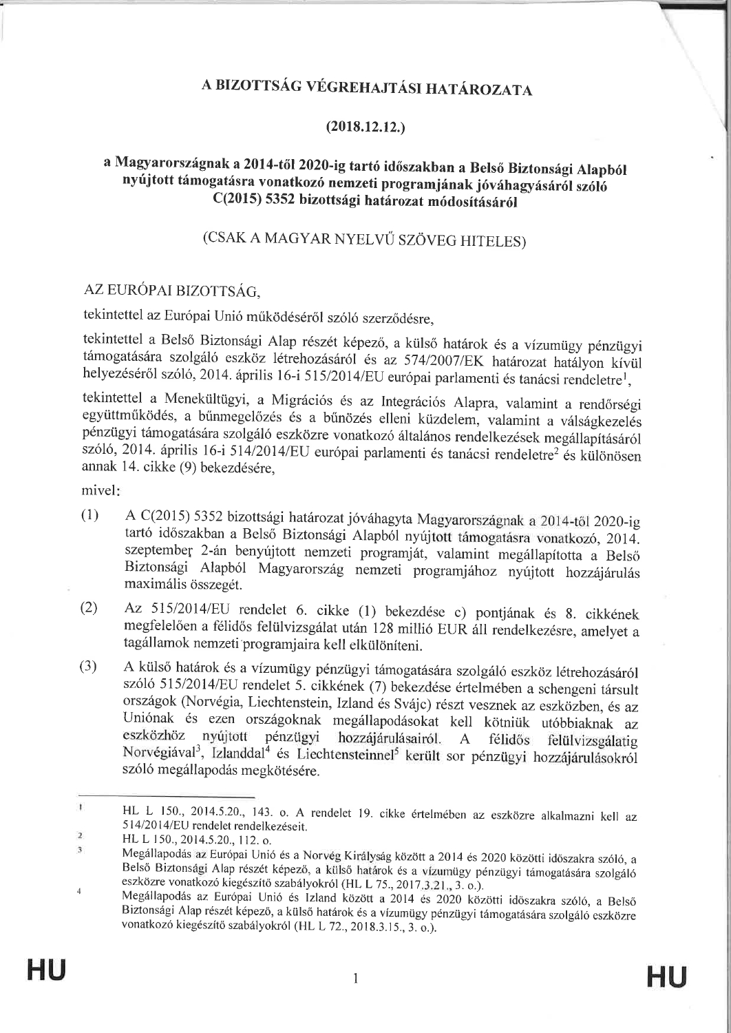# A BIZOTTSÁG VÉGREHAJTÁSI HATÁROZATA

**(2018.12.12.)**

**a Magyarországnak a 2014-től 2020-ig tartó időszakban a Belső Biztonsági Alapból nyújtott támogatásra vonatkozó nemzeti programjának jóváhagyásáról szóló C(2015) 5352 bizottsági határozat módosításáról**

(CSAK A MAGYAR NYELVŰ SZÖVEG HITELES)

AZ EURÓPAI BIZOTTSÁG,

tekintettel az Európai Unió működéséről szóló szerződésre,

tekintettel a Belső Biztonsági Alap részét képező, a külső határok és a vízumügy pénzügyi támogatására szolgáló eszköz létrehozásáról és az 574/2007/EK határozat hatályon kívül helyezéséről szóló, 2014. április 16-i 515/2014/EU európai parlamenti és tanácsi rendeletre[1],

tekintettel a Menekültügyi, a Migrációs és az Integrációs Alapra, valamint a rendőrségi együttműködés, a bűnmegelőzés és a bűnözés elleni küzdelem, valamint a válságkezelés pénzügyi támogatására szolgáló eszközre vonatkozó általános rendelkezések megállapításáról szóló, 2014. április 16-i 514/2014/EU európai parlamenti és tanácsi rendeletre[2] és különösen annak 14. cikke (9) bekezdésére,

mivel:

(1) A C(2015) 5352 bizottsági határozat jóváhagyta Magyarországnak a 2014-től 2020-ig tartó időszakban a Belső Biztonsági Alapból nyújtott támogatásra vonatkozó, 2014. szeptember 2-án benyújtott nemzeti programját, valamint megállapította a Belső Biztonsági Alapból Magyarország nemzeti programjához nyújtott hozzájárulás maximális összegét.

(2) Az 515/2014/EU rendelet 6. cikke (1) bekezdése c) pontjának és 8. cikkének megfelelően a félidős felülvizsgálat után 128 millió EUR áll rendelkezésre, amelyet a tagállamok nemzeti programjaira kell elkülöníteni.

(3) A külső határok és a vízumügy pénzügyi támogatására szolgáló eszköz létrehozásáról szóló 515/2014/EU rendelet 5. cikkének (7) bekezdése értelmében a schengeni társult országok (Norvégia, Liechtenstein, Izland és Svájc) részt vesznek az eszközben, és az Uniónak és ezen országoknak megállapodásokat kell kötniük utóbbiaknak az eszközhöz nyújtott pénzügyi hozzájárulásairól. A félidős felülvizsgálatig Norvégiával[3], Izlanddal[4] és Liechtensteinnel[5] került sor pénzügyi hozzájárulásokról szóló megállapodás megkötésére.

---

[1] HL L 150., 2014.5.20., 143. o. A rendelet 19. cikke értelmében az eszközre alkalmazni kell az 514/2014/EU rendelet rendelkezéseit.

[2] HL L 150., 2014.5.20., 112. o.

[3] Megállapodás az Európai Unió és a Norvég Királyság között a 2014 és 2020 közötti időszakra szóló, a Belső Biztonsági Alap részét képező, a külső határok és a vízumügy pénzügyi támogatására szolgáló eszközre vonatkozó kiegészítő szabályokról (HL L 75., 2017.3.21., 3. o.).

[4] Megállapodás az Európai Unió és Izland között a 2014 és 2020 közötti időszakra szóló, a Belső Biztonsági Alap részét képező, a külső határok és a vízumügy pénzügyi támogatására szolgáló eszközre vonatkozó kiegészítő szabályokról (HL L 72., 2018.3.15., 3. o.).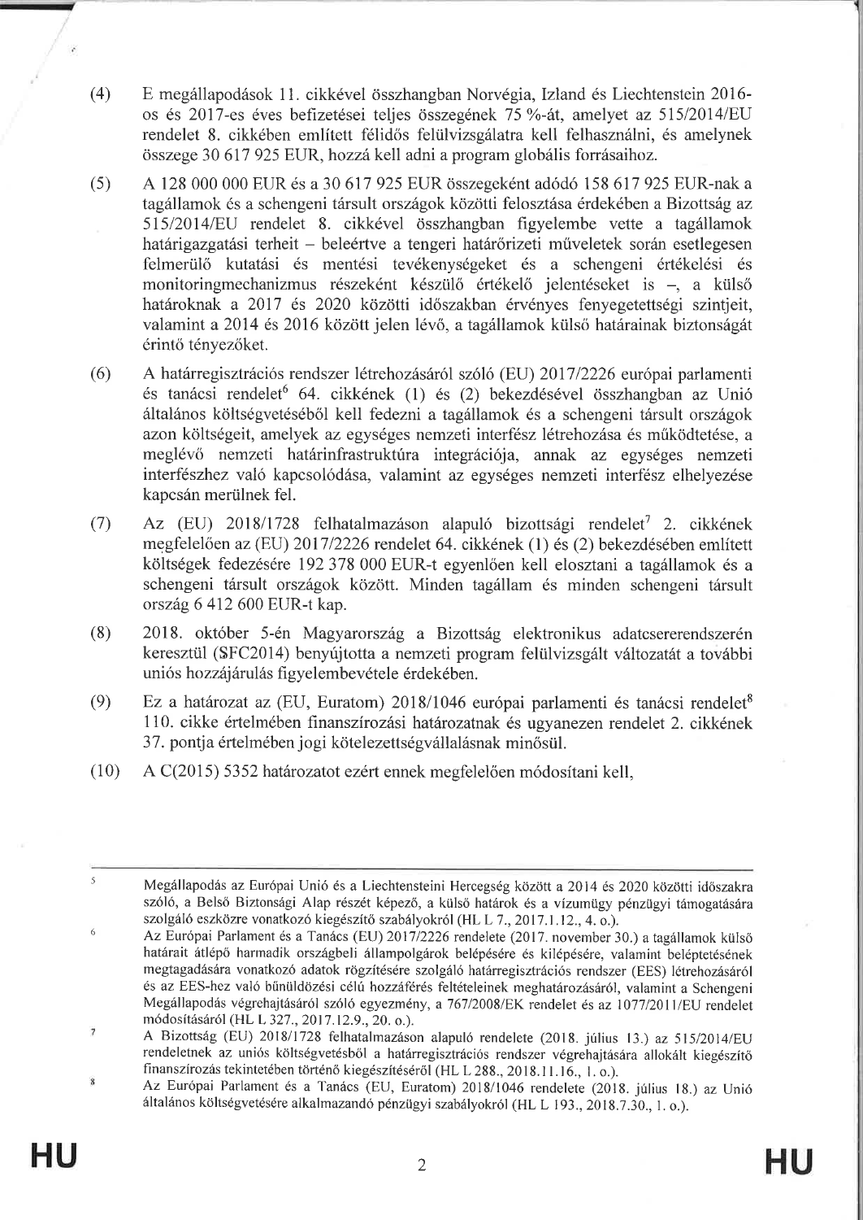(4) E megállapodások 11. cikkével összhangban Norvégia, Izland és Liechtenstein 2016-os és 2017-es éves befizetései teljes összegének 75 %-át, amelyet az 515/2014/EU rendelet 8. cikkében említett félidős felülvizsgálatra kell felhasználni, és amelynek összege 30 617 925 EUR, hozzá kell adni a program globális forrásaihoz.

(5) A 128 000 000 EUR és a 30 617 925 EUR összegeként adódó 158 617 925 EUR-nak a tagállamok és a schengeni társult országok közötti felosztása érdekében a Bizottság az 515/2014/EU rendelet 8. cikkével összhangban figyelembe vette a tagállamok határigazgatási terheit – beleértve a tengeri határőrizeti műveletek során esetlegesen felmerülő kutatási és mentési tevékenységeket és a schengeni értékelési és monitoringmechanizmus részeként készülő értékelő jelentéseket is –, a külső határoknak a 2017 és 2020 közötti időszakban érvényes fenyegetettségi szintjeit, valamint a 2014 és 2016 között jelen lévő, a tagállamok külső határainak biztonságát érintő tényezőket.

(6) A határregisztrációs rendszer létrehozásáról szóló (EU) 2017/2226 európai parlamenti és tanácsi rendelet[6] 64. cikkének (1) és (2) bekezdésével összhangban az Unió általános költségvetéséből kell fedezni a tagállamok és a schengeni társult országok azon költségeit, amelyek az egységes nemzeti interfész létrehozása és működtetése, a meglévő nemzeti határinfrastruktúra integrációja, annak az egységes nemzeti interfészhez való kapcsolódása, valamint az egységes nemzeti interfész elhelyezése kapcsán merülnek fel.

(7) Az (EU) 2018/1728 felhatalmazáson alapuló bizottsági rendelet[7] 2. cikkének megfelelően az (EU) 2017/2226 rendelet 64. cikkének (1) és (2) bekezdésében említett költségek fedezésére 192 378 000 EUR-t egyenlően kell elosztani a tagállamok és a schengeni társult országok között. Minden tagállam és minden schengeni társult ország 6 412 600 EUR-t kap.

(8) 2018. október 5-én Magyarország a Bizottság elektronikus adatcsererendszerén keresztül (SFC2014) benyújtotta a nemzeti program felülvizsgált változatát a további uniós hozzájárulás figyelembevétele érdekében.

(9) Ez a határozat az (EU, Euratom) 2018/1046 európai parlamenti és tanácsi rendelet[8] 110. cikke értelmében finanszírozási határozatnak és ugyanezen rendelet 2. cikkének 37. pontja értelmében jogi kötelezettségvállalásnak minősül.

(10) A C(2015) 5352 határozatot ezért ennek megfelelően módosítani kell,

---

[5] Megállapodás az Európai Unió és a Liechtensteini Hercegség között a 2014 és 2020 közötti időszakra szóló, a Belső Biztonsági Alap részét képező, a külső határok és a vízumügy pénzügyi támogatására szolgáló eszközre vonatkozó kiegészítő szabályokról (HL L 7., 2017.1.12., 4. o.).

[6] Az Európai Parlament és a Tanács (EU) 2017/2226 rendelete (2017. november 30.) a tagállamok külső határait átlépő harmadik országbeli állampolgárok belépésére és kilépésére, valamint beléptetésének megtagadására vonatkozó adatok rögzítésére szolgáló határregisztrációs rendszer (EES) létrehozásáról és az EES-hez való bűnüldözési célú hozzáférés feltételeinek meghatározásáról, valamint a Schengeni Megállapodás végrehajtásáról szóló egyezmény, a 767/2008/EK rendelet és az 1077/2011/EU rendelet módosításáról (HL L 327., 2017.12.9., 20. o.).

[7] A Bizottság (EU) 2018/1728 felhatalmazáson alapuló rendelete (2018. július 13.) az 515/2014/EU rendeletnek az uniós költségvetésből a határregisztrációs rendszer végrehajtására allokált kiegészítő finanszírozás tekintetében történő kiegészítéséről (HL L 288., 2018.11.16., 1. o.).

[8] Az Európai Parlament és a Tanács (EU, Euratom) 2018/1046 rendelete (2018. július 18.) az Unió általános költségvetésére alkalmazandó pénzügyi szabályokról (HL L 193., 2018.7.30., 1. o.).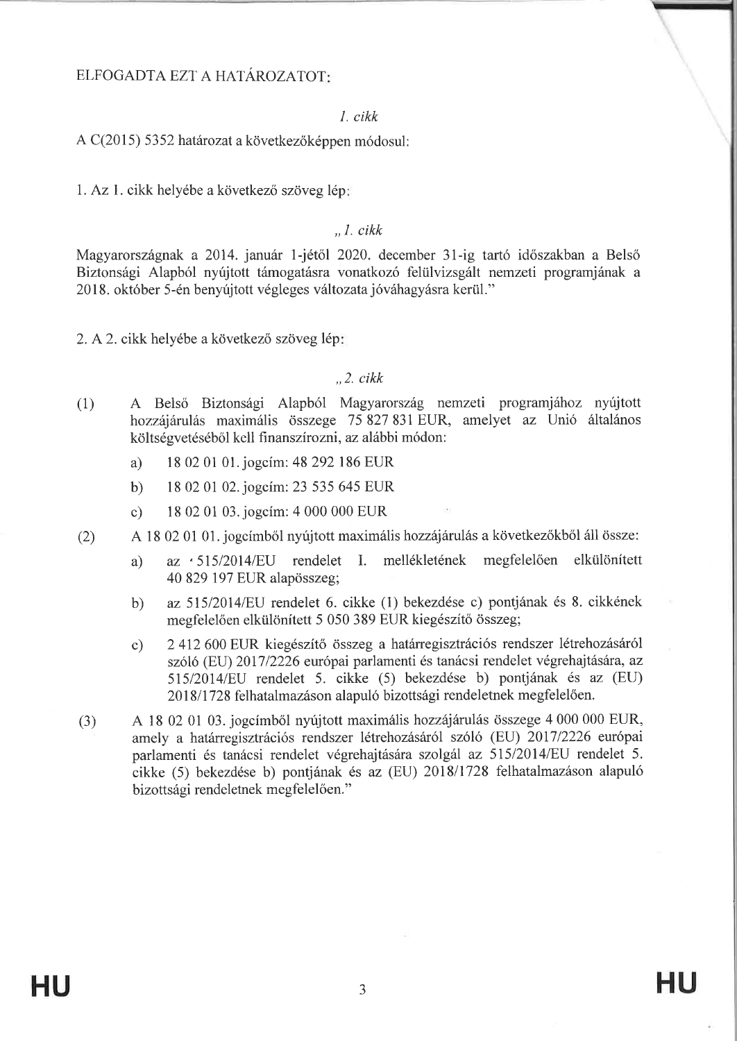ELFOGADTA EZT A HATÁROZATOT:

*1. cikk*

A C(2015) 5352 határozat a következőképpen módosul:

1. Az 1. cikk helyébe a következő szöveg lép:

*„1. cikk*

Magyarországnak a 2014. január 1-jétől 2020. december 31-ig tartó időszakban a Belső Biztonsági Alapból nyújtott támogatásra vonatkozó felülvizsgált nemzeti programjának a 2018. október 5-én benyújtott végleges változata jóváhagyásra kerül."

2. A 2. cikk helyébe a következő szöveg lép:

*„2. cikk*

(1) A Belső Biztonsági Alapból Magyarország nemzeti programjához nyújtott hozzájárulás maximális összege 75 827 831 EUR, amelyet az Unió általános költségvetéséből kell finanszírozni, az alábbi módon:

   a) 18 02 01 01. jogcím: 48 292 186 EUR

   b) 18 02 01 02. jogcím: 23 535 645 EUR

   c) 18 02 01 03. jogcím: 4 000 000 EUR

(2) A 18 02 01 01. jogcímből nyújtott maximális hozzájárulás a következőkből áll össze:

   a) az 515/2014/EU rendelet I. mellékletének megfelelően elkülönített 40 829 197 EUR alapösszeg;

   b) az 515/2014/EU rendelet 6. cikke (1) bekezdése c) pontjának és 8. cikkének megfelelően elkülönített 5 050 389 EUR kiegészítő összeg;

   c) 2 412 600 EUR kiegészítő összeg a határregisztrációs rendszer létrehozásáról szóló (EU) 2017/2226 európai parlamenti és tanácsi rendelet végrehajtására, az 515/2014/EU rendelet 5. cikke (5) bekezdése b) pontjának és az (EU) 2018/1728 felhatalmazáson alapuló bizottsági rendeletnek megfelelően.

(3) A 18 02 01 03. jogcímből nyújtott maximális hozzájárulás összege 4 000 000 EUR, amely a határregisztrációs rendszer létrehozásáról szóló (EU) 2017/2226 európai parlamenti és tanácsi rendelet végrehajtására szolgál az 515/2014/EU rendelet 5. cikke (5) bekezdése b) pontjának és az (EU) 2018/1728 felhatalmazáson alapuló bizottsági rendeletnek megfelelően."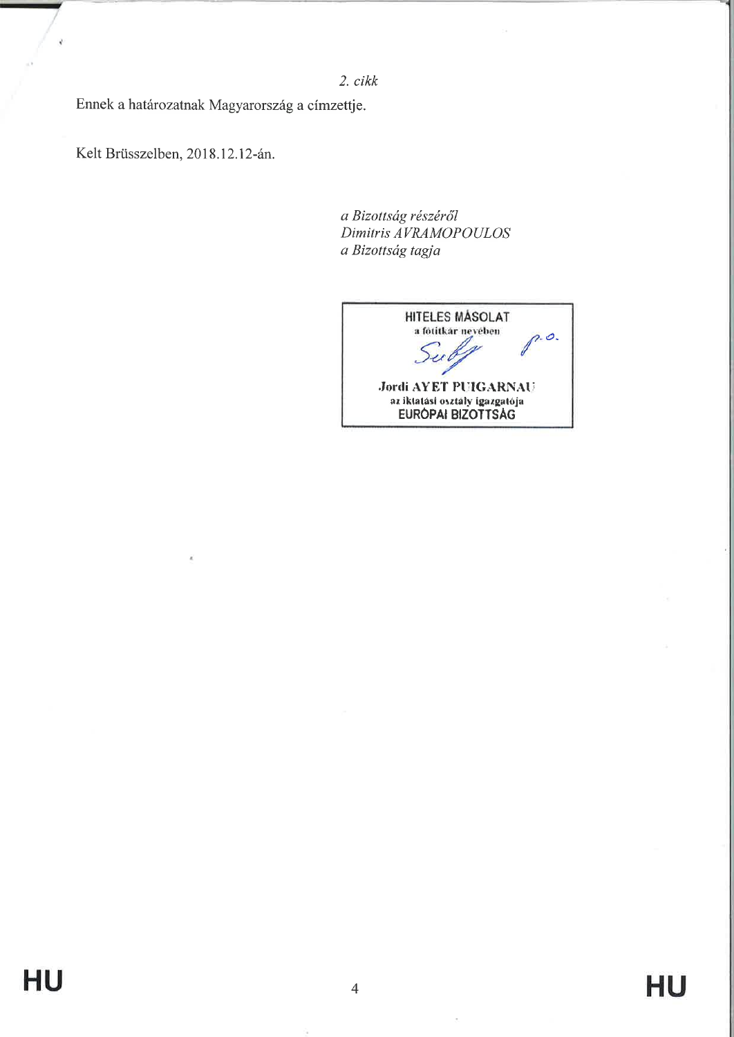*2. cikk*

Ennek a határozatnak Magyarország a címzettje.

Kelt Brüsszelben, 2018.12.12-án.

*a Bizottság részéről*
*Dimitris AVRAMOPOULOS*
*a Bizottság tagja*

**HITELES MÁSOLAT**
a főtitkár nevében
p.o.

**Jordi AYET PUIGARNAU**
az iktatási osztály igazgatója
**EURÓPAI BIZOTTSÁG**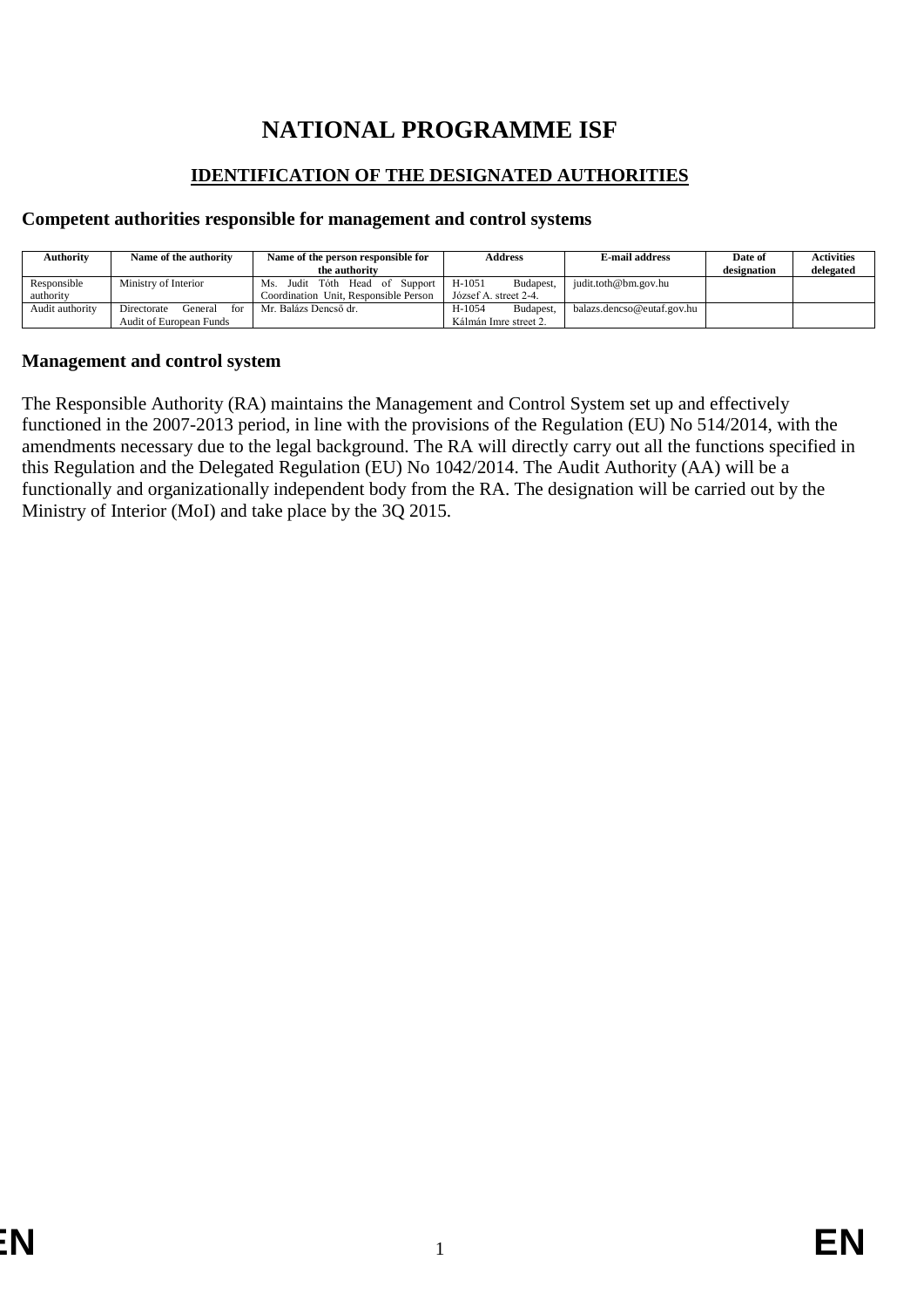# NATIONAL PROGRAMME ISF

## IDENTIFICATION OF THE DESIGNATED AUTHORITIES

### Competent authorities responsible for management and control systems

| Authority | Name of the authority | Name of the person responsible for the authority | Address | E-mail address | Date of designation | Activities delegated |
|---|---|---|---|---|---|---|
| Responsible authority | Ministry of Interior | Ms. Judit Tóth Head of Support Coordination Unit, Responsible Person | H-1051 Budapest, József A. street 2-4. | judit.toth@bm.gov.hu | | |
| Audit authority | Directorate General for Audit of European Funds | Mr. Balázs Dencső dr. | H-1054 Budapest, Kálmán Imre street 2. | balazs.dencso@eutaf.gov.hu | | |

### Management and control system

The Responsible Authority (RA) maintains the Management and Control System set up and effectively functioned in the 2007-2013 period, in line with the provisions of the Regulation (EU) No 514/2014, with the amendments necessary due to the legal background. The RA will directly carry out all the functions specified in this Regulation and the Delegated Regulation (EU) No 1042/2014. The Audit Authority (AA) will be a functionally and organizationally independent body from the RA. The designation will be carried out by the Ministry of Interior (MoI) and take place by the 3Q 2015.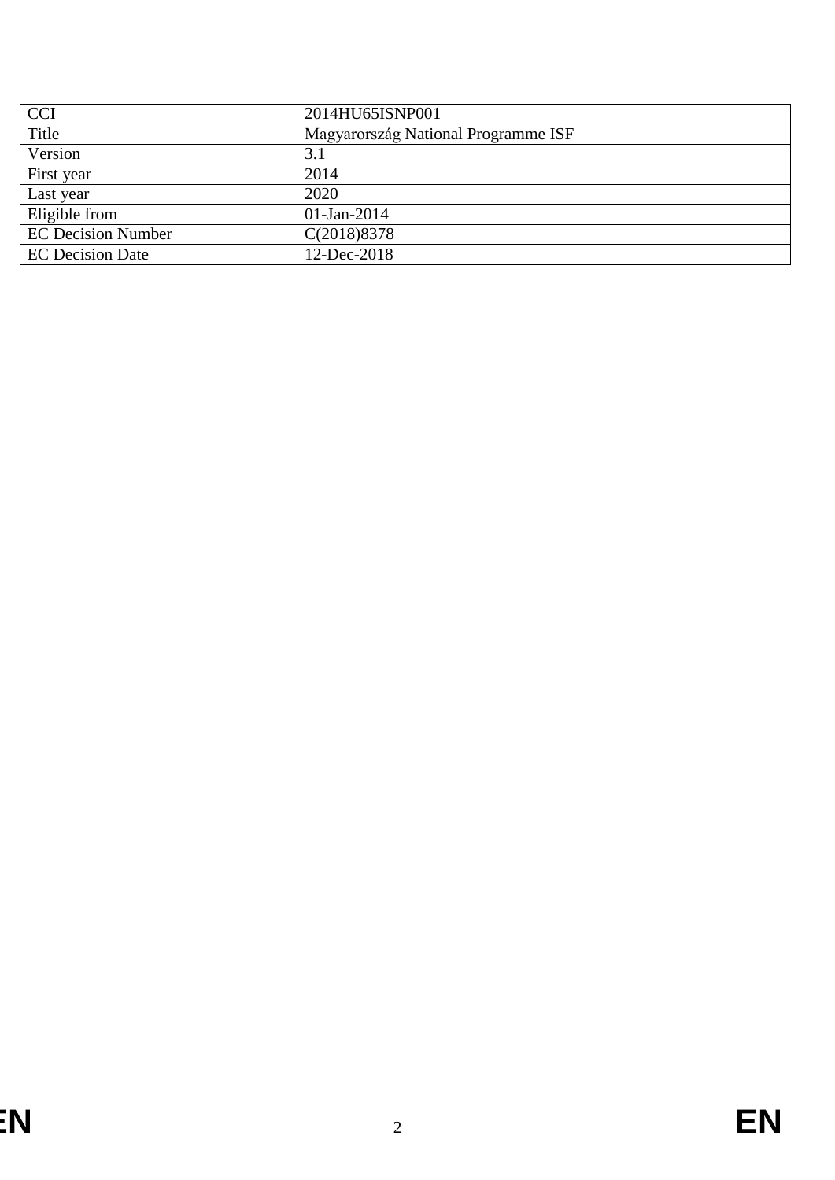| | |
|---|---|
| CCI | 2014HU65ISNP001 |
| Title | Magyarország National Programme ISF |
| Version | 3.1 |
| First year | 2014 |
| Last year | 2020 |
| Eligible from | 01-Jan-2014 |
| EC Decision Number | C(2018)8378 |
| EC Decision Date | 12-Dec-2018 |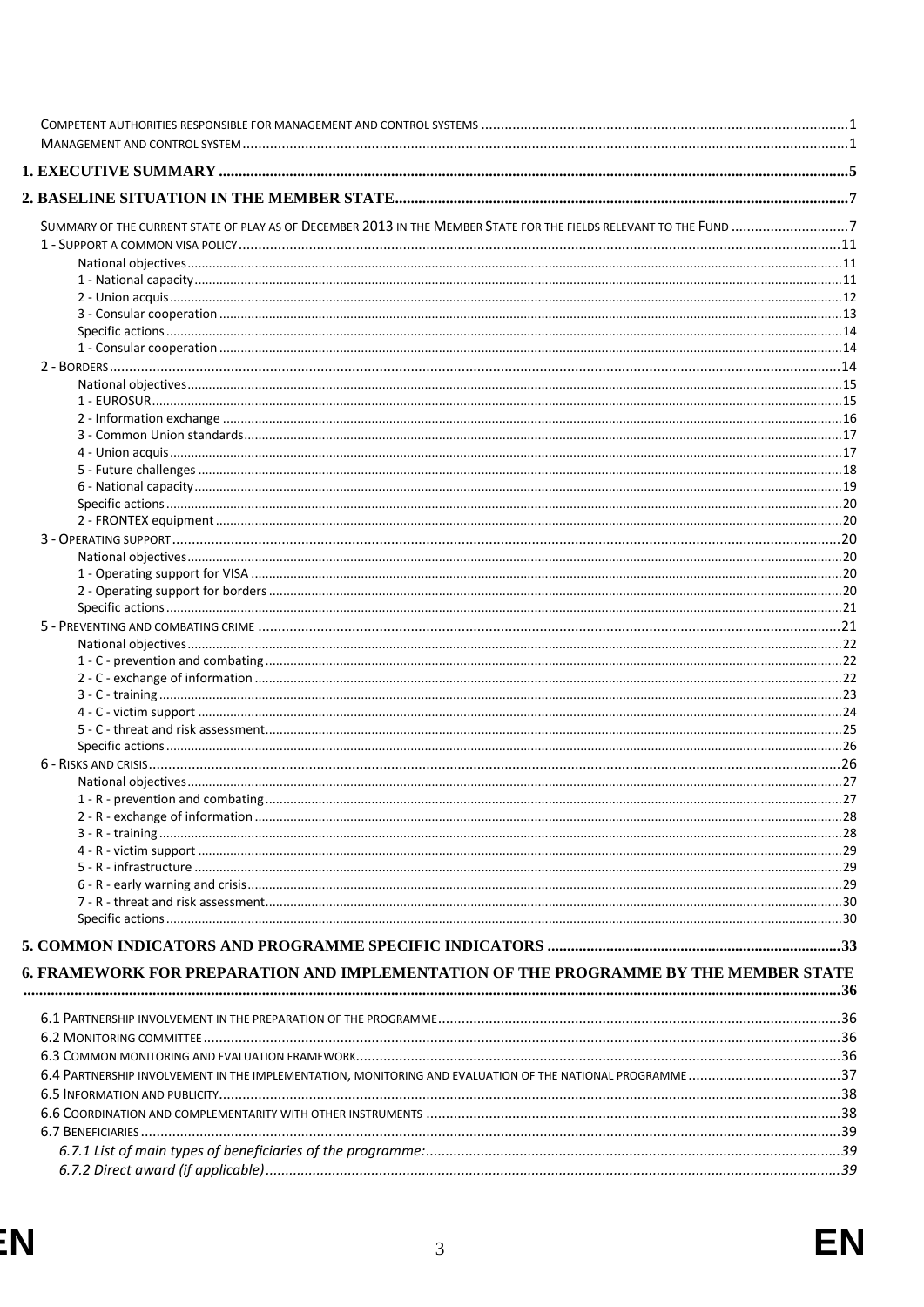COMPETENT AUTHORITIES RESPONSIBLE FOR MANAGEMENT AND CONTROL SYSTEMS ....................................1
MANAGEMENT AND CONTROL SYSTEM ....................................1

**1. EXECUTIVE SUMMARY ....................................5**

**2. BASELINE SITUATION IN THE MEMBER STATE ....................................7**

SUMMARY OF THE CURRENT STATE OF PLAY AS OF DECEMBER 2013 IN THE MEMBER STATE FOR THE FIELDS RELEVANT TO THE FUND ....................................7
1 - SUPPORT A COMMON VISA POLICY ....................................11
- National objectives ....................................11
- 1 - National capacity ....................................11
- 2 - Union acquis ....................................12
- 3 - Consular cooperation ....................................13
- Specific actions ....................................14
- 1 - Consular cooperation ....................................14

2 - BORDERS ....................................14
- National objectives ....................................15
- 1 - EUROSUR ....................................15
- 2 - Information exchange ....................................16
- 3 - Common Union standards ....................................17
- 4 - Union acquis ....................................17
- 5 - Future challenges ....................................18
- 6 - National capacity ....................................19
- Specific actions ....................................20
- 2 - FRONTEX equipment ....................................20

3 - OPERATING SUPPORT ....................................20
- National objectives ....................................20
- 1 - Operating support for VISA ....................................20
- 2 - Operating support for borders ....................................20
- Specific actions ....................................21

5 - PREVENTING AND COMBATING CRIME ....................................21
- National objectives ....................................22
- 1 - C - prevention and combating ....................................22
- 2 - C - exchange of information ....................................22
- 3 - C - training ....................................23
- 4 - C - victim support ....................................24
- 5 - C - threat and risk assessment ....................................25
- Specific actions ....................................26

6 - RISKS AND CRISIS ....................................26
- National objectives ....................................27
- 1 - R - prevention and combating ....................................27
- 2 - R - exchange of information ....................................28
- 3 - R - training ....................................28
- 4 - R - victim support ....................................29
- 5 - R - infrastructure ....................................29
- 6 - R - early warning and crisis ....................................29
- 7 - R - threat and risk assessment ....................................30
- Specific actions ....................................30

**5. COMMON INDICATORS AND PROGRAMME SPECIFIC INDICATORS ....................................33**

**6. FRAMEWORK FOR PREPARATION AND IMPLEMENTATION OF THE PROGRAMME BY THE MEMBER STATE ....................................36**

6.1 PARTNERSHIP INVOLVEMENT IN THE PREPARATION OF THE PROGRAMME ....................................36
6.2 MONITORING COMMITTEE ....................................36
6.3 COMMON MONITORING AND EVALUATION FRAMEWORK ....................................36
6.4 PARTNERSHIP INVOLVEMENT IN THE IMPLEMENTATION, MONITORING AND EVALUATION OF THE NATIONAL PROGRAMME ....................................37
6.5 INFORMATION AND PUBLICITY ....................................38
6.6 COORDINATION AND COMPLEMENTARITY WITH OTHER INSTRUMENTS ....................................38
6.7 BENEFICIARIES ....................................39
- *6.7.1 List of main types of beneficiaries of the programme: ....................................39*
- *6.7.2 Direct award (if applicable) ....................................39*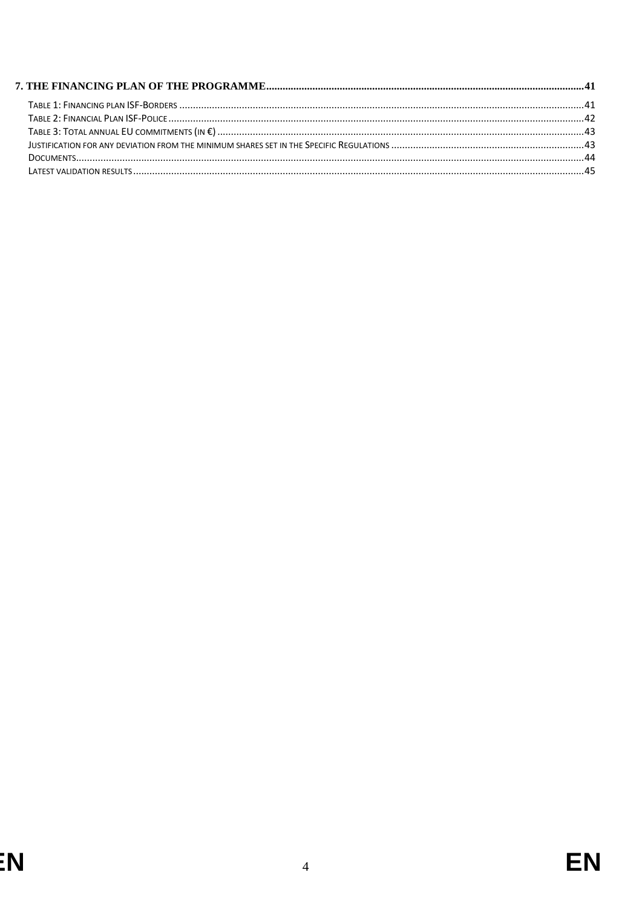**7. THE FINANCING PLAN OF THE PROGRAMME ..... 41**

TABLE 1: FINANCING PLAN ISF-BORDERS ..... 41

TABLE 2: FINANCIAL PLAN ISF-POLICE ..... 42

TABLE 3: TOTAL ANNUAL EU COMMITMENTS (IN €) ..... 43

JUSTIFICATION FOR ANY DEVIATION FROM THE MINIMUM SHARES SET IN THE SPECIFIC REGULATIONS ..... 43

DOCUMENTS ..... 44

LATEST VALIDATION RESULTS ..... 45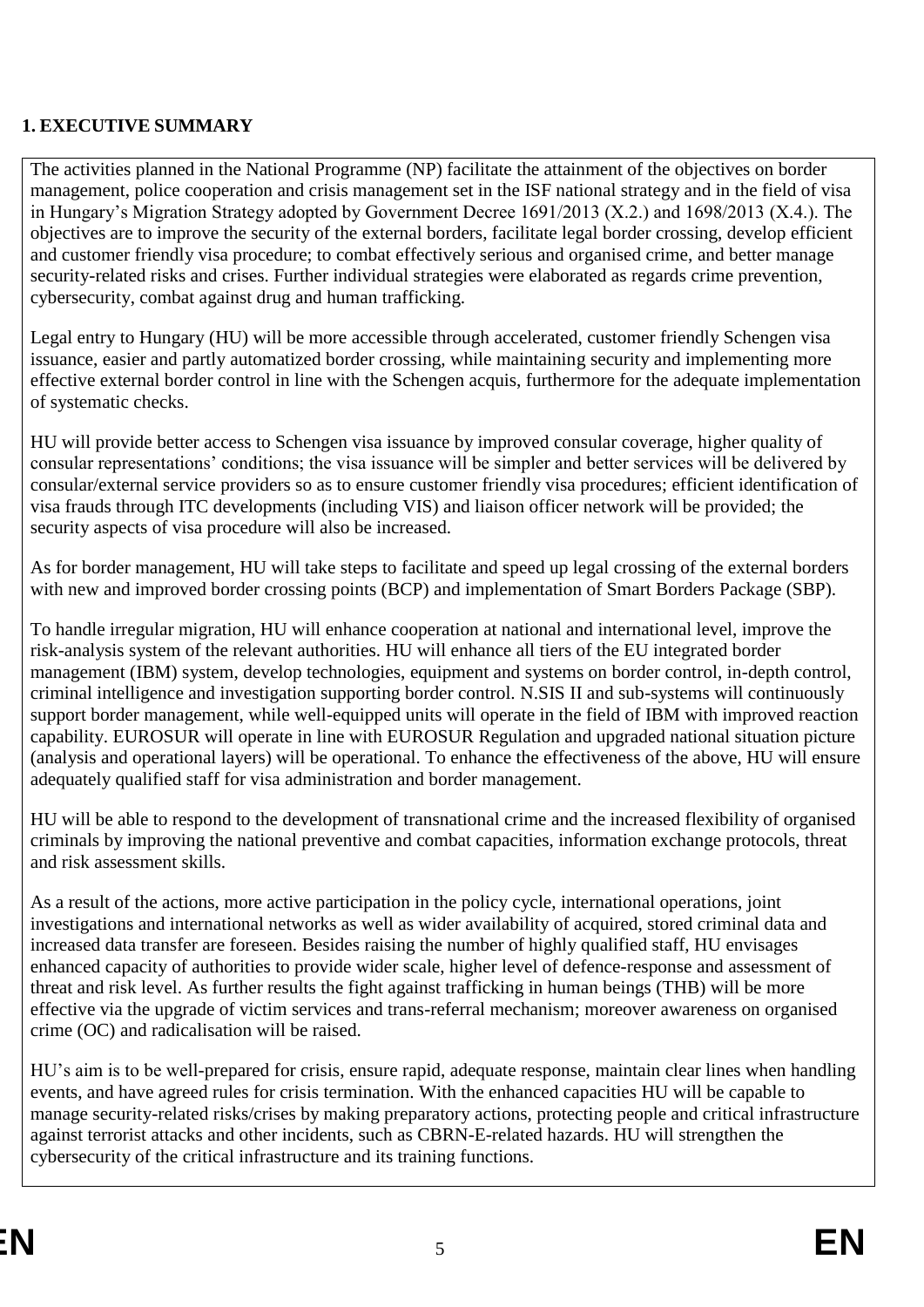## 1. EXECUTIVE SUMMARY

The activities planned in the National Programme (NP) facilitate the attainment of the objectives on border management, police cooperation and crisis management set in the ISF national strategy and in the field of visa in Hungary's Migration Strategy adopted by Government Decree 1691/2013 (X.2.) and 1698/2013 (X.4.). The objectives are to improve the security of the external borders, facilitate legal border crossing, develop efficient and customer friendly visa procedure; to combat effectively serious and organised crime, and better manage security-related risks and crises. Further individual strategies were elaborated as regards crime prevention, cybersecurity, combat against drug and human trafficking.

Legal entry to Hungary (HU) will be more accessible through accelerated, customer friendly Schengen visa issuance, easier and partly automatized border crossing, while maintaining security and implementing more effective external border control in line with the Schengen acquis, furthermore for the adequate implementation of systematic checks.

HU will provide better access to Schengen visa issuance by improved consular coverage, higher quality of consular representations' conditions; the visa issuance will be simpler and better services will be delivered by consular/external service providers so as to ensure customer friendly visa procedures; efficient identification of visa frauds through ITC developments (including VIS) and liaison officer network will be provided; the security aspects of visa procedure will also be increased.

As for border management, HU will take steps to facilitate and speed up legal crossing of the external borders with new and improved border crossing points (BCP) and implementation of Smart Borders Package (SBP).

To handle irregular migration, HU will enhance cooperation at national and international level, improve the risk-analysis system of the relevant authorities. HU will enhance all tiers of the EU integrated border management (IBM) system, develop technologies, equipment and systems on border control, in-depth control, criminal intelligence and investigation supporting border control. N.SIS II and sub-systems will continuously support border management, while well-equipped units will operate in the field of IBM with improved reaction capability. EUROSUR will operate in line with EUROSUR Regulation and upgraded national situation picture (analysis and operational layers) will be operational. To enhance the effectiveness of the above, HU will ensure adequately qualified staff for visa administration and border management.

HU will be able to respond to the development of transnational crime and the increased flexibility of organised criminals by improving the national preventive and combat capacities, information exchange protocols, threat and risk assessment skills.

As a result of the actions, more active participation in the policy cycle, international operations, joint investigations and international networks as well as wider availability of acquired, stored criminal data and increased data transfer are foreseen. Besides raising the number of highly qualified staff, HU envisages enhanced capacity of authorities to provide wider scale, higher level of defence-response and assessment of threat and risk level. As further results the fight against trafficking in human beings (THB) will be more effective via the upgrade of victim services and trans-referral mechanism; moreover awareness on organised crime (OC) and radicalisation will be raised.

HU's aim is to be well-prepared for crisis, ensure rapid, adequate response, maintain clear lines when handling events, and have agreed rules for crisis termination. With the enhanced capacities HU will be capable to manage security-related risks/crises by making preparatory actions, protecting people and critical infrastructure against terrorist attacks and other incidents, such as CBRN-E-related hazards. HU will strengthen the cybersecurity of the critical infrastructure and its training functions.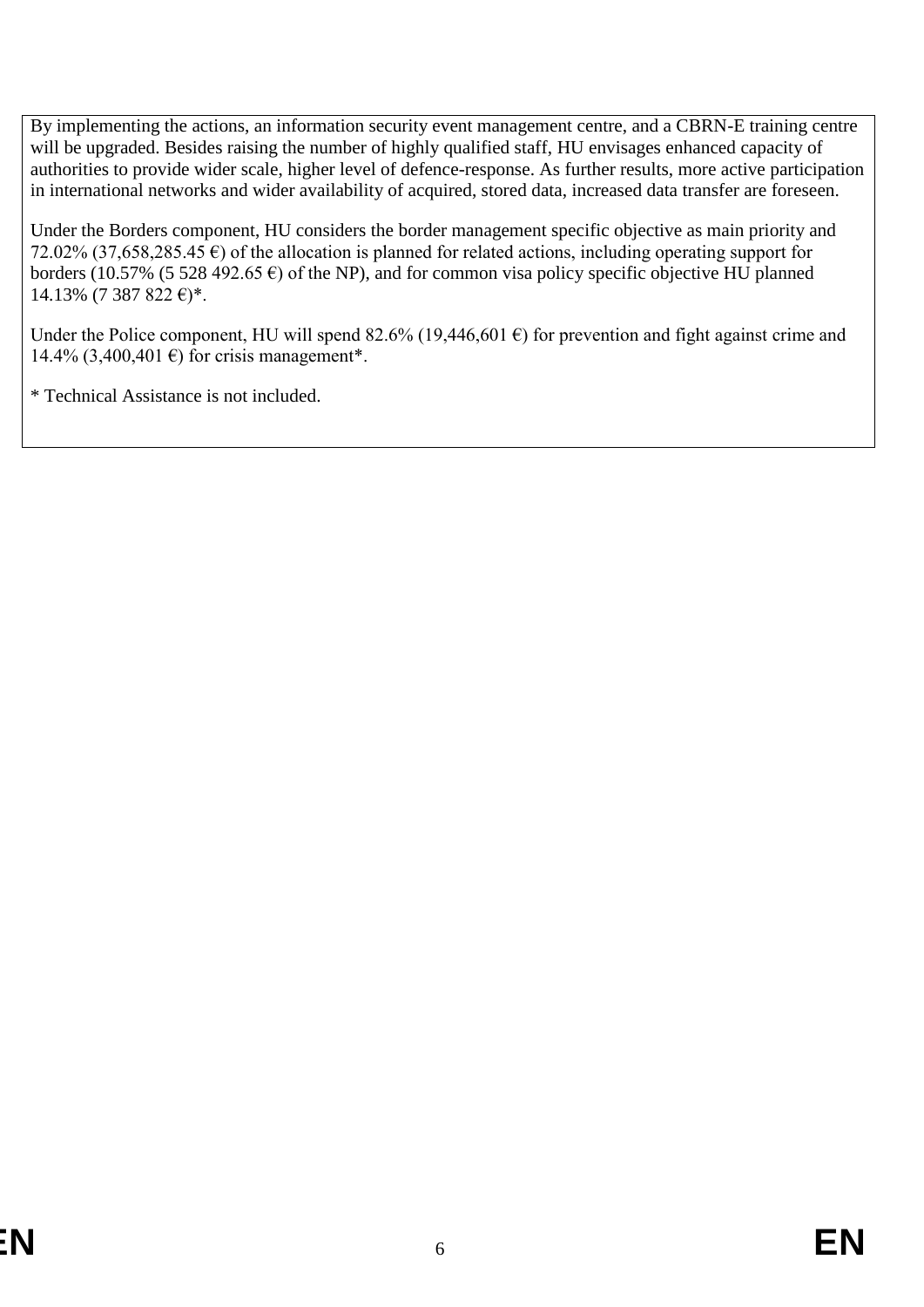By implementing the actions, an information security event management centre, and a CBRN-E training centre will be upgraded. Besides raising the number of highly qualified staff, HU envisages enhanced capacity of authorities to provide wider scale, higher level of defence-response. As further results, more active participation in international networks and wider availability of acquired, stored data, increased data transfer are foreseen.

Under the Borders component, HU considers the border management specific objective as main priority and 72.02% (37,658,285.45 €) of the allocation is planned for related actions, including operating support for borders (10.57% (5 528 492.65 €) of the NP), and for common visa policy specific objective HU planned 14.13% (7 387 822 €)*.

Under the Police component, HU will spend 82.6% (19,446,601 €) for prevention and fight against crime and 14.4% (3,400,401 €) for crisis management*.

* Technical Assistance is not included.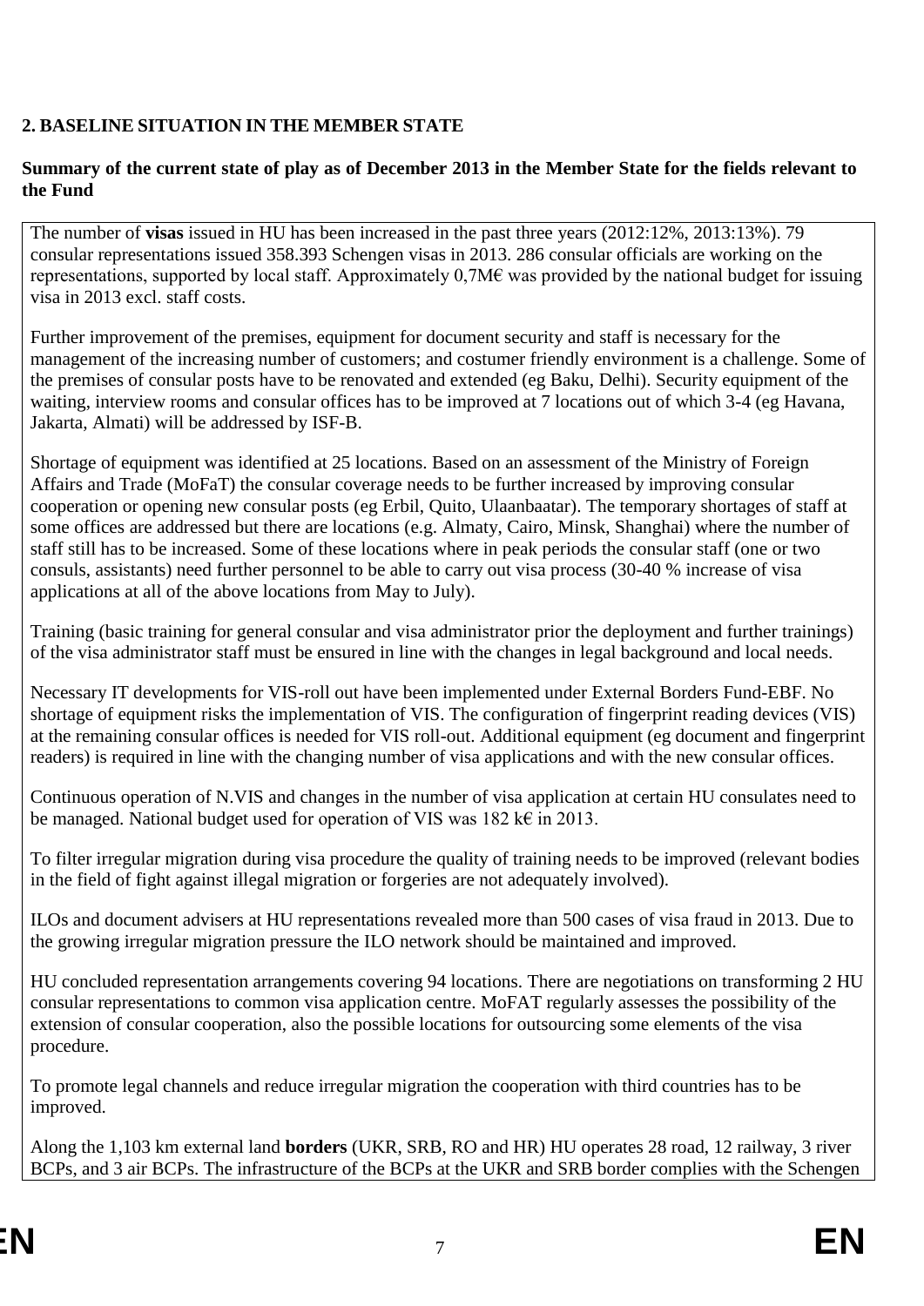**2. BASELINE SITUATION IN THE MEMBER STATE**

**Summary of the current state of play as of December 2013 in the Member State for the fields relevant to the Fund**

The number of **visas** issued in HU has been increased in the past three years (2012:12%, 2013:13%). 79 consular representations issued 358.393 Schengen visas in 2013. 286 consular officials are working on the representations, supported by local staff. Approximately 0,7M€ was provided by the national budget for issuing visa in 2013 excl. staff costs.

Further improvement of the premises, equipment for document security and staff is necessary for the management of the increasing number of customers; and costumer friendly environment is a challenge. Some of the premises of consular posts have to be renovated and extended (eg Baku, Delhi). Security equipment of the waiting, interview rooms and consular offices has to be improved at 7 locations out of which 3-4 (eg Havana, Jakarta, Almati) will be addressed by ISF-B.

Shortage of equipment was identified at 25 locations. Based on an assessment of the Ministry of Foreign Affairs and Trade (MoFaT) the consular coverage needs to be further increased by improving consular cooperation or opening new consular posts (eg Erbil, Quito, Ulaanbaatar). The temporary shortages of staff at some offices are addressed but there are locations (e.g. Almaty, Cairo, Minsk, Shanghai) where the number of staff still has to be increased. Some of these locations where in peak periods the consular staff (one or two consuls, assistants) need further personnel to be able to carry out visa process (30-40 % increase of visa applications at all of the above locations from May to July).

Training (basic training for general consular and visa administrator prior the deployment and further trainings) of the visa administrator staff must be ensured in line with the changes in legal background and local needs.

Necessary IT developments for VIS-roll out have been implemented under External Borders Fund-EBF. No shortage of equipment risks the implementation of VIS. The configuration of fingerprint reading devices (VIS) at the remaining consular offices is needed for VIS roll-out. Additional equipment (eg document and fingerprint readers) is required in line with the changing number of visa applications and with the new consular offices.

Continuous operation of N.VIS and changes in the number of visa application at certain HU consulates need to be managed. National budget used for operation of VIS was 182 k€ in 2013.

To filter irregular migration during visa procedure the quality of training needs to be improved (relevant bodies in the field of fight against illegal migration or forgeries are not adequately involved).

ILOs and document advisers at HU representations revealed more than 500 cases of visa fraud in 2013. Due to the growing irregular migration pressure the ILO network should be maintained and improved.

HU concluded representation arrangements covering 94 locations. There are negotiations on transforming 2 HU consular representations to common visa application centre. MoFAT regularly assesses the possibility of the extension of consular cooperation, also the possible locations for outsourcing some elements of the visa procedure.

To promote legal channels and reduce irregular migration the cooperation with third countries has to be improved.

Along the 1,103 km external land **borders** (UKR, SRB, RO and HR) HU operates 28 road, 12 railway, 3 river BCPs, and 3 air BCPs. The infrastructure of the BCPs at the UKR and SRB border complies with the Schengen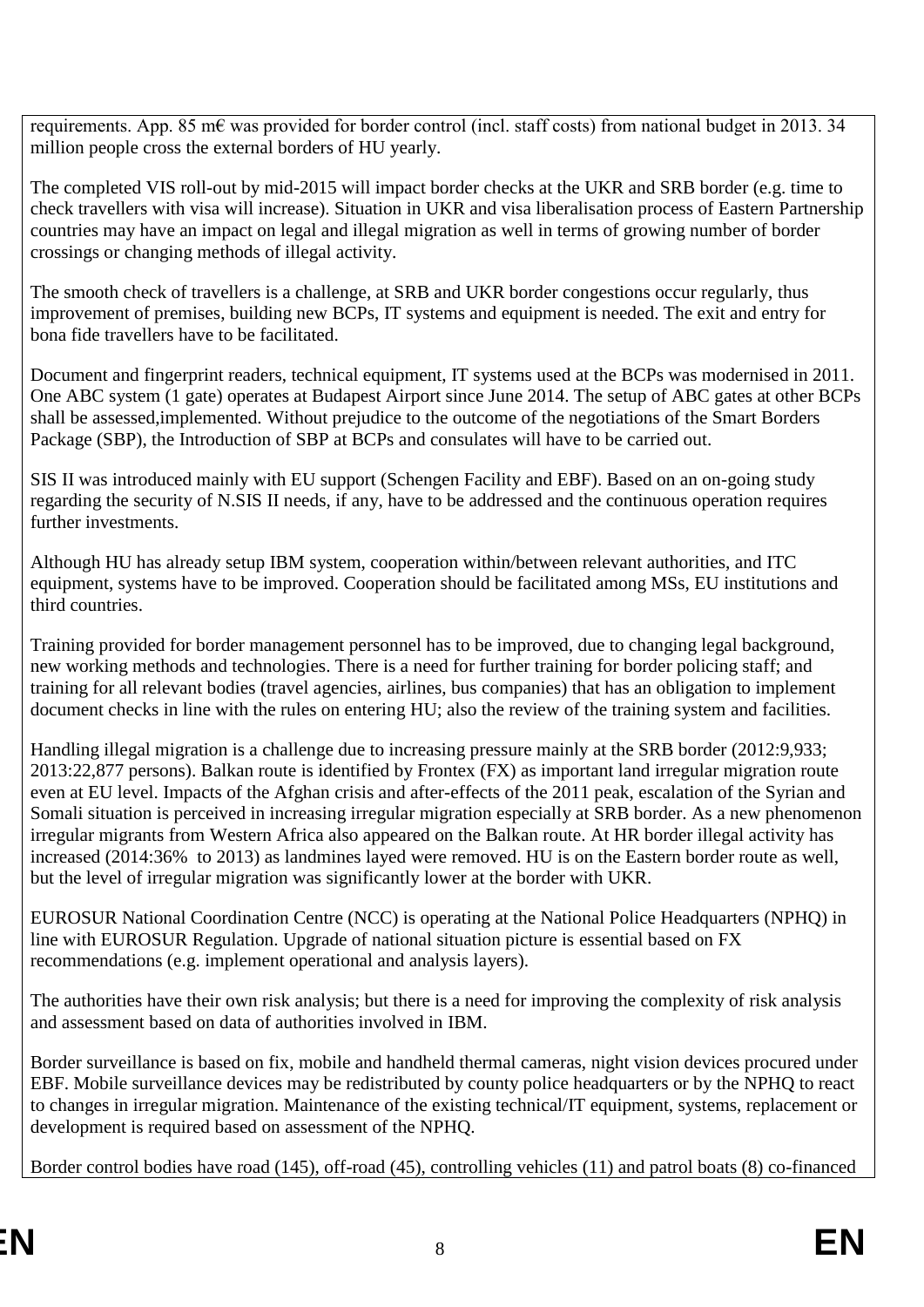requirements. App. 85 m€ was provided for border control (incl. staff costs) from national budget in 2013. 34 million people cross the external borders of HU yearly.

The completed VIS roll-out by mid-2015 will impact border checks at the UKR and SRB border (e.g. time to check travellers with visa will increase). Situation in UKR and visa liberalisation process of Eastern Partnership countries may have an impact on legal and illegal migration as well in terms of growing number of border crossings or changing methods of illegal activity.

The smooth check of travellers is a challenge, at SRB and UKR border congestions occur regularly, thus improvement of premises, building new BCPs, IT systems and equipment is needed. The exit and entry for bona fide travellers have to be facilitated.

Document and fingerprint readers, technical equipment, IT systems used at the BCPs was modernised in 2011. One ABC system (1 gate) operates at Budapest Airport since June 2014. The setup of ABC gates at other BCPs shall be assessed,implemented. Without prejudice to the outcome of the negotiations of the Smart Borders Package (SBP), the Introduction of SBP at BCPs and consulates will have to be carried out.

SIS II was introduced mainly with EU support (Schengen Facility and EBF). Based on an on-going study regarding the security of N.SIS II needs, if any, have to be addressed and the continuous operation requires further investments.

Although HU has already setup IBM system, cooperation within/between relevant authorities, and ITC equipment, systems have to be improved. Cooperation should be facilitated among MSs, EU institutions and third countries.

Training provided for border management personnel has to be improved, due to changing legal background, new working methods and technologies. There is a need for further training for border policing staff; and training for all relevant bodies (travel agencies, airlines, bus companies) that has an obligation to implement document checks in line with the rules on entering HU; also the review of the training system and facilities.

Handling illegal migration is a challenge due to increasing pressure mainly at the SRB border (2012:9,933; 2013:22,877 persons). Balkan route is identified by Frontex (FX) as important land irregular migration route even at EU level. Impacts of the Afghan crisis and after-effects of the 2011 peak, escalation of the Syrian and Somali situation is perceived in increasing irregular migration especially at SRB border. As a new phenomenon irregular migrants from Western Africa also appeared on the Balkan route. At HR border illegal activity has increased (2014:36% to 2013) as landmines layed were removed. HU is on the Eastern border route as well, but the level of irregular migration was significantly lower at the border with UKR.

EUROSUR National Coordination Centre (NCC) is operating at the National Police Headquarters (NPHQ) in line with EUROSUR Regulation. Upgrade of national situation picture is essential based on FX recommendations (e.g. implement operational and analysis layers).

The authorities have their own risk analysis; but there is a need for improving the complexity of risk analysis and assessment based on data of authorities involved in IBM.

Border surveillance is based on fix, mobile and handheld thermal cameras, night vision devices procured under EBF. Mobile surveillance devices may be redistributed by county police headquarters or by the NPHQ to react to changes in irregular migration. Maintenance of the existing technical/IT equipment, systems, replacement or development is required based on assessment of the NPHQ.

Border control bodies have road (145), off-road (45), controlling vehicles (11) and patrol boats (8) co-financed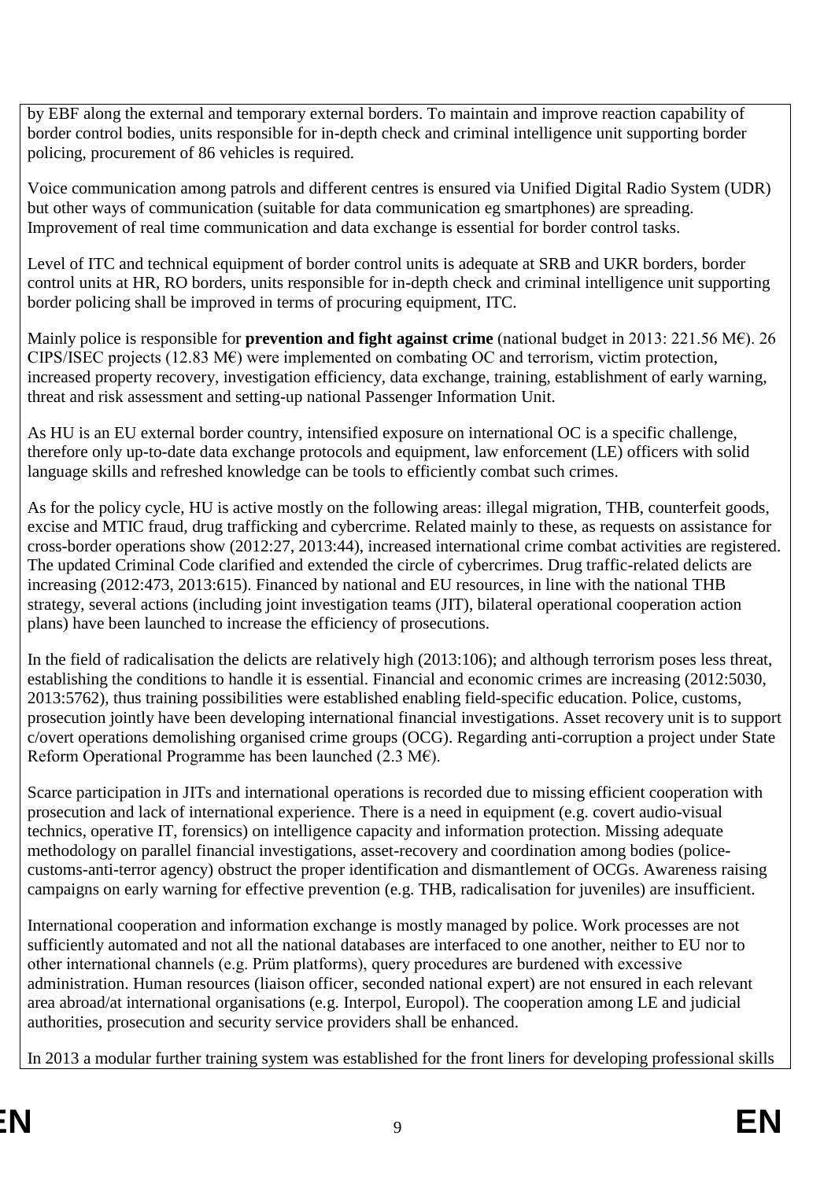by EBF along the external and temporary external borders. To maintain and improve reaction capability of border control bodies, units responsible for in-depth check and criminal intelligence unit supporting border policing, procurement of 86 vehicles is required.

Voice communication among patrols and different centres is ensured via Unified Digital Radio System (UDR) but other ways of communication (suitable for data communication eg smartphones) are spreading. Improvement of real time communication and data exchange is essential for border control tasks.

Level of ITC and technical equipment of border control units is adequate at SRB and UKR borders, border control units at HR, RO borders, units responsible for in-depth check and criminal intelligence unit supporting border policing shall be improved in terms of procuring equipment, ITC.

Mainly police is responsible for **prevention and fight against crime** (national budget in 2013: 221.56 M€). 26 CIPS/ISEC projects (12.83 M€) were implemented on combating OC and terrorism, victim protection, increased property recovery, investigation efficiency, data exchange, training, establishment of early warning, threat and risk assessment and setting-up national Passenger Information Unit.

As HU is an EU external border country, intensified exposure on international OC is a specific challenge, therefore only up-to-date data exchange protocols and equipment, law enforcement (LE) officers with solid language skills and refreshed knowledge can be tools to efficiently combat such crimes.

As for the policy cycle, HU is active mostly on the following areas: illegal migration, THB, counterfeit goods, excise and MTIC fraud, drug trafficking and cybercrime. Related mainly to these, as requests on assistance for cross-border operations show (2012:27, 2013:44), increased international crime combat activities are registered. The updated Criminal Code clarified and extended the circle of cybercrimes. Drug traffic-related delicts are increasing (2012:473, 2013:615). Financed by national and EU resources, in line with the national THB strategy, several actions (including joint investigation teams (JIT), bilateral operational cooperation action plans) have been launched to increase the efficiency of prosecutions.

In the field of radicalisation the delicts are relatively high (2013:106); and although terrorism poses less threat, establishing the conditions to handle it is essential. Financial and economic crimes are increasing (2012:5030, 2013:5762), thus training possibilities were established enabling field-specific education. Police, customs, prosecution jointly have been developing international financial investigations. Asset recovery unit is to support c/overt operations demolishing organised crime groups (OCG). Regarding anti-corruption a project under State Reform Operational Programme has been launched (2.3 M€).

Scarce participation in JITs and international operations is recorded due to missing efficient cooperation with prosecution and lack of international experience. There is a need in equipment (e.g. covert audio-visual technics, operative IT, forensics) on intelligence capacity and information protection. Missing adequate methodology on parallel financial investigations, asset-recovery and coordination among bodies (police-customs-anti-terror agency) obstruct the proper identification and dismantlement of OCGs. Awareness raising campaigns on early warning for effective prevention (e.g. THB, radicalisation for juveniles) are insufficient.

International cooperation and information exchange is mostly managed by police. Work processes are not sufficiently automated and not all the national databases are interfaced to one another, neither to EU nor to other international channels (e.g. Prüm platforms), query procedures are burdened with excessive administration. Human resources (liaison officer, seconded national expert) are not ensured in each relevant area abroad/at international organisations (e.g. Interpol, Europol). The cooperation among LE and judicial authorities, prosecution and security service providers shall be enhanced.

In 2013 a modular further training system was established for the front liners for developing professional skills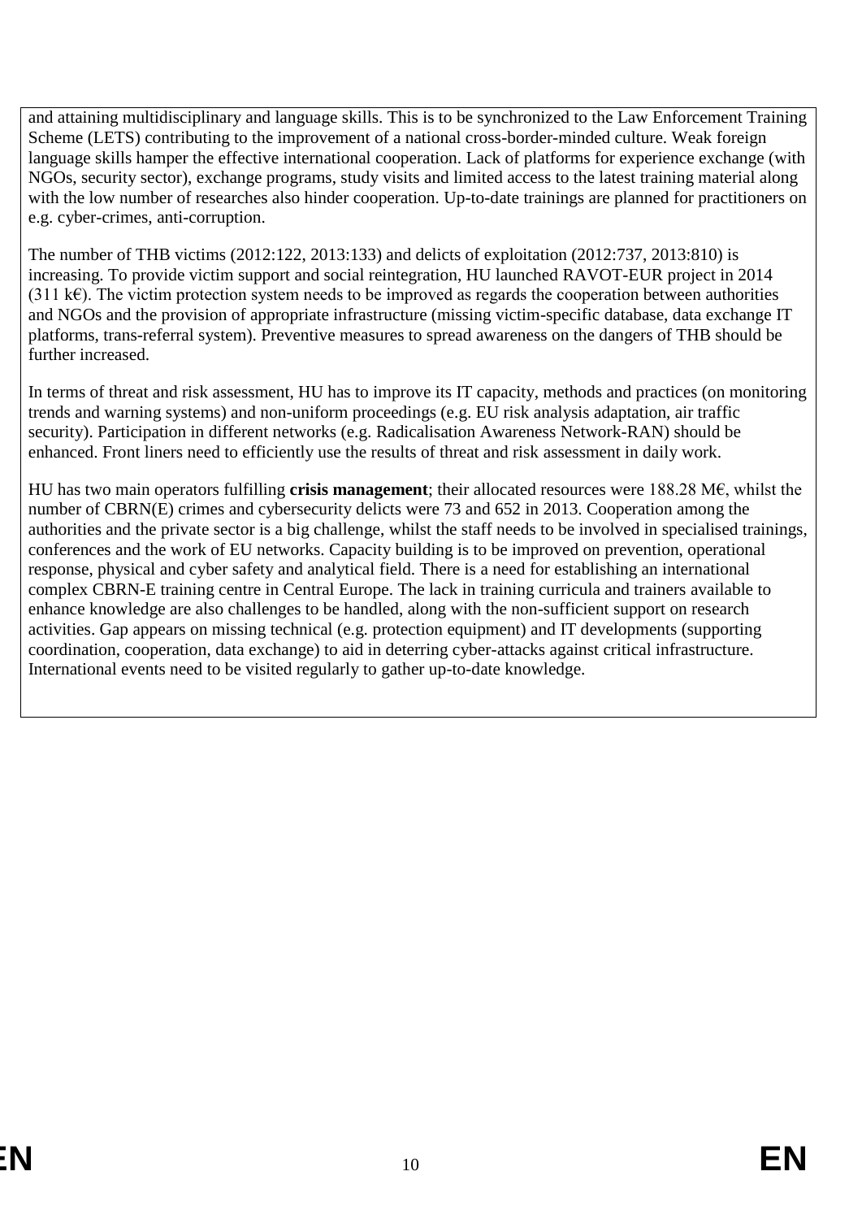and attaining multidisciplinary and language skills. This is to be synchronized to the Law Enforcement Training Scheme (LETS) contributing to the improvement of a national cross-border-minded culture. Weak foreign language skills hamper the effective international cooperation. Lack of platforms for experience exchange (with NGOs, security sector), exchange programs, study visits and limited access to the latest training material along with the low number of researches also hinder cooperation. Up-to-date trainings are planned for practitioners on e.g. cyber-crimes, anti-corruption.

The number of THB victims (2012:122, 2013:133) and delicts of exploitation (2012:737, 2013:810) is increasing. To provide victim support and social reintegration, HU launched RAVOT-EUR project in 2014 (311 k€). The victim protection system needs to be improved as regards the cooperation between authorities and NGOs and the provision of appropriate infrastructure (missing victim-specific database, data exchange IT platforms, trans-referral system). Preventive measures to spread awareness on the dangers of THB should be further increased.

In terms of threat and risk assessment, HU has to improve its IT capacity, methods and practices (on monitoring trends and warning systems) and non-uniform proceedings (e.g. EU risk analysis adaptation, air traffic security). Participation in different networks (e.g. Radicalisation Awareness Network-RAN) should be enhanced. Front liners need to efficiently use the results of threat and risk assessment in daily work.

HU has two main operators fulfilling **crisis management**; their allocated resources were 188.28 M€, whilst the number of CBRN(E) crimes and cybersecurity delicts were 73 and 652 in 2013. Cooperation among the authorities and the private sector is a big challenge, whilst the staff needs to be involved in specialised trainings, conferences and the work of EU networks. Capacity building is to be improved on prevention, operational response, physical and cyber safety and analytical field. There is a need for establishing an international complex CBRN-E training centre in Central Europe. The lack in training curricula and trainers available to enhance knowledge are also challenges to be handled, along with the non-sufficient support on research activities. Gap appears on missing technical (e.g. protection equipment) and IT developments (supporting coordination, cooperation, data exchange) to aid in deterring cyber-attacks against critical infrastructure. International events need to be visited regularly to gather up-to-date knowledge.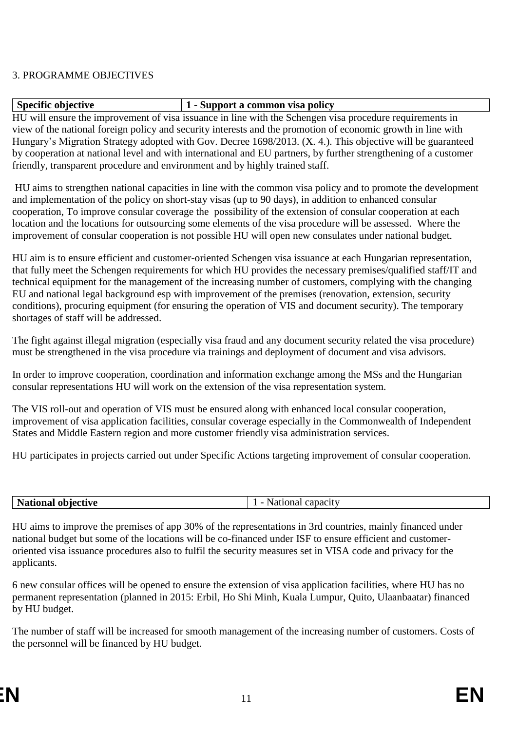3. PROGRAMME OBJECTIVES

| Specific objective | 1 - Support a common visa policy |
|---|---|

HU will ensure the improvement of visa issuance in line with the Schengen visa procedure requirements in view of the national foreign policy and security interests and the promotion of economic growth in line with Hungary's Migration Strategy adopted with Gov. Decree 1698/2013. (X. 4.). This objective will be guaranteed by cooperation at national level and with international and EU partners, by further strengthening of a customer friendly, transparent procedure and environment and by highly trained staff.

HU aims to strengthen national capacities in line with the common visa policy and to promote the development and implementation of the policy on short-stay visas (up to 90 days), in addition to enhanced consular cooperation, To improve consular coverage the possibility of the extension of consular cooperation at each location and the locations for outsourcing some elements of the visa procedure will be assessed. Where the improvement of consular cooperation is not possible HU will open new consulates under national budget.

HU aim is to ensure efficient and customer-oriented Schengen visa issuance at each Hungarian representation, that fully meet the Schengen requirements for which HU provides the necessary premises/qualified staff/IT and technical equipment for the management of the increasing number of customers, complying with the changing EU and national legal background esp with improvement of the premises (renovation, extension, security conditions), procuring equipment (for ensuring the operation of VIS and document security). The temporary shortages of staff will be addressed.

The fight against illegal migration (especially visa fraud and any document security related the visa procedure) must be strengthened in the visa procedure via trainings and deployment of document and visa advisors.

In order to improve cooperation, coordination and information exchange among the MSs and the Hungarian consular representations HU will work on the extension of the visa representation system.

The VIS roll-out and operation of VIS must be ensured along with enhanced local consular cooperation, improvement of visa application facilities, consular coverage especially in the Commonwealth of Independent States and Middle Eastern region and more customer friendly visa administration services.

HU participates in projects carried out under Specific Actions targeting improvement of consular cooperation.

| National objective | 1 - National capacity |
|---|---|

HU aims to improve the premises of app 30% of the representations in 3rd countries, mainly financed under national budget but some of the locations will be co-financed under ISF to ensure efficient and customer-oriented visa issuance procedures also to fulfil the security measures set in VISA code and privacy for the applicants.

6 new consular offices will be opened to ensure the extension of visa application facilities, where HU has no permanent representation (planned in 2015: Erbil, Ho Shi Minh, Kuala Lumpur, Quito, Ulaanbaatar) financed by HU budget.

The number of staff will be increased for smooth management of the increasing number of customers. Costs of the personnel will be financed by HU budget.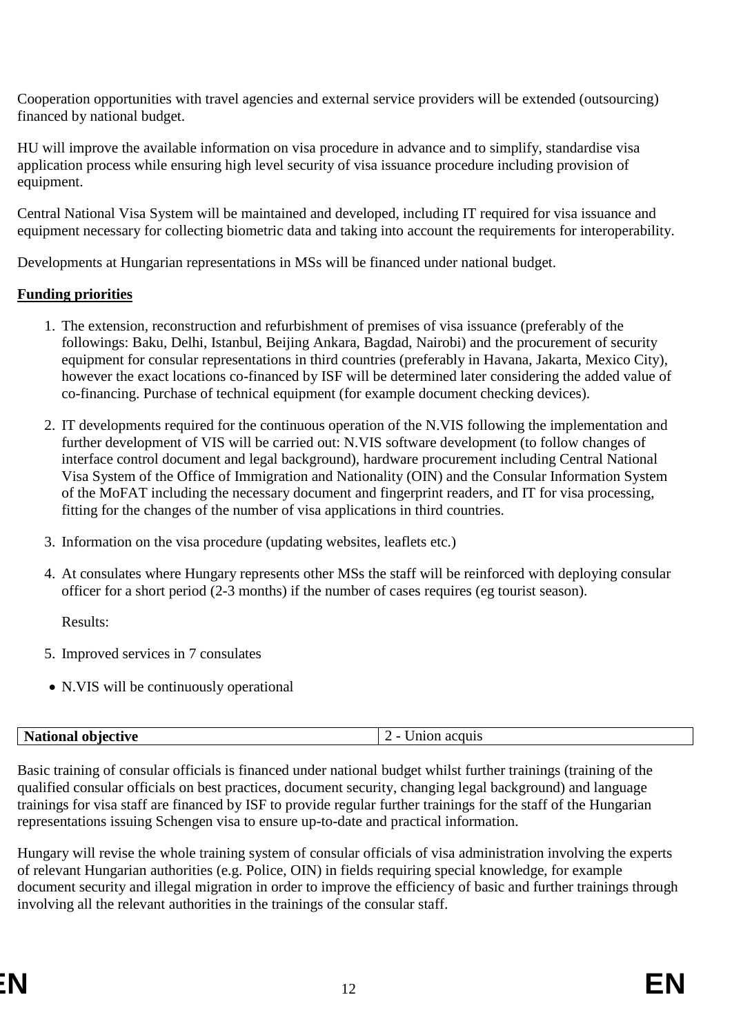Cooperation opportunities with travel agencies and external service providers will be extended (outsourcing) financed by national budget.

HU will improve the available information on visa procedure in advance and to simplify, standardise visa application process while ensuring high level security of visa issuance procedure including provision of equipment.

Central National Visa System will be maintained and developed, including IT required for visa issuance and equipment necessary for collecting biometric data and taking into account the requirements for interoperability.

Developments at Hungarian representations in MSs will be financed under national budget.

**Funding priorities**

1. The extension, reconstruction and refurbishment of premises of visa issuance (preferably of the followings: Baku, Delhi, Istanbul, Beijing Ankara, Bagdad, Nairobi) and the procurement of security equipment for consular representations in third countries (preferably in Havana, Jakarta, Mexico City), however the exact locations co-financed by ISF will be determined later considering the added value of co-financing. Purchase of technical equipment (for example document checking devices).
2. IT developments required for the continuous operation of the N.VIS following the implementation and further development of VIS will be carried out: N.VIS software development (to follow changes of interface control document and legal background), hardware procurement including Central National Visa System of the Office of Immigration and Nationality (OIN) and the Consular Information System of the MoFAT including the necessary document and fingerprint readers, and IT for visa processing, fitting for the changes of the number of visa applications in third countries.
3. Information on the visa procedure (updating websites, leaflets etc.)
4. At consulates where Hungary represents other MSs the staff will be reinforced with deploying consular officer for a short period (2-3 months) if the number of cases requires (eg tourist season).

   Results:

5. Improved services in 7 consulates

- N.VIS will be continuously operational

| | |
|---|---|
| **National objective** | 2 - Union acquis |

Basic training of consular officials is financed under national budget whilst further trainings (training of the qualified consular officials on best practices, document security, changing legal background) and language trainings for visa staff are financed by ISF to provide regular further trainings for the staff of the Hungarian representations issuing Schengen visa to ensure up-to-date and practical information.

Hungary will revise the whole training system of consular officials of visa administration involving the experts of relevant Hungarian authorities (e.g. Police, OIN) in fields requiring special knowledge, for example document security and illegal migration in order to improve the efficiency of basic and further trainings through involving all the relevant authorities in the trainings of the consular staff.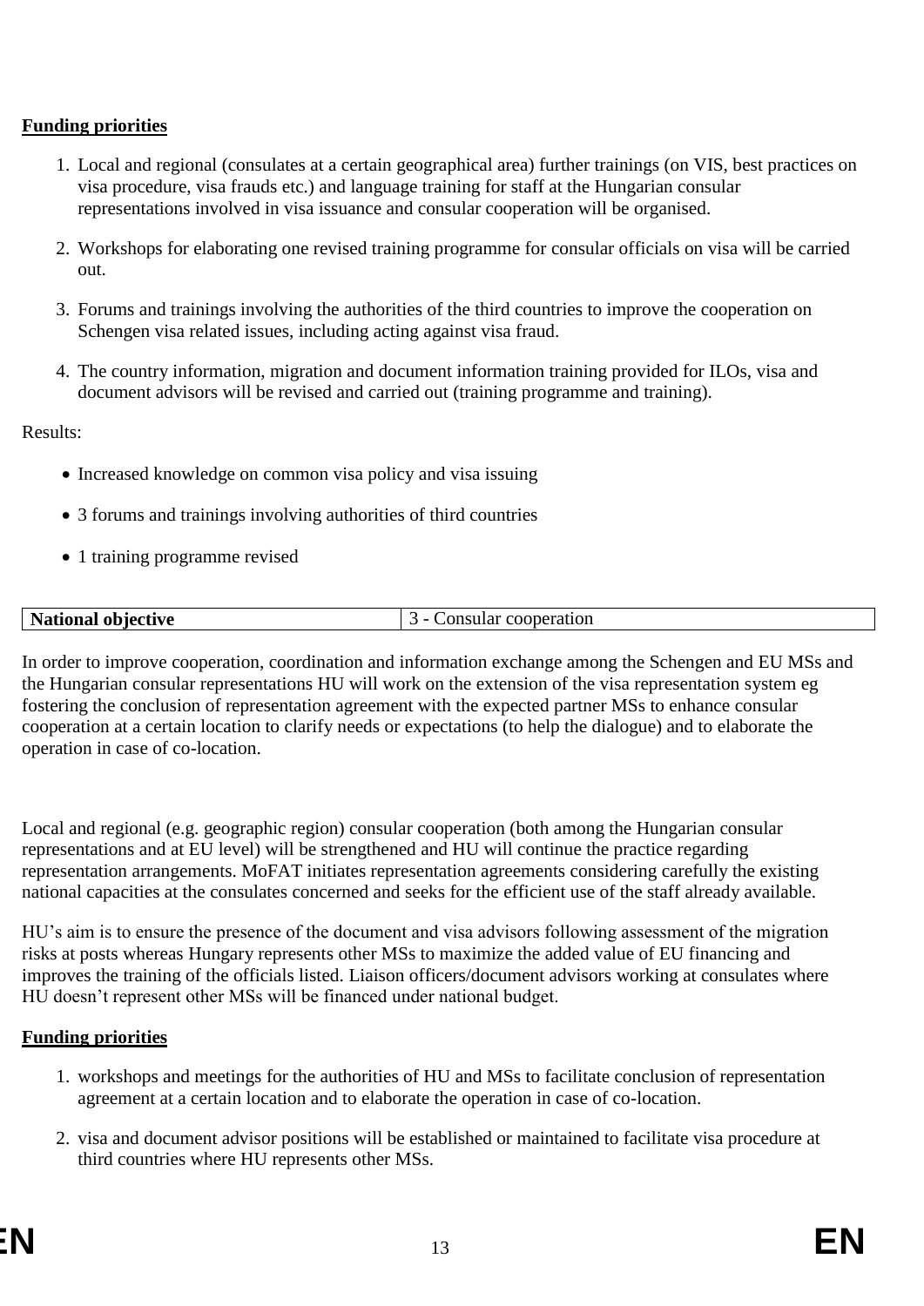**Funding priorities**

1. Local and regional (consulates at a certain geographical area) further trainings (on VIS, best practices on visa procedure, visa frauds etc.) and language training for staff at the Hungarian consular representations involved in visa issuance and consular cooperation will be organised.

2. Workshops for elaborating one revised training programme for consular officials on visa will be carried out.

3. Forums and trainings involving the authorities of the third countries to improve the cooperation on Schengen visa related issues, including acting against visa fraud.

4. The country information, migration and document information training provided for ILOs, visa and document advisors will be revised and carried out (training programme and training).

Results:

- Increased knowledge on common visa policy and visa issuing
- 3 forums and trainings involving authorities of third countries
- 1 training programme revised

| **National objective** | 3 - Consular cooperation |
|---|---|

In order to improve cooperation, coordination and information exchange among the Schengen and EU MSs and the Hungarian consular representations HU will work on the extension of the visa representation system eg fostering the conclusion of representation agreement with the expected partner MSs to enhance consular cooperation at a certain location to clarify needs or expectations (to help the dialogue) and to elaborate the operation in case of co-location.

Local and regional (e.g. geographic region) consular cooperation (both among the Hungarian consular representations and at EU level) will be strengthened and HU will continue the practice regarding representation arrangements. MoFAT initiates representation agreements considering carefully the existing national capacities at the consulates concerned and seeks for the efficient use of the staff already available.

HU's aim is to ensure the presence of the document and visa advisors following assessment of the migration risks at posts whereas Hungary represents other MSs to maximize the added value of EU financing and improves the training of the officials listed. Liaison officers/document advisors working at consulates where HU doesn't represent other MSs will be financed under national budget.

**Funding priorities**

1. workshops and meetings for the authorities of HU and MSs to facilitate conclusion of representation agreement at a certain location and to elaborate the operation in case of co-location.

2. visa and document advisor positions will be established or maintained to facilitate visa procedure at third countries where HU represents other MSs.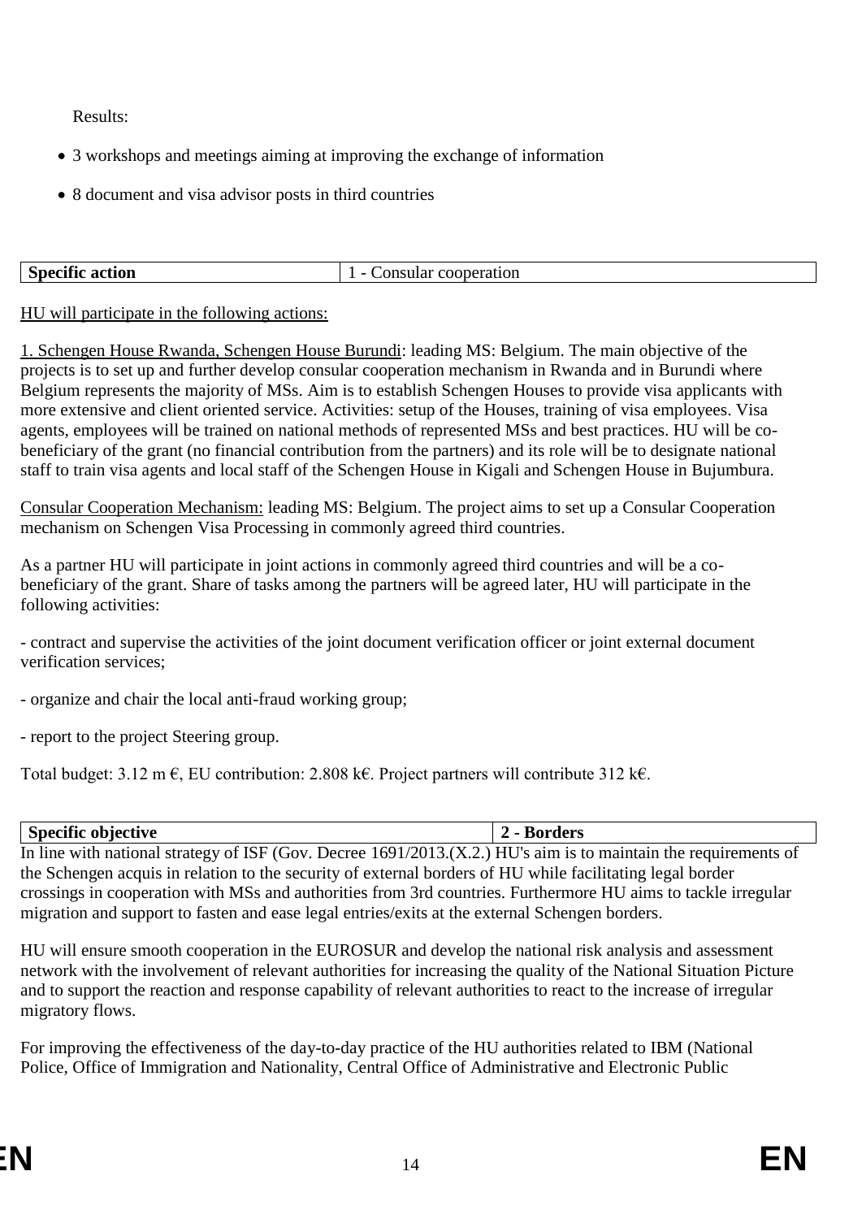Results:

- 3 workshops and meetings aiming at improving the exchange of information
- 8 document and visa advisor posts in third countries

| | |
|---|---|
| **Specific action** | 1 - Consular cooperation |

HU will participate in the following actions:

1. Schengen House Rwanda, Schengen House Burundi: leading MS: Belgium. The main objective of the projects is to set up and further develop consular cooperation mechanism in Rwanda and in Burundi where Belgium represents the majority of MSs. Aim is to establish Schengen Houses to provide visa applicants with more extensive and client oriented service. Activities: setup of the Houses, training of visa employees. Visa agents, employees will be trained on national methods of represented MSs and best practices. HU will be co-beneficiary of the grant (no financial contribution from the partners) and its role will be to designate national staff to train visa agents and local staff of the Schengen House in Kigali and Schengen House in Bujumbura.

Consular Cooperation Mechanism: leading MS: Belgium. The project aims to set up a Consular Cooperation mechanism on Schengen Visa Processing in commonly agreed third countries.

As a partner HU will participate in joint actions in commonly agreed third countries and will be a co-beneficiary of the grant. Share of tasks among the partners will be agreed later, HU will participate in the following activities:

- contract and supervise the activities of the joint document verification officer or joint external document verification services;

- organize and chair the local anti-fraud working group;

- report to the project Steering group.

Total budget: 3.12 m €, EU contribution: 2.808 k€. Project partners will contribute 312 k€.

| | |
|---|---|
| **Specific objective** | **2 - Borders** |

In line with national strategy of ISF (Gov. Decree 1691/2013.(X.2.) HU's aim is to maintain the requirements of the Schengen acquis in relation to the security of external borders of HU while facilitating legal border crossings in cooperation with MSs and authorities from 3rd countries. Furthermore HU aims to tackle irregular migration and support to fasten and ease legal entries/exits at the external Schengen borders.

HU will ensure smooth cooperation in the EUROSUR and develop the national risk analysis and assessment network with the involvement of relevant authorities for increasing the quality of the National Situation Picture and to support the reaction and response capability of relevant authorities to react to the increase of irregular migratory flows.

For improving the effectiveness of the day-to-day practice of the HU authorities related to IBM (National Police, Office of Immigration and Nationality, Central Office of Administrative and Electronic Public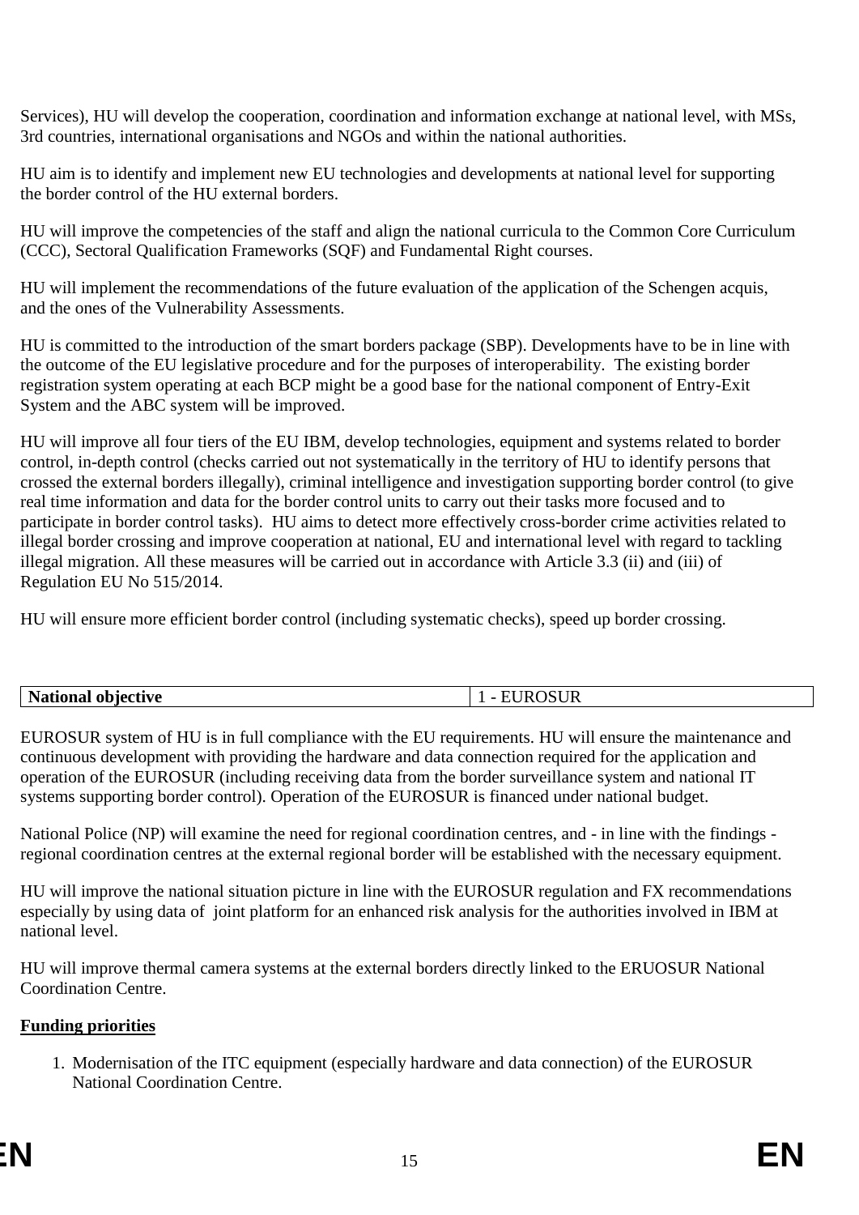Services), HU will develop the cooperation, coordination and information exchange at national level, with MSs, 3rd countries, international organisations and NGOs and within the national authorities.

HU aim is to identify and implement new EU technologies and developments at national level for supporting the border control of the HU external borders.

HU will improve the competencies of the staff and align the national curricula to the Common Core Curriculum (CCC), Sectoral Qualification Frameworks (SQF) and Fundamental Right courses.

HU will implement the recommendations of the future evaluation of the application of the Schengen acquis, and the ones of the Vulnerability Assessments.

HU is committed to the introduction of the smart borders package (SBP). Developments have to be in line with the outcome of the EU legislative procedure and for the purposes of interoperability. The existing border registration system operating at each BCP might be a good base for the national component of Entry-Exit System and the ABC system will be improved.

HU will improve all four tiers of the EU IBM, develop technologies, equipment and systems related to border control, in-depth control (checks carried out not systematically in the territory of HU to identify persons that crossed the external borders illegally), criminal intelligence and investigation supporting border control (to give real time information and data for the border control units to carry out their tasks more focused and to participate in border control tasks). HU aims to detect more effectively cross-border crime activities related to illegal border crossing and improve cooperation at national, EU and international level with regard to tackling illegal migration. All these measures will be carried out in accordance with Article 3.3 (ii) and (iii) of Regulation EU No 515/2014.

HU will ensure more efficient border control (including systematic checks), speed up border crossing.

| | |
|---|---|
| **National objective** | 1 - EUROSUR |

EUROSUR system of HU is in full compliance with the EU requirements. HU will ensure the maintenance and continuous development with providing the hardware and data connection required for the application and operation of the EUROSUR (including receiving data from the border surveillance system and national IT systems supporting border control). Operation of the EUROSUR is financed under national budget.

National Police (NP) will examine the need for regional coordination centres, and - in line with the findings - regional coordination centres at the external regional border will be established with the necessary equipment.

HU will improve the national situation picture in line with the EUROSUR regulation and FX recommendations especially by using data of joint platform for an enhanced risk analysis for the authorities involved in IBM at national level.

HU will improve thermal camera systems at the external borders directly linked to the ERUOSUR National Coordination Centre.

**Funding priorities**

1. Modernisation of the ITC equipment (especially hardware and data connection) of the EUROSUR National Coordination Centre.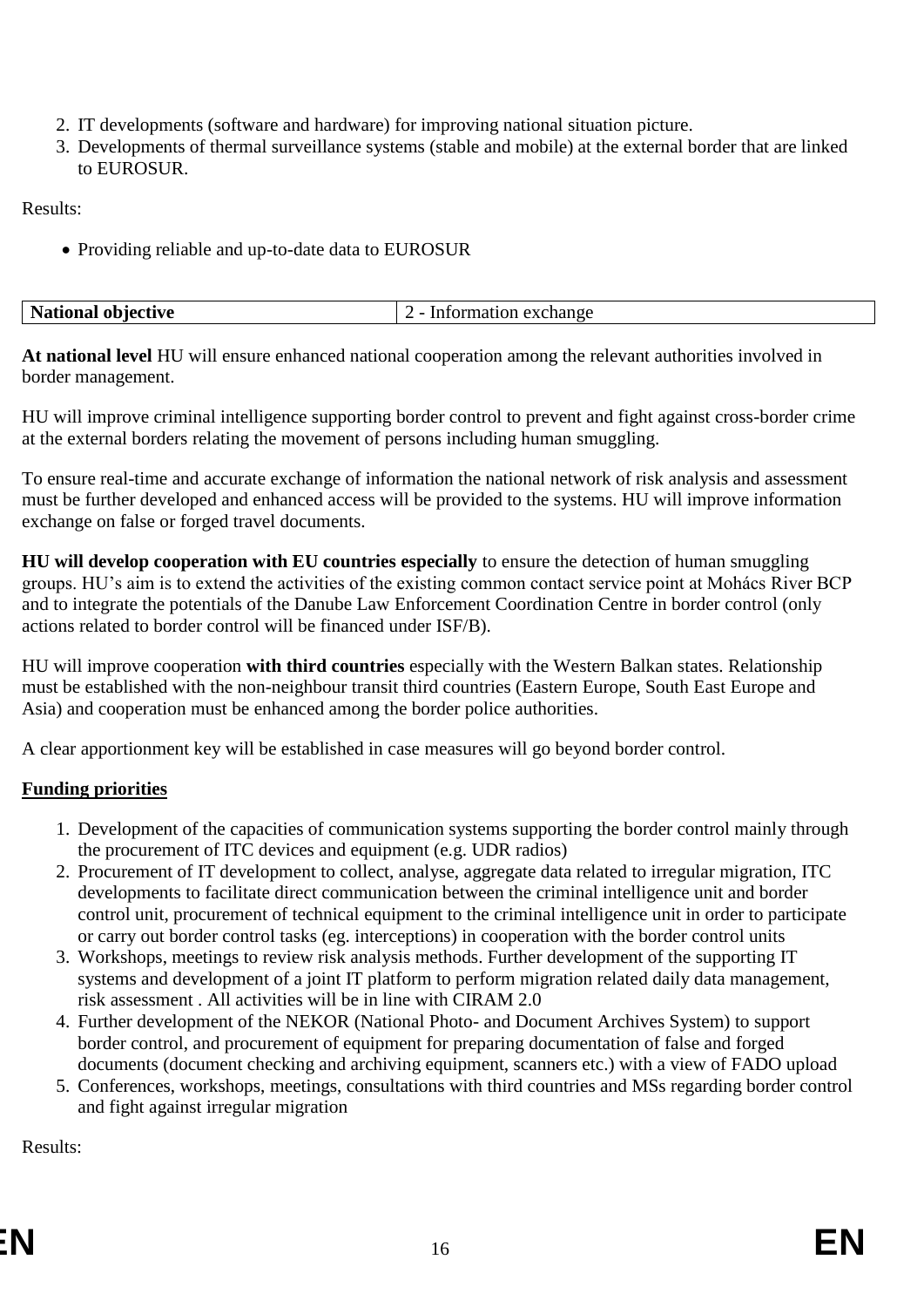2. IT developments (software and hardware) for improving national situation picture.
3. Developments of thermal surveillance systems (stable and mobile) at the external border that are linked to EUROSUR.

Results:

- Providing reliable and up-to-date data to EUROSUR

| **National objective** | 2 - Information exchange |
|---|---|

**At national level** HU will ensure enhanced national cooperation among the relevant authorities involved in border management.

HU will improve criminal intelligence supporting border control to prevent and fight against cross-border crime at the external borders relating the movement of persons including human smuggling.

To ensure real-time and accurate exchange of information the national network of risk analysis and assessment must be further developed and enhanced access will be provided to the systems. HU will improve information exchange on false or forged travel documents.

**HU will develop cooperation with EU countries especially** to ensure the detection of human smuggling groups. HU's aim is to extend the activities of the existing common contact service point at Mohács River BCP and to integrate the potentials of the Danube Law Enforcement Coordination Centre in border control (only actions related to border control will be financed under ISF/B).

HU will improve cooperation **with third countries** especially with the Western Balkan states. Relationship must be established with the non-neighbour transit third countries (Eastern Europe, South East Europe and Asia) and cooperation must be enhanced among the border police authorities.

A clear apportionment key will be established in case measures will go beyond border control.

**Funding priorities**

1. Development of the capacities of communication systems supporting the border control mainly through the procurement of ITC devices and equipment (e.g. UDR radios)
2. Procurement of IT development to collect, analyse, aggregate data related to irregular migration, ITC developments to facilitate direct communication between the criminal intelligence unit and border control unit, procurement of technical equipment to the criminal intelligence unit in order to participate or carry out border control tasks (eg. interceptions) in cooperation with the border control units
3. Workshops, meetings to review risk analysis methods. Further development of the supporting IT systems and development of a joint IT platform to perform migration related daily data management, risk assessment . All activities will be in line with CIRAM 2.0
4. Further development of the NEKOR (National Photo- and Document Archives System) to support border control, and procurement of equipment for preparing documentation of false and forged documents (document checking and archiving equipment, scanners etc.) with a view of FADO upload
5. Conferences, workshops, meetings, consultations with third countries and MSs regarding border control and fight against irregular migration

Results: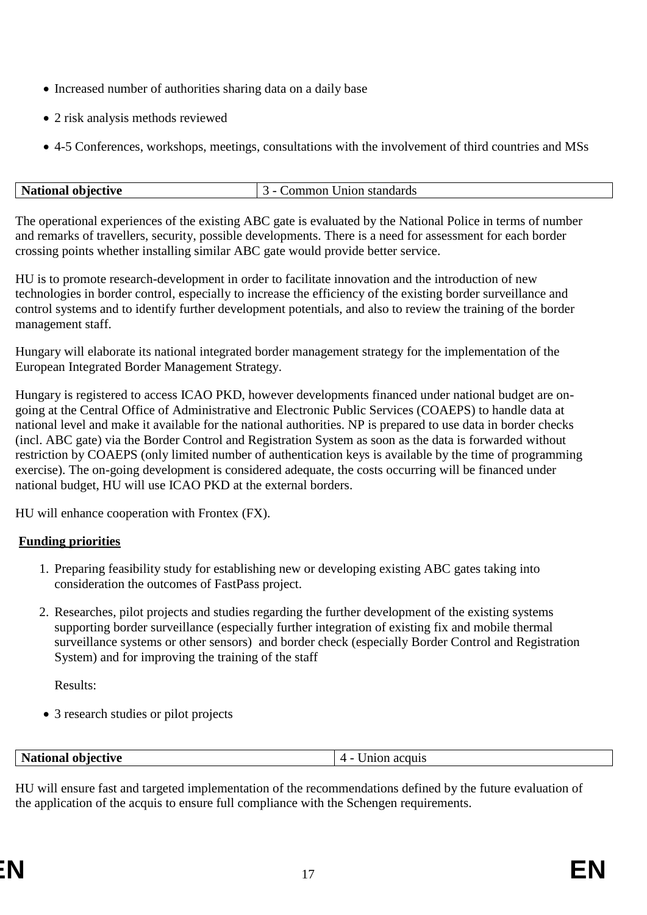- Increased number of authorities sharing data on a daily base
- 2 risk analysis methods reviewed
- 4-5 Conferences, workshops, meetings, consultations with the involvement of third countries and MSs

| | |
|---|---|
| **National objective** | 3 - Common Union standards |

The operational experiences of the existing ABC gate is evaluated by the National Police in terms of number and remarks of travellers, security, possible developments. There is a need for assessment for each border crossing points whether installing similar ABC gate would provide better service.

HU is to promote research-development in order to facilitate innovation and the introduction of new technologies in border control, especially to increase the efficiency of the existing border surveillance and control systems and to identify further development potentials, and also to review the training of the border management staff.

Hungary will elaborate its national integrated border management strategy for the implementation of the European Integrated Border Management Strategy.

Hungary is registered to access ICAO PKD, however developments financed under national budget are on-going at the Central Office of Administrative and Electronic Public Services (COAEPS) to handle data at national level and make it available for the national authorities. NP is prepared to use data in border checks (incl. ABC gate) via the Border Control and Registration System as soon as the data is forwarded without restriction by COAEPS (only limited number of authentication keys is available by the time of programming exercise). The on-going development is considered adequate, the costs occurring will be financed under national budget, HU will use ICAO PKD at the external borders.

HU will enhance cooperation with Frontex (FX).

**Funding priorities**

1. Preparing feasibility study for establishing new or developing existing ABC gates taking into consideration the outcomes of FastPass project.
2. Researches, pilot projects and studies regarding the further development of the existing systems supporting border surveillance (especially further integration of existing fix and mobile thermal surveillance systems or other sensors) and border check (especially Border Control and Registration System) and for improving the training of the staff

   Results:

- 3 research studies or pilot projects

| | |
|---|---|
| **National objective** | 4 - Union acquis |

HU will ensure fast and targeted implementation of the recommendations defined by the future evaluation of the application of the acquis to ensure full compliance with the Schengen requirements.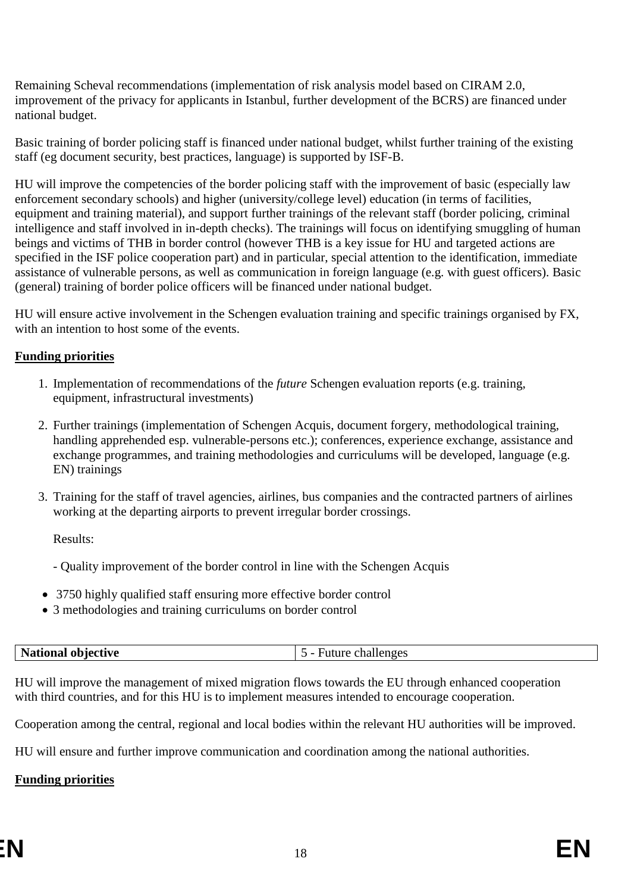Remaining Scheval recommendations (implementation of risk analysis model based on CIRAM 2.0, improvement of the privacy for applicants in Istanbul, further development of the BCRS) are financed under national budget.

Basic training of border policing staff is financed under national budget, whilst further training of the existing staff (eg document security, best practices, language) is supported by ISF-B.

HU will improve the competencies of the border policing staff with the improvement of basic (especially law enforcement secondary schools) and higher (university/college level) education (in terms of facilities, equipment and training material), and support further trainings of the relevant staff (border policing, criminal intelligence and staff involved in in-depth checks). The trainings will focus on identifying smuggling of human beings and victims of THB in border control (however THB is a key issue for HU and targeted actions are specified in the ISF police cooperation part) and in particular, special attention to the identification, immediate assistance of vulnerable persons, as well as communication in foreign language (e.g. with guest officers). Basic (general) training of border police officers will be financed under national budget.

HU will ensure active involvement in the Schengen evaluation training and specific trainings organised by FX, with an intention to host some of the events.

**Funding priorities**

1. Implementation of recommendations of the *future* Schengen evaluation reports (e.g. training, equipment, infrastructural investments)
2. Further trainings (implementation of Schengen Acquis, document forgery, methodological training, handling apprehended esp. vulnerable-persons etc.); conferences, experience exchange, assistance and exchange programmes, and training methodologies and curriculums will be developed, language (e.g. EN) trainings
3. Training for the staff of travel agencies, airlines, bus companies and the contracted partners of airlines working at the departing airports to prevent irregular border crossings.

   Results:

   - Quality improvement of the border control in line with the Schengen Acquis

- 3750 highly qualified staff ensuring more effective border control
- 3 methodologies and training curriculums on border control

| | |
|---|---|
| **National objective** | 5 - Future challenges |

HU will improve the management of mixed migration flows towards the EU through enhanced cooperation with third countries, and for this HU is to implement measures intended to encourage cooperation.

Cooperation among the central, regional and local bodies within the relevant HU authorities will be improved.

HU will ensure and further improve communication and coordination among the national authorities.

**Funding priorities**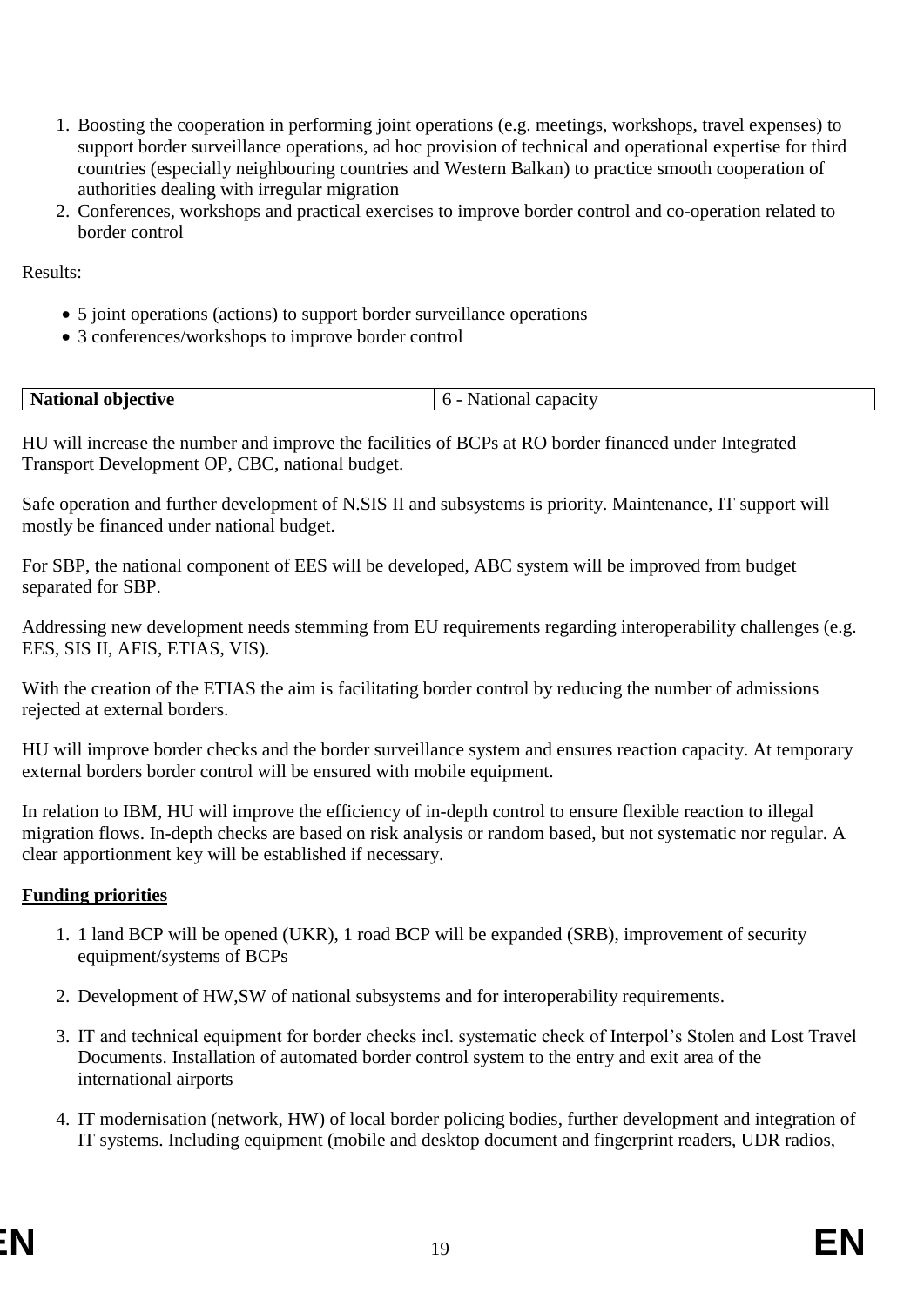1. Boosting the cooperation in performing joint operations (e.g. meetings, workshops, travel expenses) to support border surveillance operations, ad hoc provision of technical and operational expertise for third countries (especially neighbouring countries and Western Balkan) to practice smooth cooperation of authorities dealing with irregular migration
2. Conferences, workshops and practical exercises to improve border control and co-operation related to border control

Results:

- 5 joint operations (actions) to support border surveillance operations
- 3 conferences/workshops to improve border control

| **National objective** | 6 - National capacity |
|---|---|

HU will increase the number and improve the facilities of BCPs at RO border financed under Integrated Transport Development OP, CBC, national budget.

Safe operation and further development of N.SIS II and subsystems is priority. Maintenance, IT support will mostly be financed under national budget.

For SBP, the national component of EES will be developed, ABC system will be improved from budget separated for SBP.

Addressing new development needs stemming from EU requirements regarding interoperability challenges (e.g. EES, SIS II, AFIS, ETIAS, VIS).

With the creation of the ETIAS the aim is facilitating border control by reducing the number of admissions rejected at external borders.

HU will improve border checks and the border surveillance system and ensures reaction capacity. At temporary external borders border control will be ensured with mobile equipment.

In relation to IBM, HU will improve the efficiency of in-depth control to ensure flexible reaction to illegal migration flows. In-depth checks are based on risk analysis or random based, but not systematic nor regular. A clear apportionment key will be established if necessary.

**Funding priorities**

1. 1 land BCP will be opened (UKR), 1 road BCP will be expanded (SRB), improvement of security equipment/systems of BCPs
2. Development of HW,SW of national subsystems and for interoperability requirements.
3. IT and technical equipment for border checks incl. systematic check of Interpol's Stolen and Lost Travel Documents. Installation of automated border control system to the entry and exit area of the international airports
4. IT modernisation (network, HW) of local border policing bodies, further development and integration of IT systems. Including equipment (mobile and desktop document and fingerprint readers, UDR radios,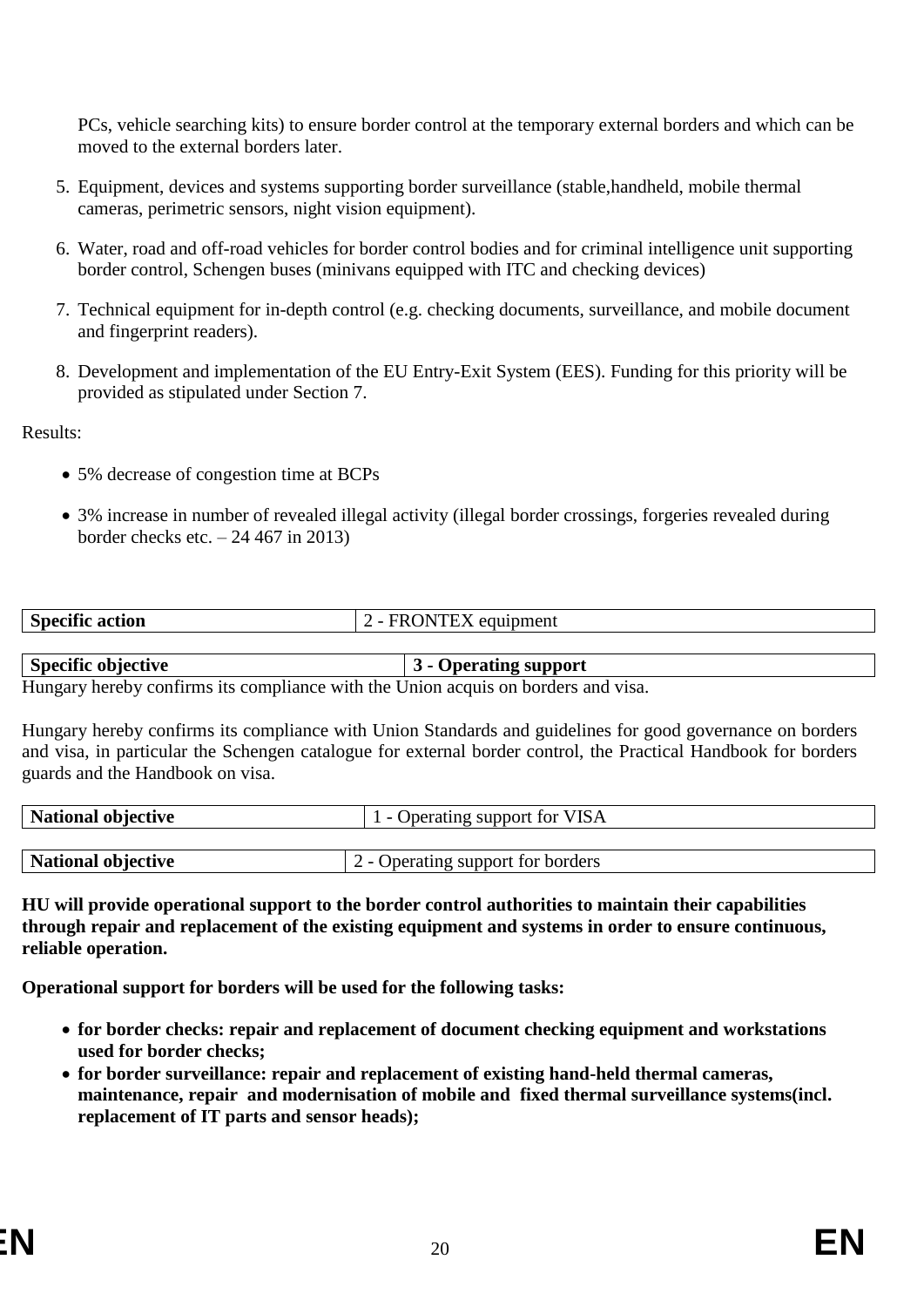PCs, vehicle searching kits) to ensure border control at the temporary external borders and which can be moved to the external borders later.

5. Equipment, devices and systems supporting border surveillance (stable,handheld, mobile thermal cameras, perimetric sensors, night vision equipment).
6. Water, road and off-road vehicles for border control bodies and for criminal intelligence unit supporting border control, Schengen buses (minivans equipped with ITC and checking devices)
7. Technical equipment for in-depth control (e.g. checking documents, surveillance, and mobile document and fingerprint readers).
8. Development and implementation of the EU Entry-Exit System (EES). Funding for this priority will be provided as stipulated under Section 7.

Results:

- 5% decrease of congestion time at BCPs
- 3% increase in number of revealed illegal activity (illegal border crossings, forgeries revealed during border checks etc. – 24 467 in 2013)

| | |
|---|---|
| **Specific action** | 2 - FRONTEX equipment |

| | |
|---|---|
| **Specific objective** | **3 - Operating support** |

Hungary hereby confirms its compliance with the Union acquis on borders and visa.

Hungary hereby confirms its compliance with Union Standards and guidelines for good governance on borders and visa, in particular the Schengen catalogue for external border control, the Practical Handbook for borders guards and the Handbook on visa.

| | |
|---|---|
| **National objective** | 1 - Operating support for VISA |

| | |
|---|---|
| **National objective** | 2 - Operating support for borders |

**HU will provide operational support to the border control authorities to maintain their capabilities through repair and replacement of the existing equipment and systems in order to ensure continuous, reliable operation.**

**Operational support for borders will be used for the following tasks:**

- **for border checks: repair and replacement of document checking equipment and workstations used for border checks;**
- **for border surveillance: repair and replacement of existing hand-held thermal cameras, maintenance, repair and modernisation of mobile and fixed thermal surveillance systems(incl. replacement of IT parts and sensor heads);**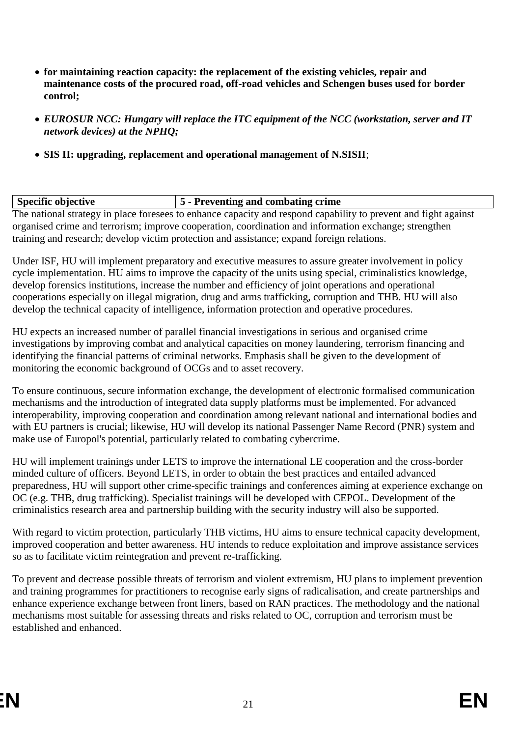- **for maintaining reaction capacity: the replacement of the existing vehicles, repair and maintenance costs of the procured road, off-road vehicles and Schengen buses used for border control;**
- ***EUROSUR NCC: Hungary will replace the ITC equipment of the NCC (workstation, server and IT network devices) at the NPHQ;***
- **SIS II: upgrading, replacement and operational management of N.SISII**;

| **Specific objective** | **5 - Preventing and combating crime** |
|---|---|

The national strategy in place foresees to enhance capacity and respond capability to prevent and fight against organised crime and terrorism; improve cooperation, coordination and information exchange; strengthen training and research; develop victim protection and assistance; expand foreign relations.

Under ISF, HU will implement preparatory and executive measures to assure greater involvement in policy cycle implementation. HU aims to improve the capacity of the units using special, criminalistics knowledge, develop forensics institutions, increase the number and efficiency of joint operations and operational cooperations especially on illegal migration, drug and arms trafficking, corruption and THB. HU will also develop the technical capacity of intelligence, information protection and operative procedures.

HU expects an increased number of parallel financial investigations in serious and organised crime investigations by improving combat and analytical capacities on money laundering, terrorism financing and identifying the financial patterns of criminal networks. Emphasis shall be given to the development of monitoring the economic background of OCGs and to asset recovery.

To ensure continuous, secure information exchange, the development of electronic formalised communication mechanisms and the introduction of integrated data supply platforms must be implemented. For advanced interoperability, improving cooperation and coordination among relevant national and international bodies and with EU partners is crucial; likewise, HU will develop its national Passenger Name Record (PNR) system and make use of Europol's potential, particularly related to combating cybercrime.

HU will implement trainings under LETS to improve the international LE cooperation and the cross-border minded culture of officers. Beyond LETS, in order to obtain the best practices and entailed advanced preparedness, HU will support other crime-specific trainings and conferences aiming at experience exchange on OC (e.g. THB, drug trafficking). Specialist trainings will be developed with CEPOL. Development of the criminalistics research area and partnership building with the security industry will also be supported.

With regard to victim protection, particularly THB victims, HU aims to ensure technical capacity development, improved cooperation and better awareness. HU intends to reduce exploitation and improve assistance services so as to facilitate victim reintegration and prevent re-trafficking.

To prevent and decrease possible threats of terrorism and violent extremism, HU plans to implement prevention and training programmes for practitioners to recognise early signs of radicalisation, and create partnerships and enhance experience exchange between front liners, based on RAN practices. The methodology and the national mechanisms most suitable for assessing threats and risks related to OC, corruption and terrorism must be established and enhanced.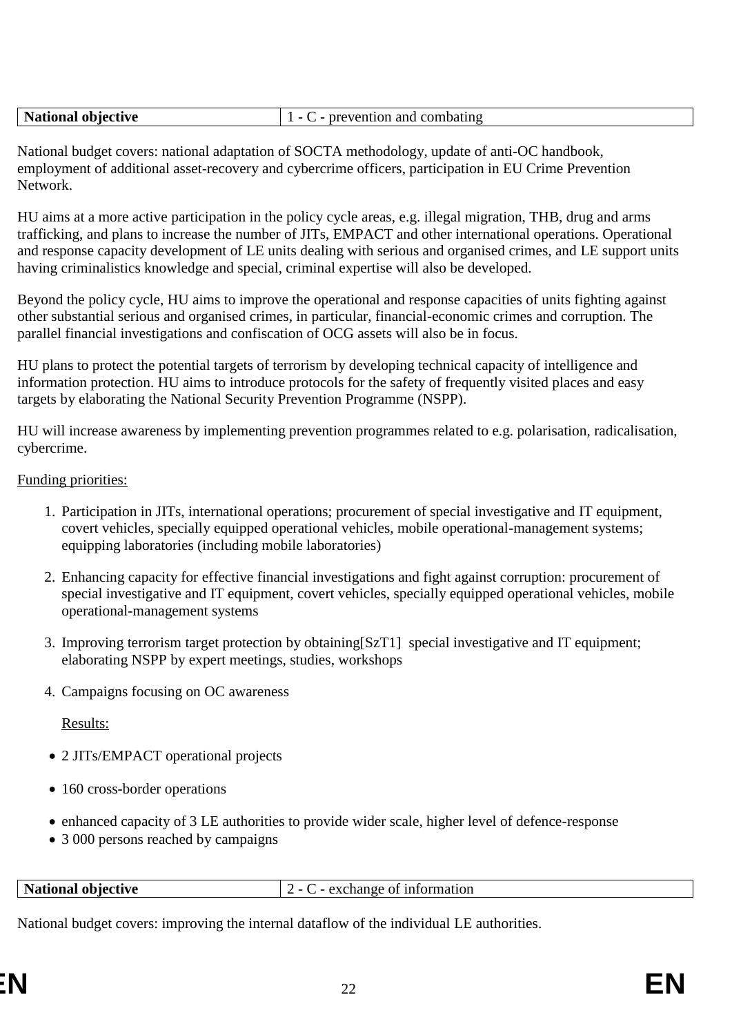| National objective | 1 - C - prevention and combating |
| --- | --- |

National budget covers: national adaptation of SOCTA methodology, update of anti-OC handbook, employment of additional asset-recovery and cybercrime officers, participation in EU Crime Prevention Network.

HU aims at a more active participation in the policy cycle areas, e.g. illegal migration, THB, drug and arms trafficking, and plans to increase the number of JITs, EMPACT and other international operations. Operational and response capacity development of LE units dealing with serious and organised crimes, and LE support units having criminalistics knowledge and special, criminal expertise will also be developed.

Beyond the policy cycle, HU aims to improve the operational and response capacities of units fighting against other substantial serious and organised crimes, in particular, financial-economic crimes and corruption. The parallel financial investigations and confiscation of OCG assets will also be in focus.

HU plans to protect the potential targets of terrorism by developing technical capacity of intelligence and information protection. HU aims to introduce protocols for the safety of frequently visited places and easy targets by elaborating the National Security Prevention Programme (NSPP).

HU will increase awareness by implementing prevention programmes related to e.g. polarisation, radicalisation, cybercrime.

Funding priorities:

1. Participation in JITs, international operations; procurement of special investigative and IT equipment, covert vehicles, specially equipped operational vehicles, mobile operational-management systems; equipping laboratories (including mobile laboratories)
2. Enhancing capacity for effective financial investigations and fight against corruption: procurement of special investigative and IT equipment, covert vehicles, specially equipped operational vehicles, mobile operational-management systems
3. Improving terrorism target protection by obtaining[SzT1] special investigative and IT equipment; elaborating NSPP by expert meetings, studies, workshops
4. Campaigns focusing on OC awareness

Results:

- 2 JITs/EMPACT operational projects
- 160 cross-border operations
- enhanced capacity of 3 LE authorities to provide wider scale, higher level of defence-response
- 3 000 persons reached by campaigns

| National objective | 2 - C - exchange of information |
| --- | --- |

National budget covers: improving the internal dataflow of the individual LE authorities.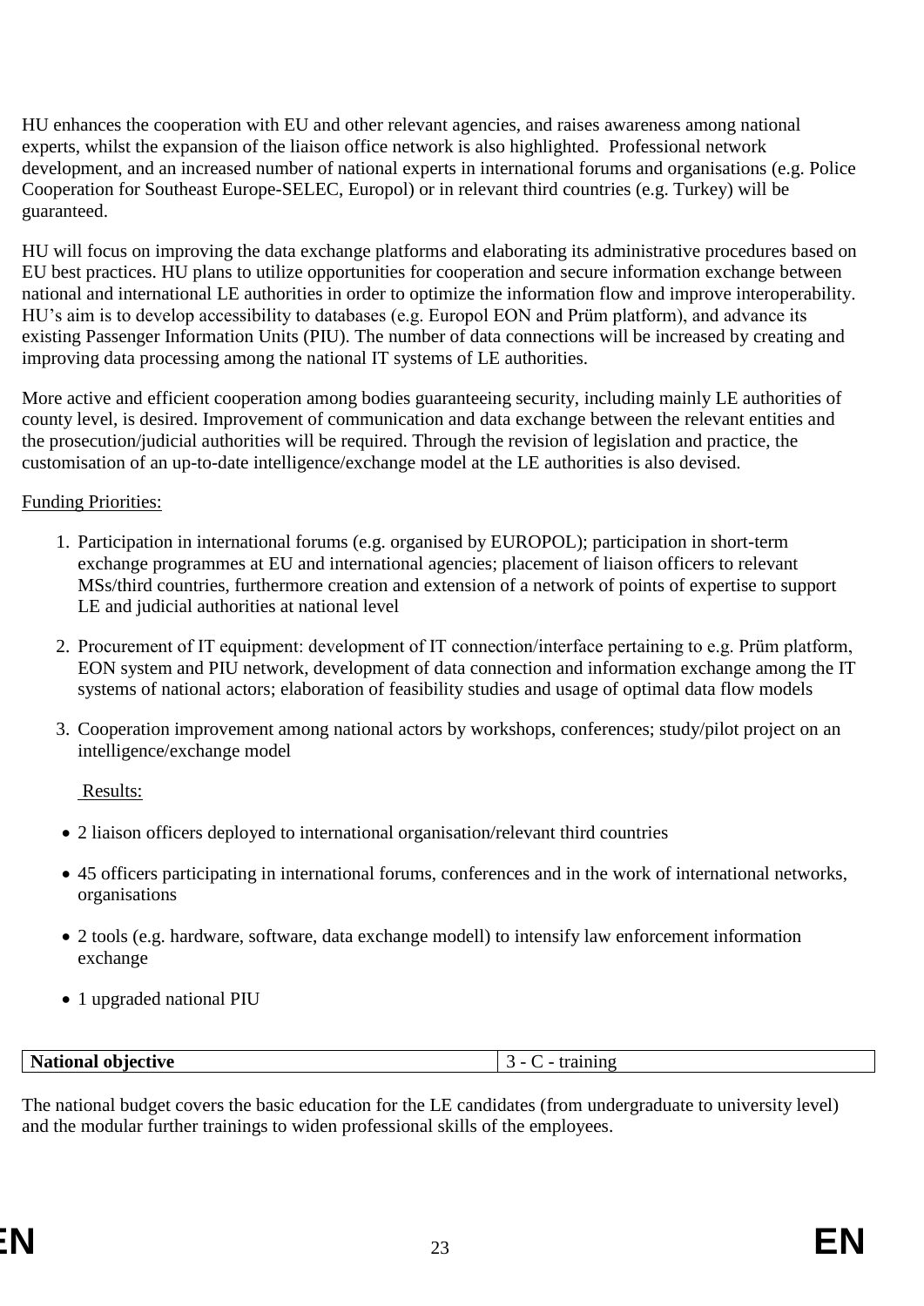HU enhances the cooperation with EU and other relevant agencies, and raises awareness among national experts, whilst the expansion of the liaison office network is also highlighted. Professional network development, and an increased number of national experts in international forums and organisations (e.g. Police Cooperation for Southeast Europe-SELEC, Europol) or in relevant third countries (e.g. Turkey) will be guaranteed.

HU will focus on improving the data exchange platforms and elaborating its administrative procedures based on EU best practices. HU plans to utilize opportunities for cooperation and secure information exchange between national and international LE authorities in order to optimize the information flow and improve interoperability. HU's aim is to develop accessibility to databases (e.g. Europol EON and Prüm platform), and advance its existing Passenger Information Units (PIU). The number of data connections will be increased by creating and improving data processing among the national IT systems of LE authorities.

More active and efficient cooperation among bodies guaranteeing security, including mainly LE authorities of county level, is desired. Improvement of communication and data exchange between the relevant entities and the prosecution/judicial authorities will be required. Through the revision of legislation and practice, the customisation of an up-to-date intelligence/exchange model at the LE authorities is also devised.

Funding Priorities:

1. Participation in international forums (e.g. organised by EUROPOL); participation in short-term exchange programmes at EU and international agencies; placement of liaison officers to relevant MSs/third countries, furthermore creation and extension of a network of points of expertise to support LE and judicial authorities at national level
2. Procurement of IT equipment: development of IT connection/interface pertaining to e.g. Prüm platform, EON system and PIU network, development of data connection and information exchange among the IT systems of national actors; elaboration of feasibility studies and usage of optimal data flow models
3. Cooperation improvement among national actors by workshops, conferences; study/pilot project on an intelligence/exchange model

Results:

- 2 liaison officers deployed to international organisation/relevant third countries
- 45 officers participating in international forums, conferences and in the work of international networks, organisations
- 2 tools (e.g. hardware, software, data exchange modell) to intensify law enforcement information exchange
- 1 upgraded national PIU

| | |
|---|---|
| **National objective** | 3 - C - training |

The national budget covers the basic education for the LE candidates (from undergraduate to university level) and the modular further trainings to widen professional skills of the employees.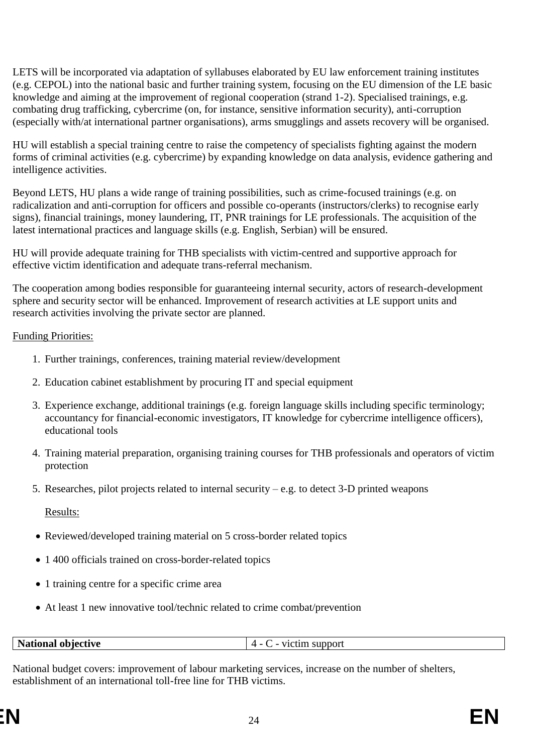LETS will be incorporated via adaptation of syllabuses elaborated by EU law enforcement training institutes (e.g. CEPOL) into the national basic and further training system, focusing on the EU dimension of the LE basic knowledge and aiming at the improvement of regional cooperation (strand 1-2). Specialised trainings, e.g. combating drug trafficking, cybercrime (on, for instance, sensitive information security), anti-corruption (especially with/at international partner organisations), arms smugglings and assets recovery will be organised.

HU will establish a special training centre to raise the competency of specialists fighting against the modern forms of criminal activities (e.g. cybercrime) by expanding knowledge on data analysis, evidence gathering and intelligence activities.

Beyond LETS, HU plans a wide range of training possibilities, such as crime-focused trainings (e.g. on radicalization and anti-corruption for officers and possible co-operants (instructors/clerks) to recognise early signs), financial trainings, money laundering, IT, PNR trainings for LE professionals. The acquisition of the latest international practices and language skills (e.g. English, Serbian) will be ensured.

HU will provide adequate training for THB specialists with victim-centred and supportive approach for effective victim identification and adequate trans-referral mechanism.

The cooperation among bodies responsible for guaranteeing internal security, actors of research-development sphere and security sector will be enhanced. Improvement of research activities at LE support units and research activities involving the private sector are planned.

Funding Priorities:

1. Further trainings, conferences, training material review/development
2. Education cabinet establishment by procuring IT and special equipment
3. Experience exchange, additional trainings (e.g. foreign language skills including specific terminology; accountancy for financial-economic investigators, IT knowledge for cybercrime intelligence officers), educational tools
4. Training material preparation, organising training courses for THB professionals and operators of victim protection
5. Researches, pilot projects related to internal security – e.g. to detect 3-D printed weapons

Results:

- Reviewed/developed training material on 5 cross-border related topics
- 1 400 officials trained on cross-border-related topics
- 1 training centre for a specific crime area
- At least 1 new innovative tool/technic related to crime combat/prevention

| **National objective** | 4 - C - victim support |
|---|---|

National budget covers: improvement of labour marketing services, increase on the number of shelters, establishment of an international toll-free line for THB victims.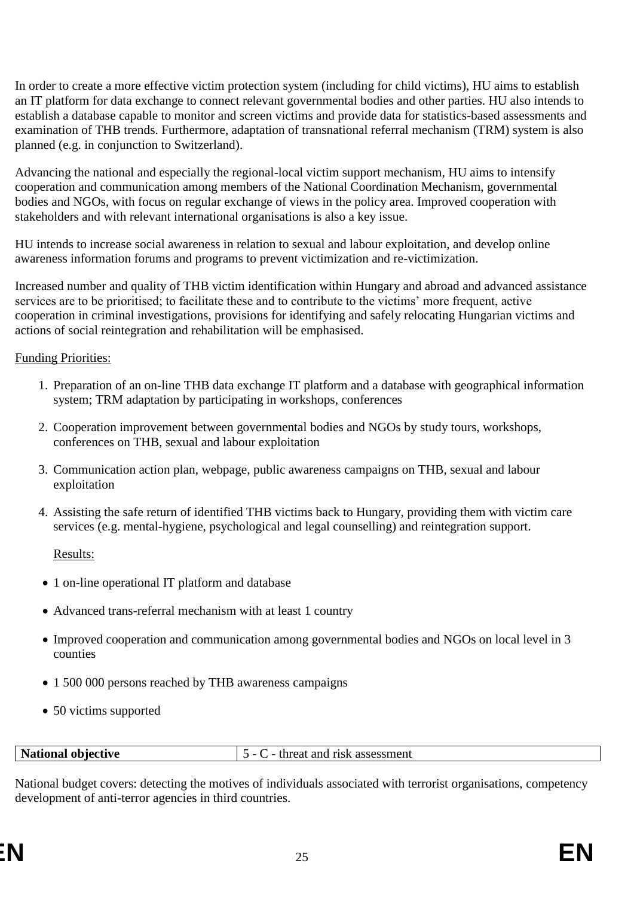In order to create a more effective victim protection system (including for child victims), HU aims to establish an IT platform for data exchange to connect relevant governmental bodies and other parties. HU also intends to establish a database capable to monitor and screen victims and provide data for statistics-based assessments and examination of THB trends. Furthermore, adaptation of transnational referral mechanism (TRM) system is also planned (e.g. in conjunction to Switzerland).

Advancing the national and especially the regional-local victim support mechanism, HU aims to intensify cooperation and communication among members of the National Coordination Mechanism, governmental bodies and NGOs, with focus on regular exchange of views in the policy area. Improved cooperation with stakeholders and with relevant international organisations is also a key issue.

HU intends to increase social awareness in relation to sexual and labour exploitation, and develop online awareness information forums and programs to prevent victimization and re-victimization.

Increased number and quality of THB victim identification within Hungary and abroad and advanced assistance services are to be prioritised; to facilitate these and to contribute to the victims' more frequent, active cooperation in criminal investigations, provisions for identifying and safely relocating Hungarian victims and actions of social reintegration and rehabilitation will be emphasised.

Funding Priorities:

1. Preparation of an on-line THB data exchange IT platform and a database with geographical information system; TRM adaptation by participating in workshops, conferences
2. Cooperation improvement between governmental bodies and NGOs by study tours, workshops, conferences on THB, sexual and labour exploitation
3. Communication action plan, webpage, public awareness campaigns on THB, sexual and labour exploitation
4. Assisting the safe return of identified THB victims back to Hungary, providing them with victim care services (e.g. mental-hygiene, psychological and legal counselling) and reintegration support.

   Results:

- 1 on-line operational IT platform and database
- Advanced trans-referral mechanism with at least 1 country
- Improved cooperation and communication among governmental bodies and NGOs on local level in 3 counties
- 1 500 000 persons reached by THB awareness campaigns
- 50 victims supported

| | |
|---|---|
| **National objective** | 5 - C - threat and risk assessment |

National budget covers: detecting the motives of individuals associated with terrorist organisations, competency development of anti-terror agencies in third countries.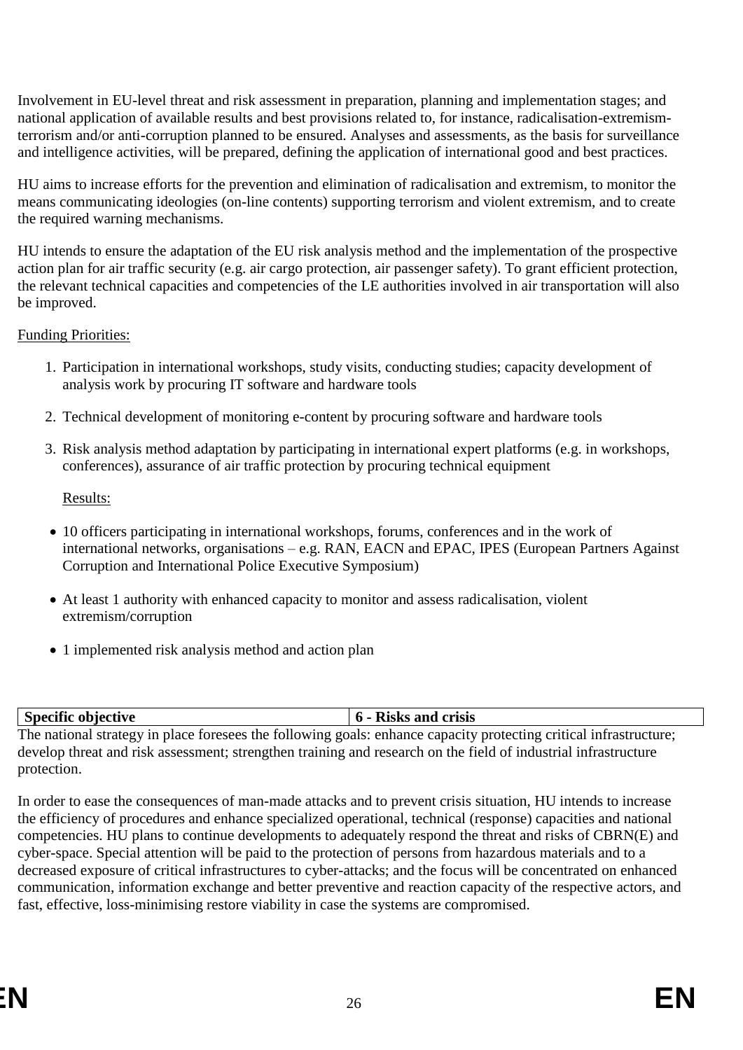Involvement in EU-level threat and risk assessment in preparation, planning and implementation stages; and national application of available results and best provisions related to, for instance, radicalisation-extremism-terrorism and/or anti-corruption planned to be ensured. Analyses and assessments, as the basis for surveillance and intelligence activities, will be prepared, defining the application of international good and best practices.

HU aims to increase efforts for the prevention and elimination of radicalisation and extremism, to monitor the means communicating ideologies (on-line contents) supporting terrorism and violent extremism, and to create the required warning mechanisms.

HU intends to ensure the adaptation of the EU risk analysis method and the implementation of the prospective action plan for air traffic security (e.g. air cargo protection, air passenger safety). To grant efficient protection, the relevant technical capacities and competencies of the LE authorities involved in air transportation will also be improved.

Funding Priorities:

1. Participation in international workshops, study visits, conducting studies; capacity development of analysis work by procuring IT software and hardware tools
2. Technical development of monitoring e-content by procuring software and hardware tools
3. Risk analysis method adaptation by participating in international expert platforms (e.g. in workshops, conferences), assurance of air traffic protection by procuring technical equipment

Results:

- 10 officers participating in international workshops, forums, conferences and in the work of international networks, organisations – e.g. RAN, EACN and EPAC, IPES (European Partners Against Corruption and International Police Executive Symposium)
- At least 1 authority with enhanced capacity to monitor and assess radicalisation, violent extremism/corruption
- 1 implemented risk analysis method and action plan

| **Specific objective** | **6 - Risks and crisis** |
|---|---|

The national strategy in place foresees the following goals: enhance capacity protecting critical infrastructure; develop threat and risk assessment; strengthen training and research on the field of industrial infrastructure protection.

In order to ease the consequences of man-made attacks and to prevent crisis situation, HU intends to increase the efficiency of procedures and enhance specialized operational, technical (response) capacities and national competencies. HU plans to continue developments to adequately respond the threat and risks of CBRN(E) and cyber-space. Special attention will be paid to the protection of persons from hazardous materials and to a decreased exposure of critical infrastructures to cyber-attacks; and the focus will be concentrated on enhanced communication, information exchange and better preventive and reaction capacity of the respective actors, and fast, effective, loss-minimising restore viability in case the systems are compromised.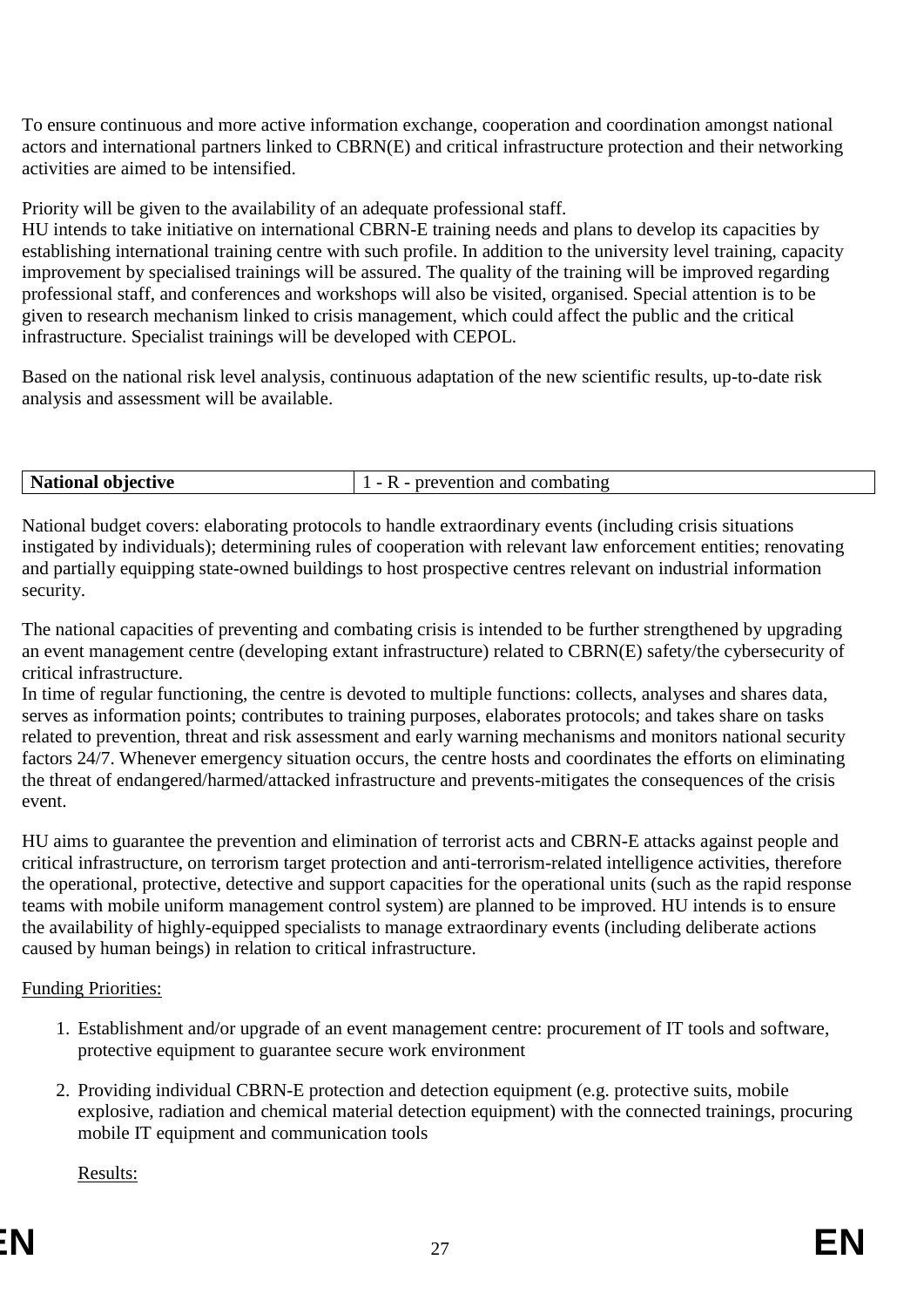To ensure continuous and more active information exchange, cooperation and coordination amongst national actors and international partners linked to CBRN(E) and critical infrastructure protection and their networking activities are aimed to be intensified.

Priority will be given to the availability of an adequate professional staff.
HU intends to take initiative on international CBRN-E training needs and plans to develop its capacities by establishing international training centre with such profile. In addition to the university level training, capacity improvement by specialised trainings will be assured. The quality of the training will be improved regarding professional staff, and conferences and workshops will also be visited, organised. Special attention is to be given to research mechanism linked to crisis management, which could affect the public and the critical infrastructure. Specialist trainings will be developed with CEPOL.

Based on the national risk level analysis, continuous adaptation of the new scientific results, up-to-date risk analysis and assessment will be available.

| | |
|---|---|
| **National objective** | 1 - R - prevention and combating |

National budget covers: elaborating protocols to handle extraordinary events (including crisis situations instigated by individuals); determining rules of cooperation with relevant law enforcement entities; renovating and partially equipping state-owned buildings to host prospective centres relevant on industrial information security.

The national capacities of preventing and combating crisis is intended to be further strengthened by upgrading an event management centre (developing extant infrastructure) related to CBRN(E) safety/the cybersecurity of critical infrastructure.
In time of regular functioning, the centre is devoted to multiple functions: collects, analyses and shares data, serves as information points; contributes to training purposes, elaborates protocols; and takes share on tasks related to prevention, threat and risk assessment and early warning mechanisms and monitors national security factors 24/7. Whenever emergency situation occurs, the centre hosts and coordinates the efforts on eliminating the threat of endangered/harmed/attacked infrastructure and prevents-mitigates the consequences of the crisis event.

HU aims to guarantee the prevention and elimination of terrorist acts and CBRN-E attacks against people and critical infrastructure, on terrorism target protection and anti-terrorism-related intelligence activities, therefore the operational, protective, detective and support capacities for the operational units (such as the rapid response teams with mobile uniform management control system) are planned to be improved. HU intends is to ensure the availability of highly-equipped specialists to manage extraordinary events (including deliberate actions caused by human beings) in relation to critical infrastructure.

Funding Priorities:

1. Establishment and/or upgrade of an event management centre: procurement of IT tools and software, protective equipment to guarantee secure work environment
2. Providing individual CBRN-E protection and detection equipment (e.g. protective suits, mobile explosive, radiation and chemical material detection equipment) with the connected trainings, procuring mobile IT equipment and communication tools

Results: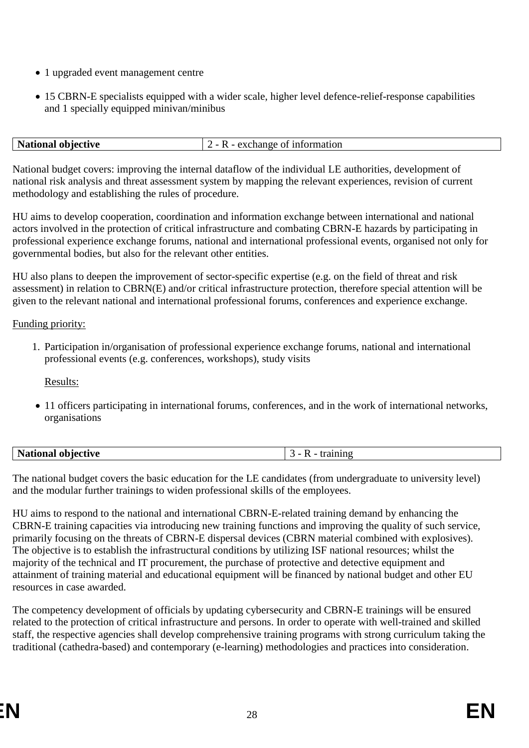- 1 upgraded event management centre
- 15 CBRN-E specialists equipped with a wider scale, higher level defence-relief-response capabilities and 1 specially equipped minivan/minibus

| | |
|---|---|
| **National objective** | 2 - R - exchange of information |

National budget covers: improving the internal dataflow of the individual LE authorities, development of national risk analysis and threat assessment system by mapping the relevant experiences, revision of current methodology and establishing the rules of procedure.

HU aims to develop cooperation, coordination and information exchange between international and national actors involved in the protection of critical infrastructure and combating CBRN-E hazards by participating in professional experience exchange forums, national and international professional events, organised not only for governmental bodies, but also for the relevant other entities.

HU also plans to deepen the improvement of sector-specific expertise (e.g. on the field of threat and risk assessment) in relation to CBRN(E) and/or critical infrastructure protection, therefore special attention will be given to the relevant national and international professional forums, conferences and experience exchange.

Funding priority:

1. Participation in/organisation of professional experience exchange forums, national and international professional events (e.g. conferences, workshops), study visits

   Results:

- 11 officers participating in international forums, conferences, and in the work of international networks, organisations

| | |
|---|---|
| **National objective** | 3 - R - training |

The national budget covers the basic education for the LE candidates (from undergraduate to university level) and the modular further trainings to widen professional skills of the employees.

HU aims to respond to the national and international CBRN-E-related training demand by enhancing the CBRN-E training capacities via introducing new training functions and improving the quality of such service, primarily focusing on the threats of CBRN-E dispersal devices (CBRN material combined with explosives). The objective is to establish the infrastructural conditions by utilizing ISF national resources; whilst the majority of the technical and IT procurement, the purchase of protective and detective equipment and attainment of training material and educational equipment will be financed by national budget and other EU resources in case awarded.

The competency development of officials by updating cybersecurity and CBRN-E trainings will be ensured related to the protection of critical infrastructure and persons. In order to operate with well-trained and skilled staff, the respective agencies shall develop comprehensive training programs with strong curriculum taking the traditional (cathedra-based) and contemporary (e-learning) methodologies and practices into consideration.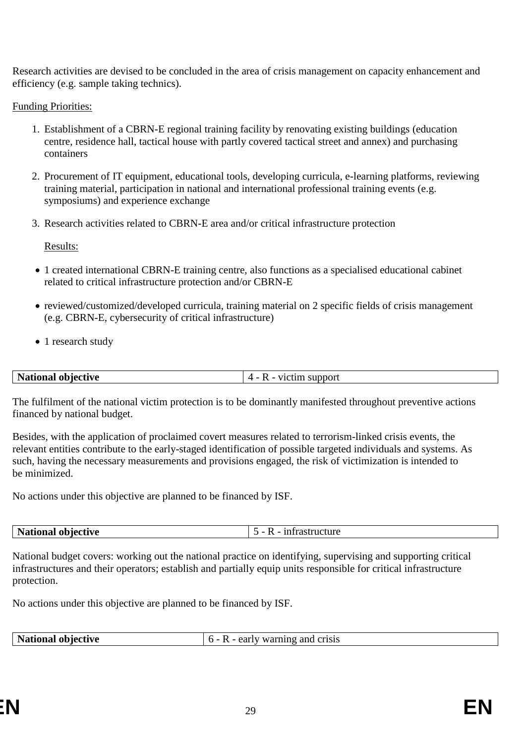Research activities are devised to be concluded in the area of crisis management on capacity enhancement and efficiency (e.g. sample taking technics).

Funding Priorities:

1. Establishment of a CBRN-E regional training facility by renovating existing buildings (education centre, residence hall, tactical house with partly covered tactical street and annex) and purchasing containers

2. Procurement of IT equipment, educational tools, developing curricula, e-learning platforms, reviewing training material, participation in national and international professional training events (e.g. symposiums) and experience exchange

3. Research activities related to CBRN-E area and/or critical infrastructure protection

Results:

- 1 created international CBRN-E training centre, also functions as a specialised educational cabinet related to critical infrastructure protection and/or CBRN-E

- reviewed/customized/developed curricula, training material on 2 specific fields of crisis management (e.g. CBRN-E, cybersecurity of critical infrastructure)

- 1 research study

| | |
|---|---|
| **National objective** | 4 - R - victim support |

The fulfilment of the national victim protection is to be dominantly manifested throughout preventive actions financed by national budget.

Besides, with the application of proclaimed covert measures related to terrorism-linked crisis events, the relevant entities contribute to the early-staged identification of possible targeted individuals and systems. As such, having the necessary measurements and provisions engaged, the risk of victimization is intended to be minimized.

No actions under this objective are planned to be financed by ISF.

| | |
|---|---|
| **National objective** | 5 - R - infrastructure |

National budget covers: working out the national practice on identifying, supervising and supporting critical infrastructures and their operators; establish and partially equip units responsible for critical infrastructure protection.

No actions under this objective are planned to be financed by ISF.

| | |
|---|---|
| **National objective** | 6 - R - early warning and crisis |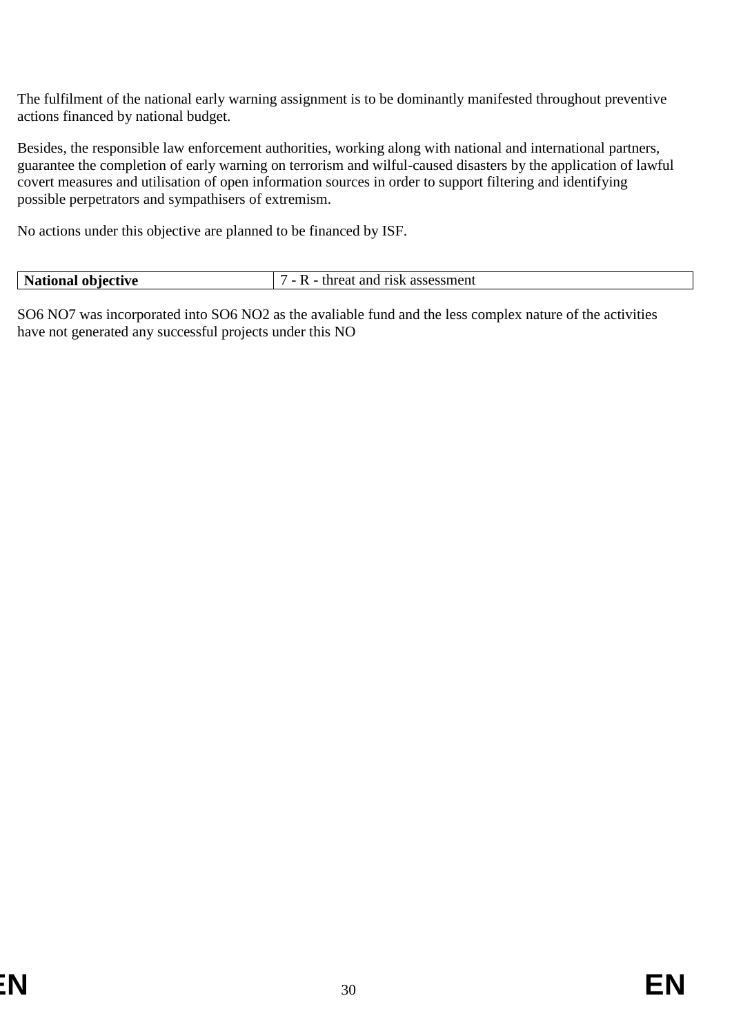The fulfilment of the national early warning assignment is to be dominantly manifested throughout preventive actions financed by national budget.

Besides, the responsible law enforcement authorities, working along with national and international partners, guarantee the completion of early warning on terrorism and wilful-caused disasters by the application of lawful covert measures and utilisation of open information sources in order to support filtering and identifying possible perpetrators and sympathisers of extremism.

No actions under this objective are planned to be financed by ISF.

| | |
|---|---|
| **National objective** | 7 - R - threat and risk assessment |

SO6 NO7 was incorporated into SO6 NO2 as the avaliable fund and the less complex nature of the activities have not generated any successful projects under this NO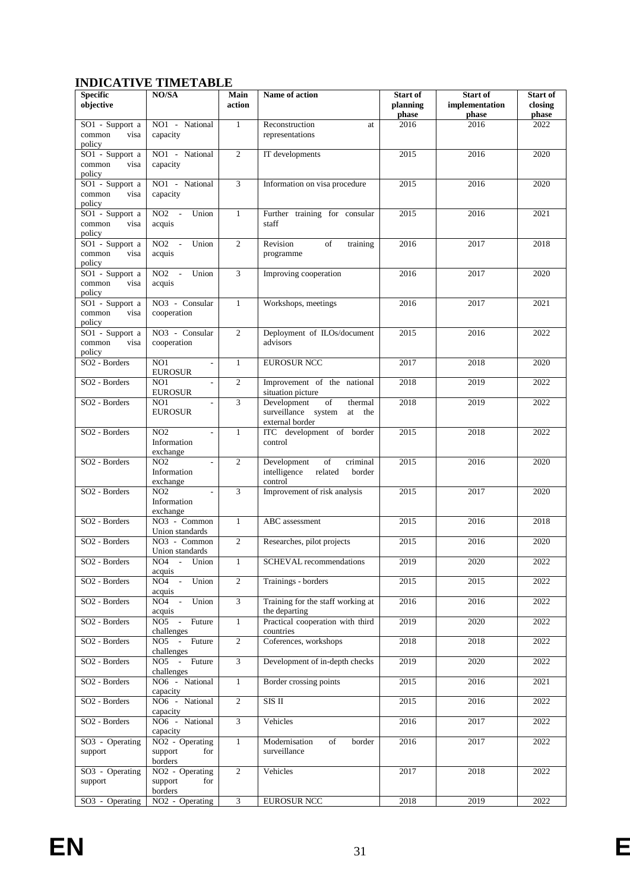## INDICATIVE TIMETABLE

| Specific objective | NO/SA | Main action | Name of action | Start of planning phase | Start of implementation phase | Start of closing phase |
|---|---|---|---|---|---|---|
| SO1 - Support a common visa policy | NO1 - National capacity | 1 | Reconstruction at representations | 2016 | 2016 | 2022 |
| SO1 - Support a common visa policy | NO1 - National capacity | 2 | IT developments | 2015 | 2016 | 2020 |
| SO1 - Support a common visa policy | NO1 - National capacity | 3 | Information on visa procedure | 2015 | 2016 | 2020 |
| SO1 - Support a common visa policy | NO2 - Union acquis | 1 | Further training for consular staff | 2015 | 2016 | 2021 |
| SO1 - Support a common visa policy | NO2 - Union acquis | 2 | Revision of training programme | 2016 | 2017 | 2018 |
| SO1 - Support a common visa policy | NO2 - Union acquis | 3 | Improving cooperation | 2016 | 2017 | 2020 |
| SO1 - Support a common visa policy | NO3 - Consular cooperation | 1 | Workshops, meetings | 2016 | 2017 | 2021 |
| SO1 - Support a common visa policy | NO3 - Consular cooperation | 2 | Deployment of ILOs/document advisors | 2015 | 2016 | 2022 |
| SO2 - Borders | NO1 - EUROSUR | 1 | EUROSUR NCC | 2017 | 2018 | 2020 |
| SO2 - Borders | NO1 - EUROSUR | 2 | Improvement of the national situation picture | 2018 | 2019 | 2022 |
| SO2 - Borders | NO1 - EUROSUR | 3 | Development of thermal surveillance system at the external border | 2018 | 2019 | 2022 |
| SO2 - Borders | NO2 - Information exchange | 1 | ITC development of border control | 2015 | 2018 | 2022 |
| SO2 - Borders | NO2 - Information exchange | 2 | Development of criminal intelligence related border control | 2015 | 2016 | 2020 |
| SO2 - Borders | NO2 - Information exchange | 3 | Improvement of risk analysis | 2015 | 2017 | 2020 |
| SO2 - Borders | NO3 - Common Union standards | 1 | ABC assessment | 2015 | 2016 | 2018 |
| SO2 - Borders | NO3 - Common Union standards | 2 | Researches, pilot projects | 2015 | 2016 | 2020 |
| SO2 - Borders | NO4 - Union acquis | 1 | SCHEVAL recommendations | 2019 | 2020 | 2022 |
| SO2 - Borders | NO4 - Union acquis | 2 | Trainings - borders | 2015 | 2015 | 2022 |
| SO2 - Borders | NO4 - Union acquis | 3 | Training for the staff working at the departing | 2016 | 2016 | 2022 |
| SO2 - Borders | NO5 - Future challenges | 1 | Practical cooperation with third countries | 2019 | 2020 | 2022 |
| SO2 - Borders | NO5 - Future challenges | 2 | Coferences, workshops | 2018 | 2018 | 2022 |
| SO2 - Borders | NO5 - Future challenges | 3 | Development of in-depth checks | 2019 | 2020 | 2022 |
| SO2 - Borders | NO6 - National capacity | 1 | Border crossing points | 2015 | 2016 | 2021 |
| SO2 - Borders | NO6 - National capacity | 2 | SIS II | 2015 | 2016 | 2022 |
| SO2 - Borders | NO6 - National capacity | 3 | Vehicles | 2016 | 2017 | 2022 |
| SO3 - Operating support | NO2 - Operating support for borders | 1 | Modernisation of border surveillance | 2016 | 2017 | 2022 |
| SO3 - Operating support | NO2 - Operating support for borders | 2 | Vehicles | 2017 | 2018 | 2022 |
| SO3 - Operating | NO2 - Operating | 3 | EUROSUR NCC | 2018 | 2019 | 2022 |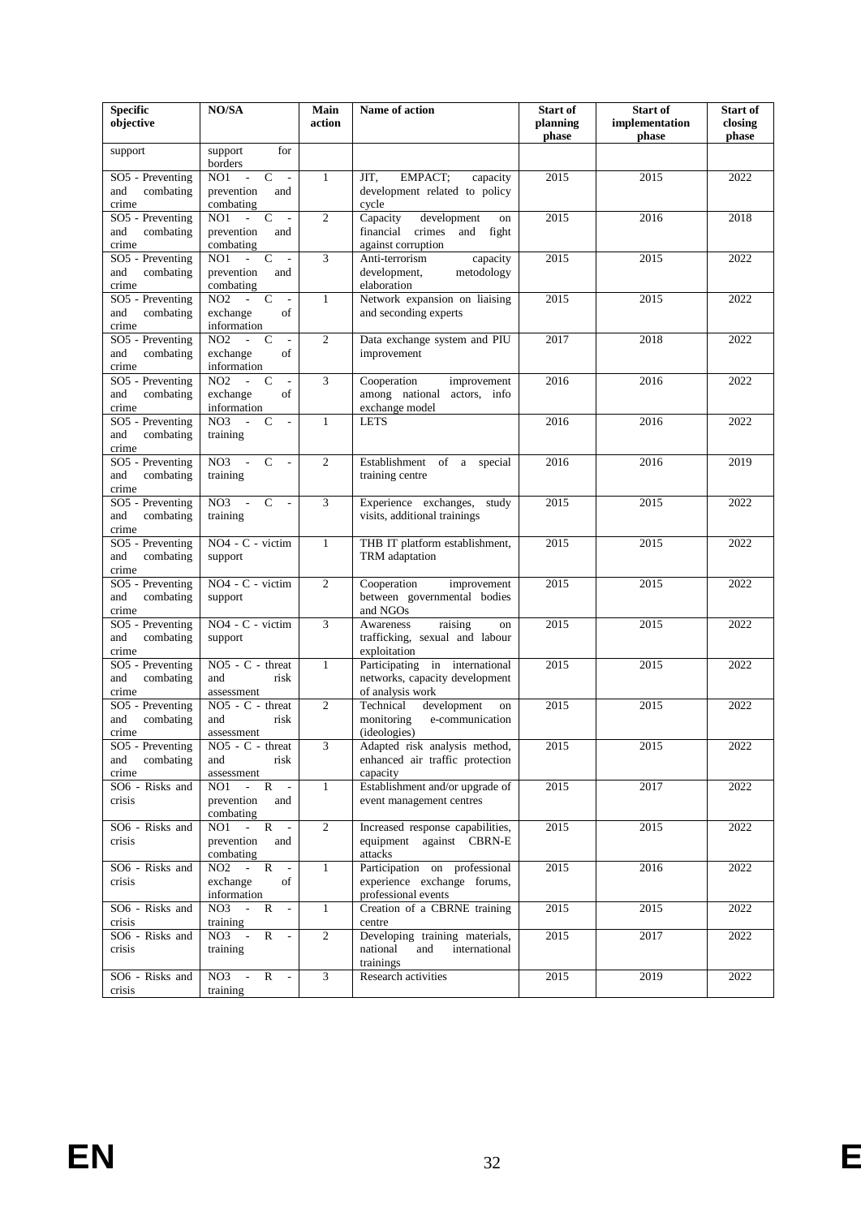| Specific objective | NO/SA | Main action | Name of action | Start of planning phase | Start of implementation phase | Start of closing phase |
|---|---|---|---|---|---|---|
| support | support for borders | | | | | |
| SO5 - Preventing and combating crime | NO1 - C - prevention and combating | 1 | JIT, EMPACT; capacity development related to policy cycle | 2015 | 2015 | 2022 |
| SO5 - Preventing and combating crime | NO1 - C - prevention and combating | 2 | Capacity development on financial crimes and fight against corruption | 2015 | 2016 | 2018 |
| SO5 - Preventing and combating crime | NO1 - C - prevention and combating | 3 | Anti-terrorism capacity development, metodology elaboration | 2015 | 2015 | 2022 |
| SO5 - Preventing and combating crime | NO2 - C - exchange of information | 1 | Network expansion on liaising and seconding experts | 2015 | 2015 | 2022 |
| SO5 - Preventing and combating crime | NO2 - C - exchange of information | 2 | Data exchange system and PIU improvement | 2017 | 2018 | 2022 |
| SO5 - Preventing and combating crime | NO2 - C - exchange of information | 3 | Cooperation improvement among national actors, info exchange model | 2016 | 2016 | 2022 |
| SO5 - Preventing and combating crime | NO3 - C - training | 1 | LETS | 2016 | 2016 | 2022 |
| SO5 - Preventing and combating crime | NO3 - C - training | 2 | Establishment of a special training centre | 2016 | 2016 | 2019 |
| SO5 - Preventing and combating crime | NO3 - C - training | 3 | Experience exchanges, study visits, additional trainings | 2015 | 2015 | 2022 |
| SO5 - Preventing and combating crime | NO4 - C - victim support | 1 | THB IT platform establishment, TRM adaptation | 2015 | 2015 | 2022 |
| SO5 - Preventing and combating crime | NO4 - C - victim support | 2 | Cooperation improvement between governmental bodies and NGOs | 2015 | 2015 | 2022 |
| SO5 - Preventing and combating crime | NO4 - C - victim support | 3 | Awareness raising on trafficking, sexual and labour exploitation | 2015 | 2015 | 2022 |
| SO5 - Preventing and combating crime | NO5 - C - threat and risk assessment | 1 | Participating in international networks, capacity development of analysis work | 2015 | 2015 | 2022 |
| SO5 - Preventing and combating crime | NO5 - C - threat and risk assessment | 2 | Technical development on monitoring e-communication (ideologies) | 2015 | 2015 | 2022 |
| SO5 - Preventing and combating crime | NO5 - C - threat and risk assessment | 3 | Adapted risk analysis method, enhanced air traffic protection capacity | 2015 | 2015 | 2022 |
| SO6 - Risks and crisis | NO1 - R - prevention and combating | 1 | Establishment and/or upgrade of event management centres | 2015 | 2017 | 2022 |
| SO6 - Risks and crisis | NO1 - R - prevention and combating | 2 | Increased response capabilities, equipment against CBRN-E attacks | 2015 | 2015 | 2022 |
| SO6 - Risks and crisis | NO2 - R - exchange of information | 1 | Participation on professional experience exchange forums, professional events | 2015 | 2016 | 2022 |
| SO6 - Risks and crisis | NO3 - R - training | 1 | Creation of a CBRNE training centre | 2015 | 2015 | 2022 |
| SO6 - Risks and crisis | NO3 - R - training | 2 | Developing training materials, national and international trainings | 2015 | 2017 | 2022 |
| SO6 - Risks and crisis | NO3 - R - training | 3 | Research activities | 2015 | 2019 | 2022 |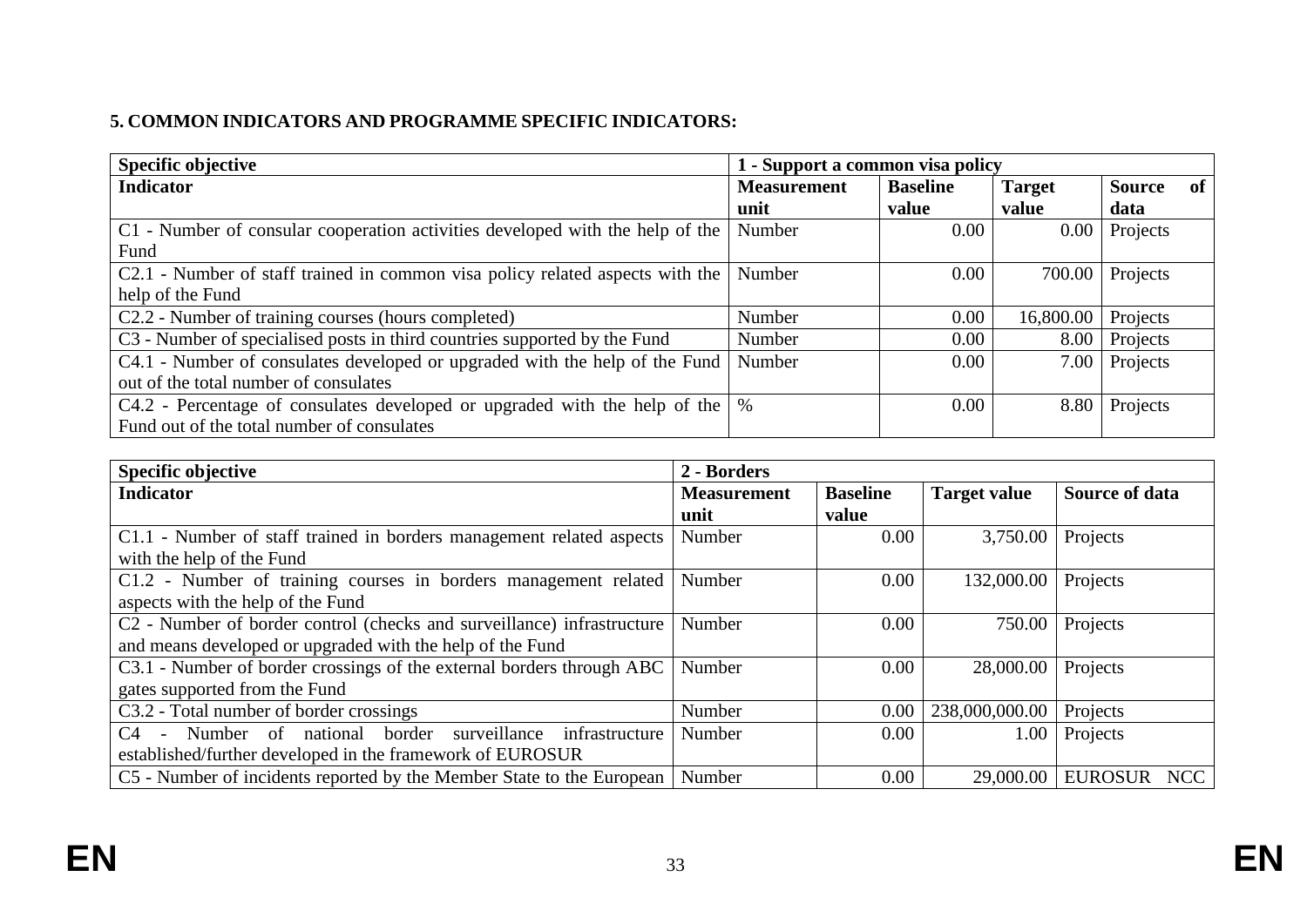## 5. COMMON INDICATORS AND PROGRAMME SPECIFIC INDICATORS:

| Specific objective | 1 - Support a common visa policy | | | |
|---|---|---|---|---|
| **Indicator** | **Measurement unit** | **Baseline value** | **Target value** | **Source of data** |
| C1 - Number of consular cooperation activities developed with the help of the Fund | Number | 0.00 | 0.00 | Projects |
| C2.1 - Number of staff trained in common visa policy related aspects with the help of the Fund | Number | 0.00 | 700.00 | Projects |
| C2.2 - Number of training courses (hours completed) | Number | 0.00 | 16,800.00 | Projects |
| C3 - Number of specialised posts in third countries supported by the Fund | Number | 0.00 | 8.00 | Projects |
| C4.1 - Number of consulates developed or upgraded with the help of the Fund out of the total number of consulates | Number | 0.00 | 7.00 | Projects |
| C4.2 - Percentage of consulates developed or upgraded with the help of the Fund out of the total number of consulates | % | 0.00 | 8.80 | Projects |

| Specific objective | 2 - Borders | | | |
|---|---|---|---|---|
| **Indicator** | **Measurement unit** | **Baseline value** | **Target value** | **Source of data** |
| C1.1 - Number of staff trained in borders management related aspects with the help of the Fund | Number | 0.00 | 3,750.00 | Projects |
| C1.2 - Number of training courses in borders management related aspects with the help of the Fund | Number | 0.00 | 132,000.00 | Projects |
| C2 - Number of border control (checks and surveillance) infrastructure and means developed or upgraded with the help of the Fund | Number | 0.00 | 750.00 | Projects |
| C3.1 - Number of border crossings of the external borders through ABC gates supported from the Fund | Number | 0.00 | 28,000.00 | Projects |
| C3.2 - Total number of border crossings | Number | 0.00 | 238,000,000.00 | Projects |
| C4 - Number of national border surveillance infrastructure established/further developed in the framework of EUROSUR | Number | 0.00 | 1.00 | Projects |
| C5 - Number of incidents reported by the Member State to the European | Number | 0.00 | 29,000.00 | EUROSUR NCC |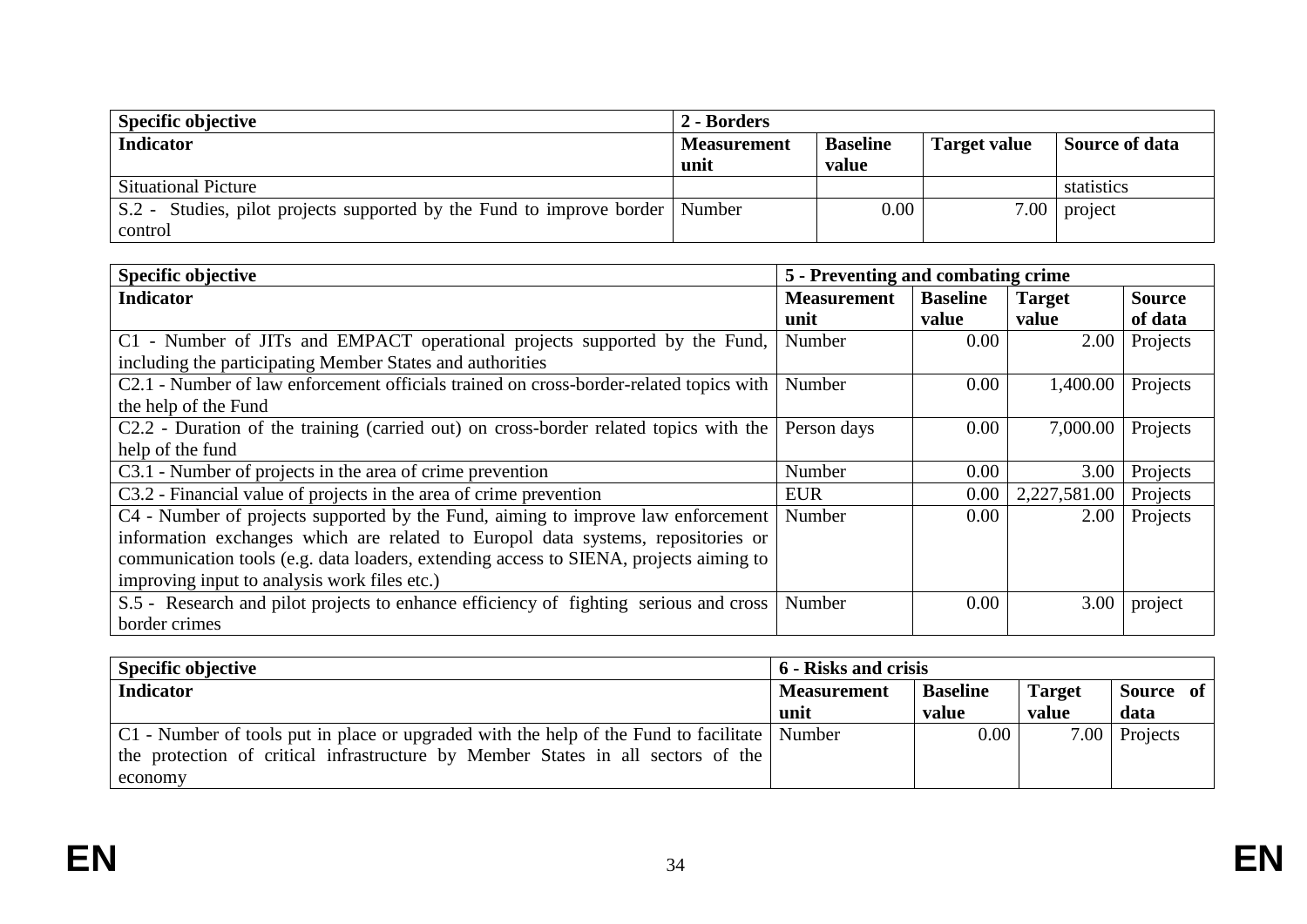| Specific objective | 2 - Borders | | | |
|---|---|---|---|---|
| **Indicator** | **Measurement unit** | **Baseline value** | **Target value** | **Source of data** |
| Situational Picture | | | | statistics |
| S.2 - Studies, pilot projects supported by the Fund to improve border control | Number | 0.00 | 7.00 | project |

| Specific objective | 5 - Preventing and combating crime | | | |
|---|---|---|---|---|
| **Indicator** | **Measurement unit** | **Baseline value** | **Target value** | **Source of data** |
| C1 - Number of JITs and EMPACT operational projects supported by the Fund, including the participating Member States and authorities | Number | 0.00 | 2.00 | Projects |
| C2.1 - Number of law enforcement officials trained on cross-border-related topics with the help of the Fund | Number | 0.00 | 1,400.00 | Projects |
| C2.2 - Duration of the training (carried out) on cross-border related topics with the help of the fund | Person days | 0.00 | 7,000.00 | Projects |
| C3.1 - Number of projects in the area of crime prevention | Number | 0.00 | 3.00 | Projects |
| C3.2 - Financial value of projects in the area of crime prevention | EUR | 0.00 | 2,227,581.00 | Projects |
| C4 - Number of projects supported by the Fund, aiming to improve law enforcement information exchanges which are related to Europol data systems, repositories or communication tools (e.g. data loaders, extending access to SIENA, projects aiming to improving input to analysis work files etc.) | Number | 0.00 | 2.00 | Projects |
| S.5 - Research and pilot projects to enhance efficiency of fighting serious and cross border crimes | Number | 0.00 | 3.00 | project |

| Specific objective | 6 - Risks and crisis | | | |
|---|---|---|---|---|
| **Indicator** | **Measurement unit** | **Baseline value** | **Target value** | **Source of data** |
| C1 - Number of tools put in place or upgraded with the help of the Fund to facilitate the protection of critical infrastructure by Member States in all sectors of the economy | Number | 0.00 | 7.00 | Projects |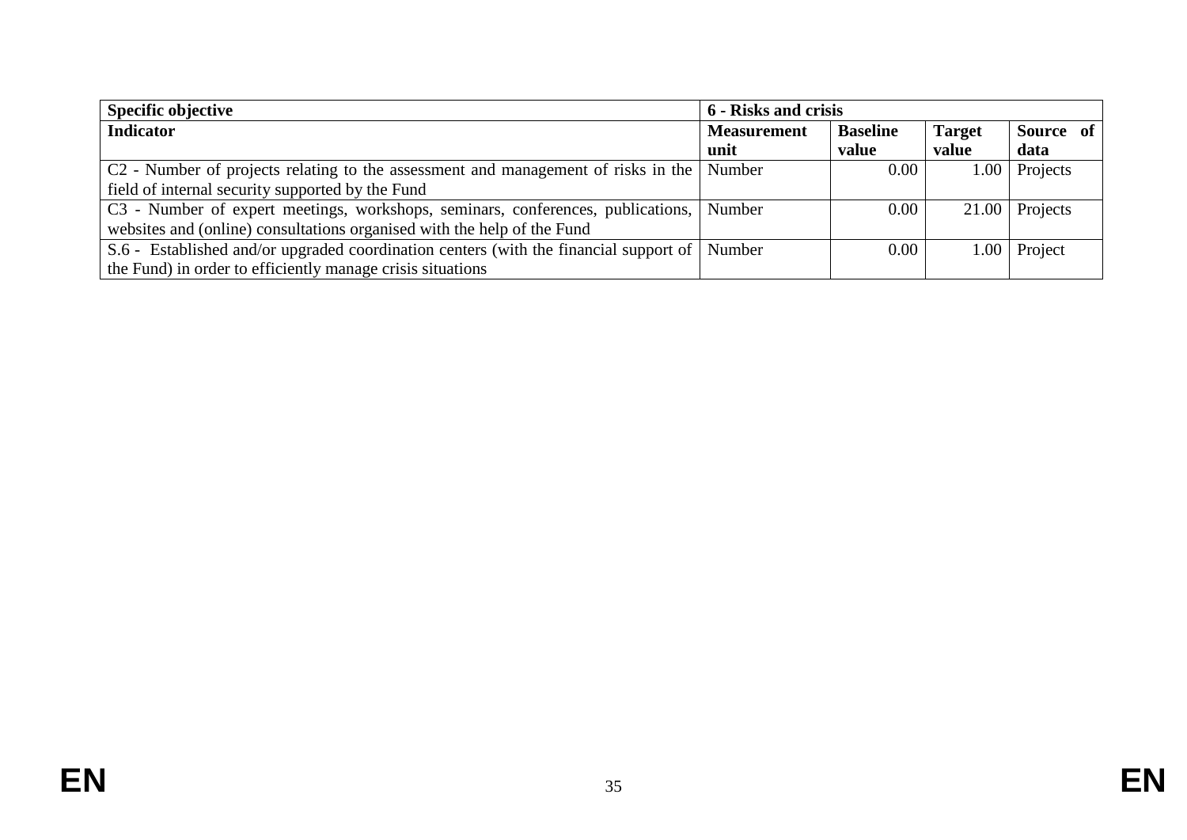| Specific objective | 6 - Risks and crisis | | | |
|---|---|---|---|---|
| **Indicator** | **Measurement unit** | **Baseline value** | **Target value** | **Source of data** |
| C2 - Number of projects relating to the assessment and management of risks in the field of internal security supported by the Fund | Number | 0.00 | 1.00 | Projects |
| C3 - Number of expert meetings, workshops, seminars, conferences, publications, websites and (online) consultations organised with the help of the Fund | Number | 0.00 | 21.00 | Projects |
| S.6 - Established and/or upgraded coordination centers (with the financial support of the Fund) in order to efficiently manage crisis situations | Number | 0.00 | 1.00 | Project |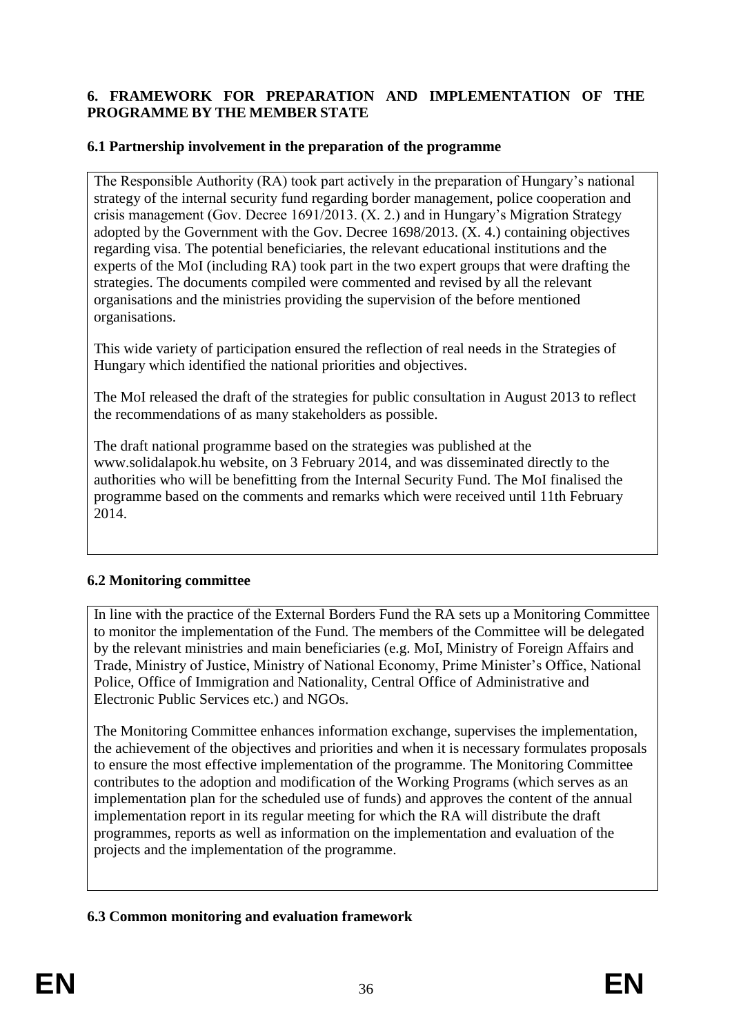## 6. FRAMEWORK FOR PREPARATION AND IMPLEMENTATION OF THE PROGRAMME BY THE MEMBER STATE

### 6.1 Partnership involvement in the preparation of the programme

The Responsible Authority (RA) took part actively in the preparation of Hungary's national strategy of the internal security fund regarding border management, police cooperation and crisis management (Gov. Decree 1691/2013. (X. 2.) and in Hungary's Migration Strategy adopted by the Government with the Gov. Decree 1698/2013. (X. 4.) containing objectives regarding visa. The potential beneficiaries, the relevant educational institutions and the experts of the MoI (including RA) took part in the two expert groups that were drafting the strategies. The documents compiled were commented and revised by all the relevant organisations and the ministries providing the supervision of the before mentioned organisations.

This wide variety of participation ensured the reflection of real needs in the Strategies of Hungary which identified the national priorities and objectives.

The MoI released the draft of the strategies for public consultation in August 2013 to reflect the recommendations of as many stakeholders as possible.

The draft national programme based on the strategies was published at the www.solidalapok.hu website, on 3 February 2014, and was disseminated directly to the authorities who will be benefitting from the Internal Security Fund. The MoI finalised the programme based on the comments and remarks which were received until 11th February 2014.

### 6.2 Monitoring committee

In line with the practice of the External Borders Fund the RA sets up a Monitoring Committee to monitor the implementation of the Fund. The members of the Committee will be delegated by the relevant ministries and main beneficiaries (e.g. MoI, Ministry of Foreign Affairs and Trade, Ministry of Justice, Ministry of National Economy, Prime Minister's Office, National Police, Office of Immigration and Nationality, Central Office of Administrative and Electronic Public Services etc.) and NGOs.

The Monitoring Committee enhances information exchange, supervises the implementation, the achievement of the objectives and priorities and when it is necessary formulates proposals to ensure the most effective implementation of the programme. The Monitoring Committee contributes to the adoption and modification of the Working Programs (which serves as an implementation plan for the scheduled use of funds) and approves the content of the annual implementation report in its regular meeting for which the RA will distribute the draft programmes, reports as well as information on the implementation and evaluation of the projects and the implementation of the programme.

### 6.3 Common monitoring and evaluation framework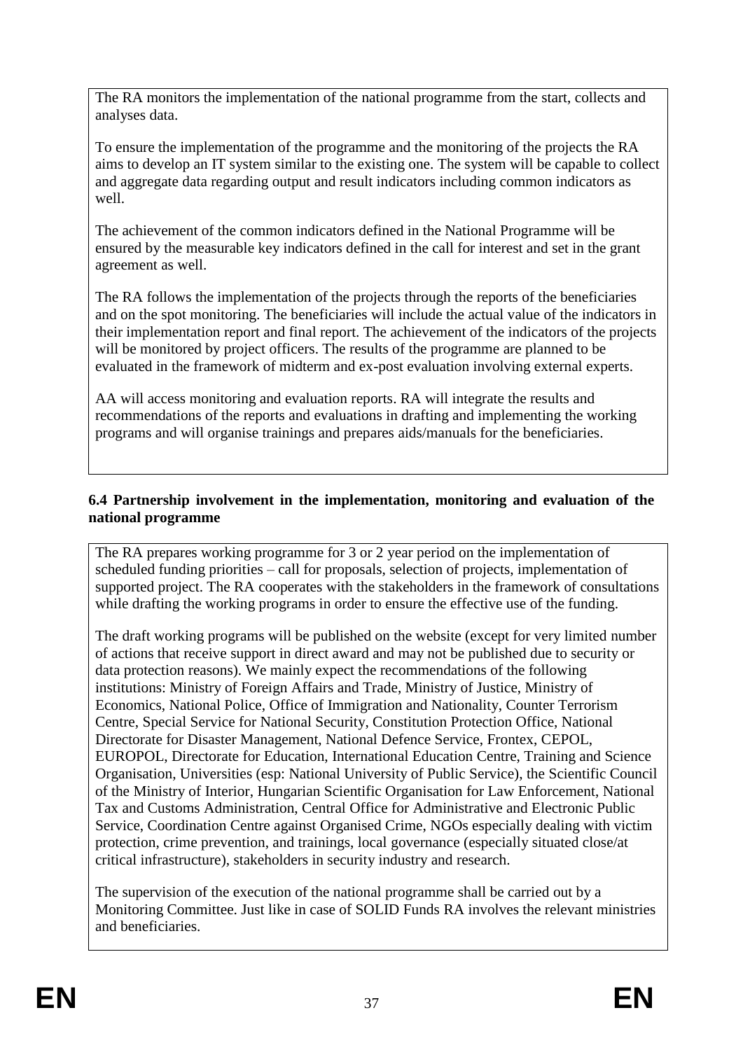The RA monitors the implementation of the national programme from the start, collects and analyses data.

To ensure the implementation of the programme and the monitoring of the projects the RA aims to develop an IT system similar to the existing one. The system will be capable to collect and aggregate data regarding output and result indicators including common indicators as well.

The achievement of the common indicators defined in the National Programme will be ensured by the measurable key indicators defined in the call for interest and set in the grant agreement as well.

The RA follows the implementation of the projects through the reports of the beneficiaries and on the spot monitoring. The beneficiaries will include the actual value of the indicators in their implementation report and final report. The achievement of the indicators of the projects will be monitored by project officers. The results of the programme are planned to be evaluated in the framework of midterm and ex-post evaluation involving external experts.

AA will access monitoring and evaluation reports. RA will integrate the results and recommendations of the reports and evaluations in drafting and implementing the working programs and will organise trainings and prepares aids/manuals for the beneficiaries.

### 6.4 Partnership involvement in the implementation, monitoring and evaluation of the national programme

The RA prepares working programme for 3 or 2 year period on the implementation of scheduled funding priorities – call for proposals, selection of projects, implementation of supported project. The RA cooperates with the stakeholders in the framework of consultations while drafting the working programs in order to ensure the effective use of the funding.

The draft working programs will be published on the website (except for very limited number of actions that receive support in direct award and may not be published due to security or data protection reasons). We mainly expect the recommendations of the following institutions: Ministry of Foreign Affairs and Trade, Ministry of Justice, Ministry of Economics, National Police, Office of Immigration and Nationality, Counter Terrorism Centre, Special Service for National Security, Constitution Protection Office, National Directorate for Disaster Management, National Defence Service, Frontex, CEPOL, EUROPOL, Directorate for Education, International Education Centre, Training and Science Organisation, Universities (esp: National University of Public Service), the Scientific Council of the Ministry of Interior, Hungarian Scientific Organisation for Law Enforcement, National Tax and Customs Administration, Central Office for Administrative and Electronic Public Service, Coordination Centre against Organised Crime, NGOs especially dealing with victim protection, crime prevention, and trainings, local governance (especially situated close/at critical infrastructure), stakeholders in security industry and research.

The supervision of the execution of the national programme shall be carried out by a Monitoring Committee. Just like in case of SOLID Funds RA involves the relevant ministries and beneficiaries.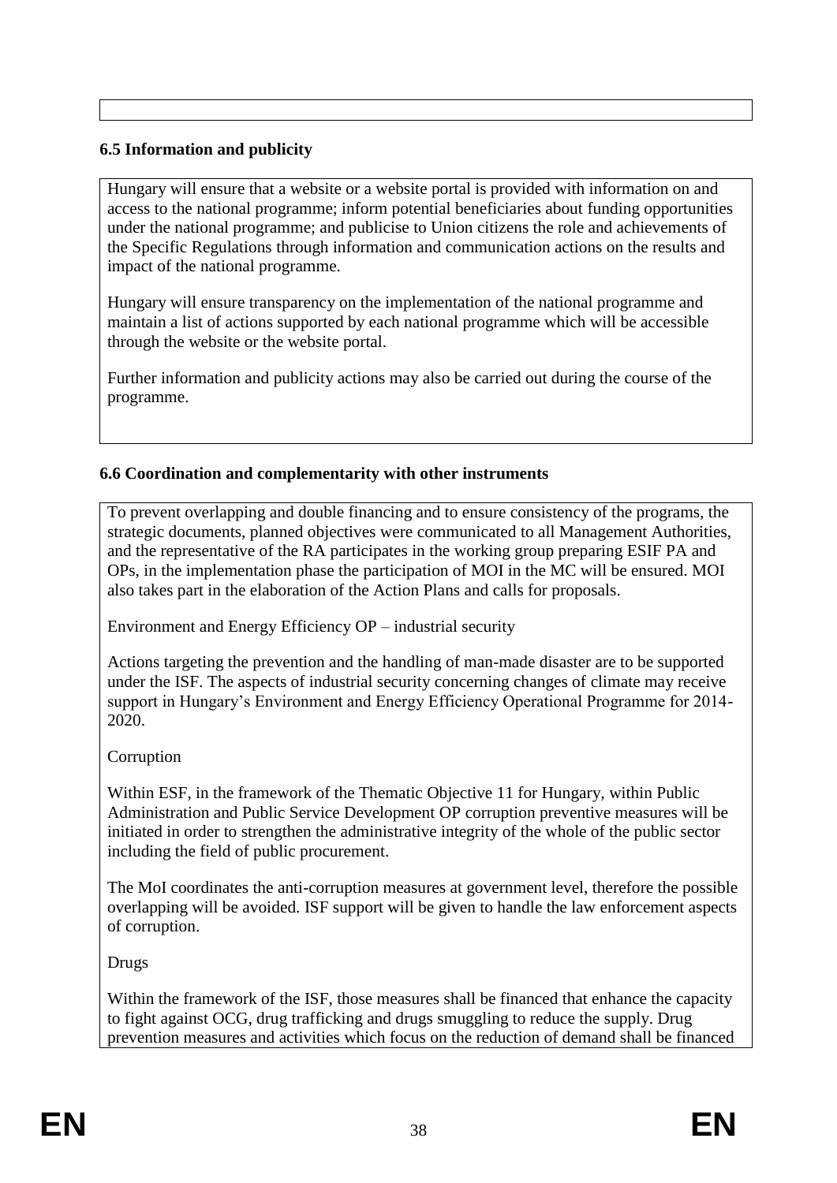## 6.5 Information and publicity

Hungary will ensure that a website or a website portal is provided with information on and access to the national programme; inform potential beneficiaries about funding opportunities under the national programme; and publicise to Union citizens the role and achievements of the Specific Regulations through information and communication actions on the results and impact of the national programme.

Hungary will ensure transparency on the implementation of the national programme and maintain a list of actions supported by each national programme which will be accessible through the website or the website portal.

Further information and publicity actions may also be carried out during the course of the programme.

## 6.6 Coordination and complementarity with other instruments

To prevent overlapping and double financing and to ensure consistency of the programs, the strategic documents, planned objectives were communicated to all Management Authorities, and the representative of the RA participates in the working group preparing ESIF PA and OPs, in the implementation phase the participation of MOI in the MC will be ensured. MOI also takes part in the elaboration of the Action Plans and calls for proposals.

Environment and Energy Efficiency OP – industrial security

Actions targeting the prevention and the handling of man-made disaster are to be supported under the ISF. The aspects of industrial security concerning changes of climate may receive support in Hungary's Environment and Energy Efficiency Operational Programme for 2014-2020.

Corruption

Within ESF, in the framework of the Thematic Objective 11 for Hungary, within Public Administration and Public Service Development OP corruption preventive measures will be initiated in order to strengthen the administrative integrity of the whole of the public sector including the field of public procurement.

The MoI coordinates the anti-corruption measures at government level, therefore the possible overlapping will be avoided. ISF support will be given to handle the law enforcement aspects of corruption.

Drugs

Within the framework of the ISF, those measures shall be financed that enhance the capacity to fight against OCG, drug trafficking and drugs smuggling to reduce the supply. Drug prevention measures and activities which focus on the reduction of demand shall be financed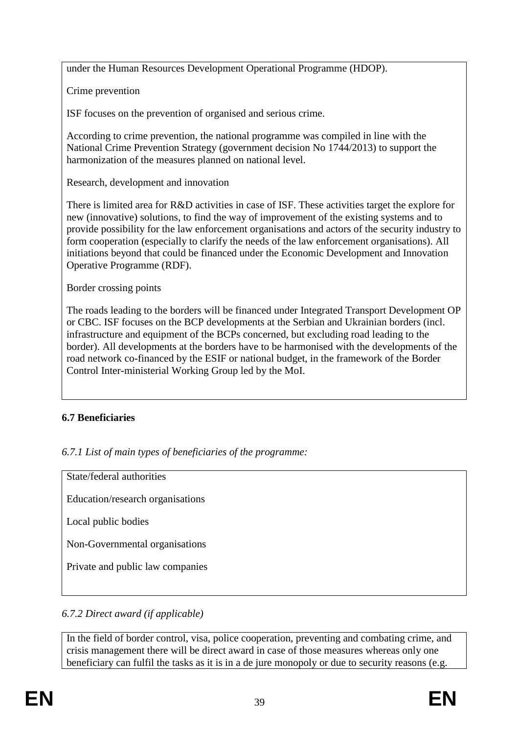under the Human Resources Development Operational Programme (HDOP).

Crime prevention

ISF focuses on the prevention of organised and serious crime.

According to crime prevention, the national programme was compiled in line with the National Crime Prevention Strategy (government decision No 1744/2013) to support the harmonization of the measures planned on national level.

Research, development and innovation

There is limited area for R&D activities in case of ISF. These activities target the explore for new (innovative) solutions, to find the way of improvement of the existing systems and to provide possibility for the law enforcement organisations and actors of the security industry to form cooperation (especially to clarify the needs of the law enforcement organisations). All initiations beyond that could be financed under the Economic Development and Innovation Operative Programme (RDF).

Border crossing points

The roads leading to the borders will be financed under Integrated Transport Development OP or CBC. ISF focuses on the BCP developments at the Serbian and Ukrainian borders (incl. infrastructure and equipment of the BCPs concerned, but excluding road leading to the border). All developments at the borders have to be harmonised with the developments of the road network co-financed by the ESIF or national budget, in the framework of the Border Control Inter-ministerial Working Group led by the MoI.

**6.7 Beneficiaries**

*6.7.1 List of main types of beneficiaries of the programme:*

State/federal authorities

Education/research organisations

Local public bodies

Non-Governmental organisations

Private and public law companies

*6.7.2 Direct award (if applicable)*

In the field of border control, visa, police cooperation, preventing and combating crime, and crisis management there will be direct award in case of those measures whereas only one beneficiary can fulfil the tasks as it is in a de jure monopoly or due to security reasons (e.g.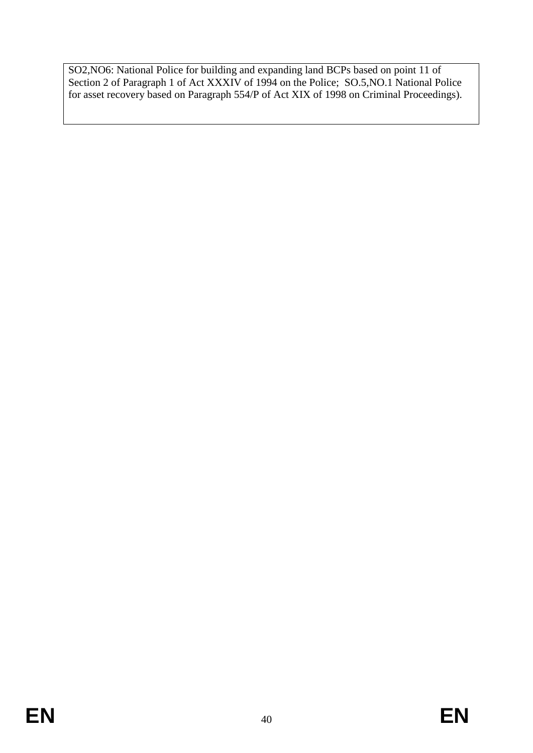SO2,NO6: National Police for building and expanding land BCPs based on point 11 of Section 2 of Paragraph 1 of Act XXXIV of 1994 on the Police; SO.5,NO.1 National Police for asset recovery based on Paragraph 554/P of Act XIX of 1998 on Criminal Proceedings).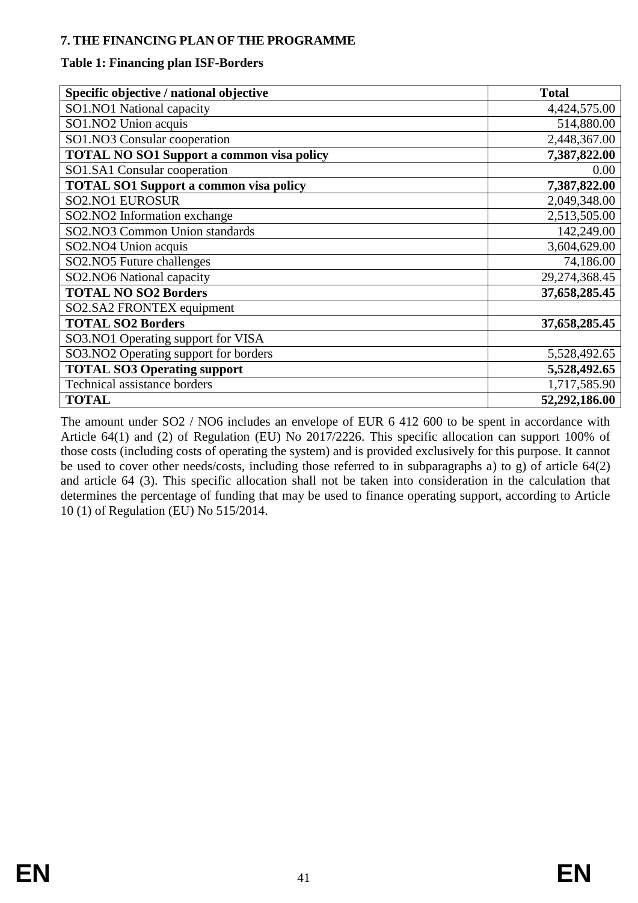**7. THE FINANCING PLAN OF THE PROGRAMME**

**Table 1: Financing plan ISF-Borders**

| Specific objective / national objective | Total |
|---|---|
| SO1.NO1 National capacity | 4,424,575.00 |
| SO1.NO2 Union acquis | 514,880.00 |
| SO1.NO3 Consular cooperation | 2,448,367.00 |
| **TOTAL NO SO1 Support a common visa policy** | **7,387,822.00** |
| SO1.SA1 Consular cooperation | 0.00 |
| **TOTAL SO1 Support a common visa policy** | **7,387,822.00** |
| SO2.NO1 EUROSUR | 2,049,348.00 |
| SO2.NO2 Information exchange | 2,513,505.00 |
| SO2.NO3 Common Union standards | 142,249.00 |
| SO2.NO4 Union acquis | 3,604,629.00 |
| SO2.NO5 Future challenges | 74,186.00 |
| SO2.NO6 National capacity | 29,274,368.45 |
| **TOTAL NO SO2 Borders** | **37,658,285.45** |
| SO2.SA2 FRONTEX equipment | |
| **TOTAL SO2 Borders** | **37,658,285.45** |
| SO3.NO1 Operating support for VISA | |
| SO3.NO2 Operating support for borders | 5,528,492.65 |
| **TOTAL SO3 Operating support** | **5,528,492.65** |
| Technical assistance borders | 1,717,585.90 |
| **TOTAL** | **52,292,186.00** |

The amount under SO2 / NO6 includes an envelope of EUR 6 412 600 to be spent in accordance with Article 64(1) and (2) of Regulation (EU) No 2017/2226. This specific allocation can support 100% of those costs (including costs of operating the system) and is provided exclusively for this purpose. It cannot be used to cover other needs/costs, including those referred to in subparagraphs a) to g) of article 64(2) and article 64 (3). This specific allocation shall not be taken into consideration in the calculation that determines the percentage of funding that may be used to finance operating support, according to Article 10 (1) of Regulation (EU) No 515/2014.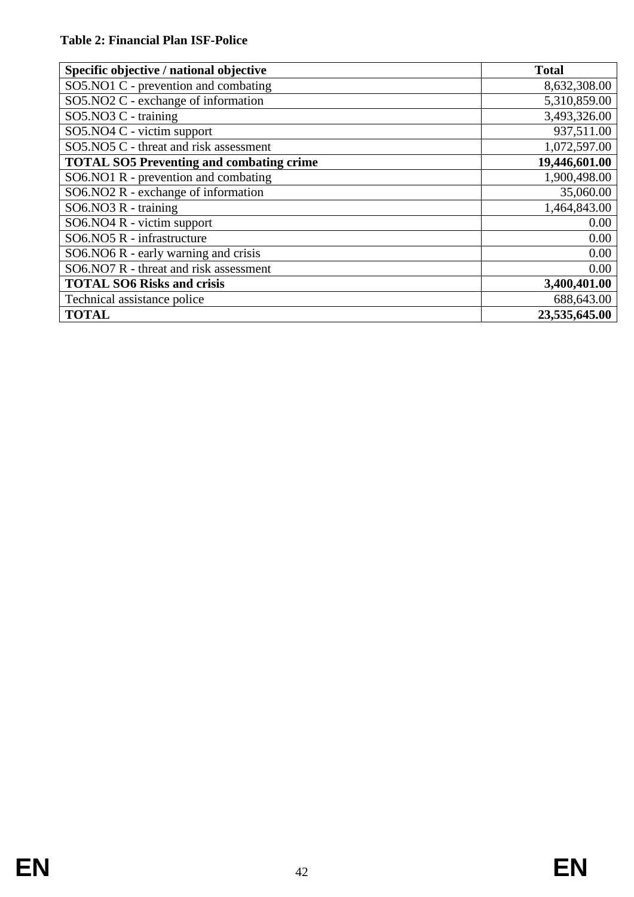**Table 2: Financial Plan ISF-Police**

| Specific objective / national objective | Total |
| --- | --- |
| SO5.NO1 C - prevention and combating | 8,632,308.00 |
| SO5.NO2 C - exchange of information | 5,310,859.00 |
| SO5.NO3 C - training | 3,493,326.00 |
| SO5.NO4 C - victim support | 937,511.00 |
| SO5.NO5 C - threat and risk assessment | 1,072,597.00 |
| **TOTAL SO5 Preventing and combating crime** | **19,446,601.00** |
| SO6.NO1 R - prevention and combating | 1,900,498.00 |
| SO6.NO2 R - exchange of information | 35,060.00 |
| SO6.NO3 R - training | 1,464,843.00 |
| SO6.NO4 R - victim support | 0.00 |
| SO6.NO5 R - infrastructure | 0.00 |
| SO6.NO6 R - early warning and crisis | 0.00 |
| SO6.NO7 R - threat and risk assessment | 0.00 |
| **TOTAL SO6 Risks and crisis** | **3,400,401.00** |
| Technical assistance police | 688,643.00 |
| **TOTAL** | **23,535,645.00** |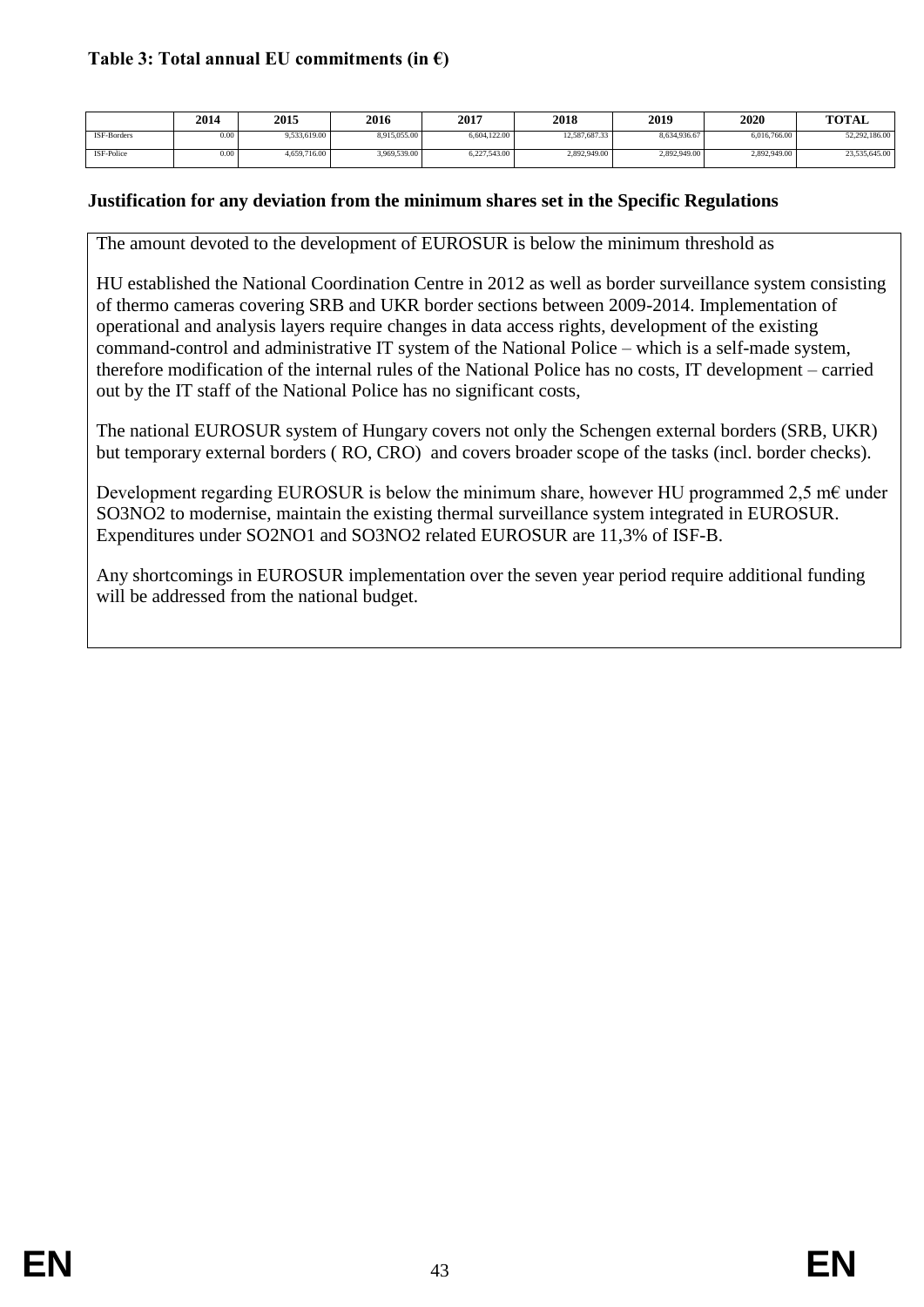### Table 3: Total annual EU commitments (in €)

| | 2014 | 2015 | 2016 | 2017 | 2018 | 2019 | 2020 | TOTAL |
|---|---|---|---|---|---|---|---|---|
| ISF-Borders | 0.00 | 9,533,619.00 | 8,915,055.00 | 6,604,122.00 | 12,587,687.33 | 8,634,936.67 | 6,016,766.00 | 52,292,186.00 |
| ISF-Police | 0.00 | 4,659,716.00 | 3,969,539.00 | 6,227,543.00 | 2,892,949.00 | 2,892,949.00 | 2,892,949.00 | 23,535,645.00 |

### Justification for any deviation from the minimum shares set in the Specific Regulations

The amount devoted to the development of EUROSUR is below the minimum threshold as

HU established the National Coordination Centre in 2012 as well as border surveillance system consisting of thermo cameras covering SRB and UKR border sections between 2009-2014. Implementation of operational and analysis layers require changes in data access rights, development of the existing command-control and administrative IT system of the National Police – which is a self-made system, therefore modification of the internal rules of the National Police has no costs, IT development – carried out by the IT staff of the National Police has no significant costs,

The national EUROSUR system of Hungary covers not only the Schengen external borders (SRB, UKR) but temporary external borders ( RO, CRO) and covers broader scope of the tasks (incl. border checks).

Development regarding EUROSUR is below the minimum share, however HU programmed 2,5 m€ under SO3NO2 to modernise, maintain the existing thermal surveillance system integrated in EUROSUR. Expenditures under SO2NO1 and SO3NO2 related EUROSUR are 11,3% of ISF-B.

Any shortcomings in EUROSUR implementation over the seven year period require additional funding will be addressed from the national budget.